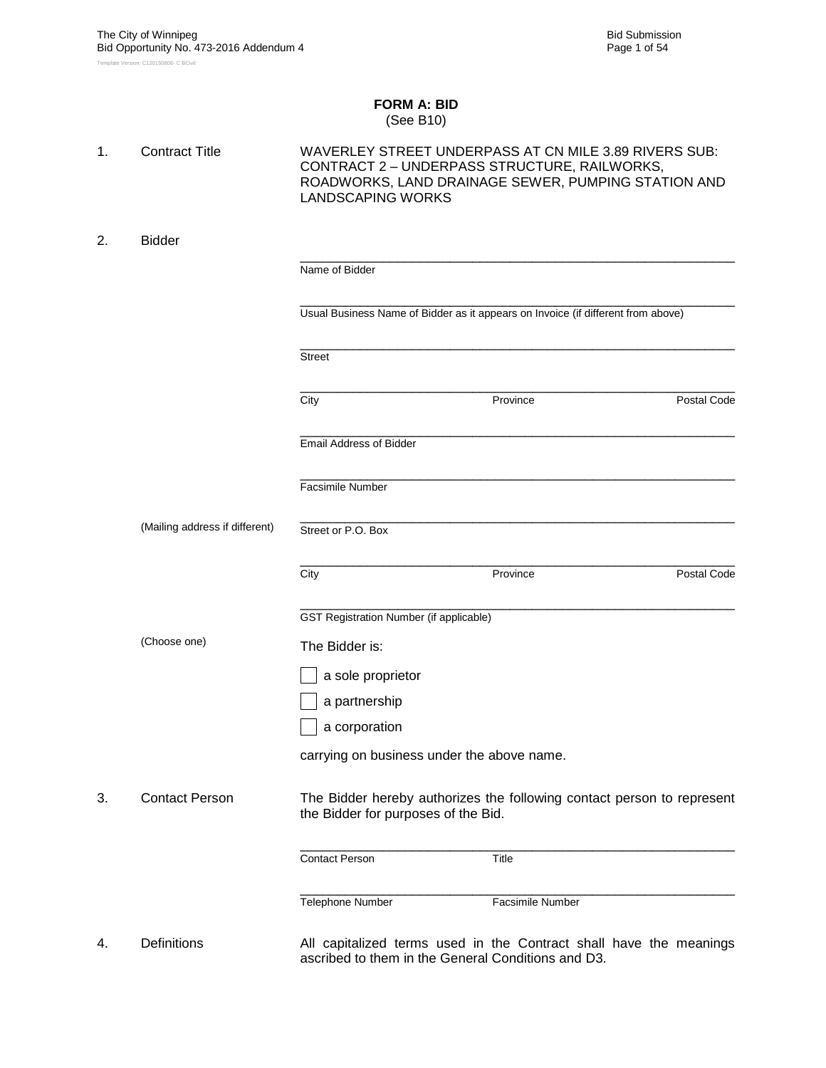# FORM A: BID
(See B10)

1. Contract Title

WAVERLEY STREET UNDERPASS AT CN MILE 3.89 RIVERS SUB: CONTRACT 2 – UNDERPASS STRUCTURE, RAILWORKS, ROADWORKS, LAND DRAINAGE SEWER, PUMPING STATION AND LANDSCAPING WORKS

2. Bidder

______________________________________________________________
Name of Bidder

______________________________________________________________
Usual Business Name of Bidder as it appears on Invoice (if different from above)

______________________________________________________________
Street

______________________________________________________________
City Province Postal Code

______________________________________________________________
Email Address of Bidder

______________________________________________________________
Facsimile Number

(Mailing address if different)

______________________________________________________________
Street or P.O. Box

______________________________________________________________
City Province Postal Code

______________________________________________________________
GST Registration Number (if applicable)

(Choose one)

The Bidder is:

- [ ] a sole proprietor
- [ ] a partnership
- [ ] a corporation

carrying on business under the above name.

3. Contact Person

The Bidder hereby authorizes the following contact person to represent the Bidder for purposes of the Bid.

______________________________________________________________
Contact Person Title

______________________________________________________________
Telephone Number Facsimile Number

4. Definitions

All capitalized terms used in the Contract shall have the meanings ascribed to them in the General Conditions and D3.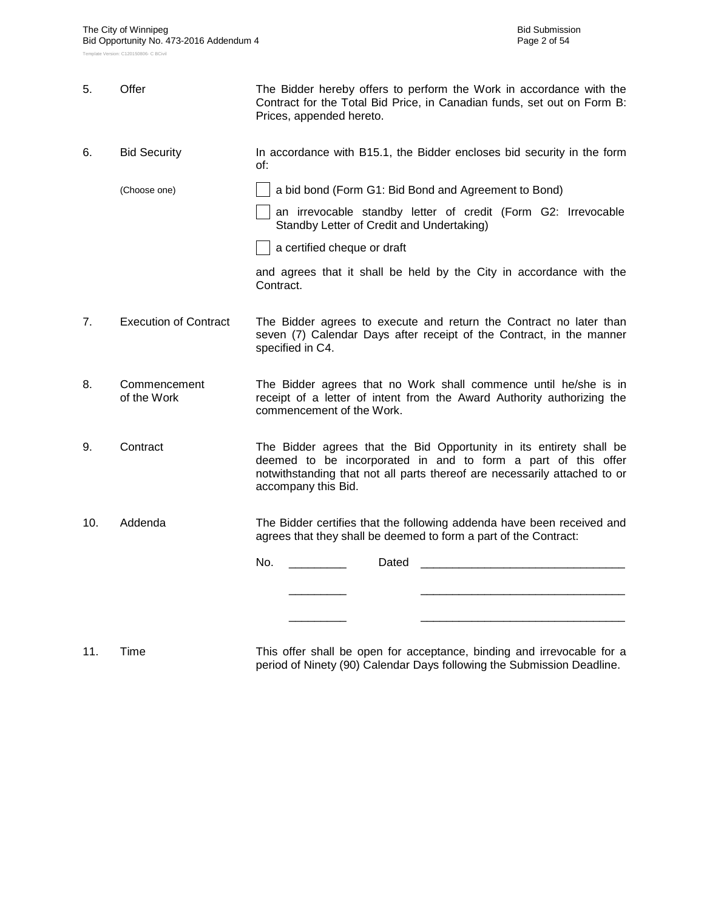5. Offer

The Bidder hereby offers to perform the Work in accordance with the Contract for the Total Bid Price, in Canadian funds, set out on Form B: Prices, appended hereto.

6. Bid Security

In accordance with B15.1, the Bidder encloses bid security in the form of:

(Choose one)

- [ ] a bid bond (Form G1: Bid Bond and Agreement to Bond)
- [ ] an irrevocable standby letter of credit (Form G2: Irrevocable Standby Letter of Credit and Undertaking)
- [ ] a certified cheque or draft

and agrees that it shall be held by the City in accordance with the Contract.

7. Execution of Contract

The Bidder agrees to execute and return the Contract no later than seven (7) Calendar Days after receipt of the Contract, in the manner specified in C4.

8. Commencement of the Work

The Bidder agrees that no Work shall commence until he/she is in receipt of a letter of intent from the Award Authority authorizing the commencement of the Work.

9. Contract

The Bidder agrees that the Bid Opportunity in its entirety shall be deemed to be incorporated in and to form a part of this offer notwithstanding that not all parts thereof are necessarily attached to or accompany this Bid.

10. Addenda

The Bidder certifies that the following addenda have been received and agrees that they shall be deemed to form a part of the Contract:

No. _________ Dated ________________________________

_________ ________________________________

_________ ________________________________

11. Time

This offer shall be open for acceptance, binding and irrevocable for a period of Ninety (90) Calendar Days following the Submission Deadline.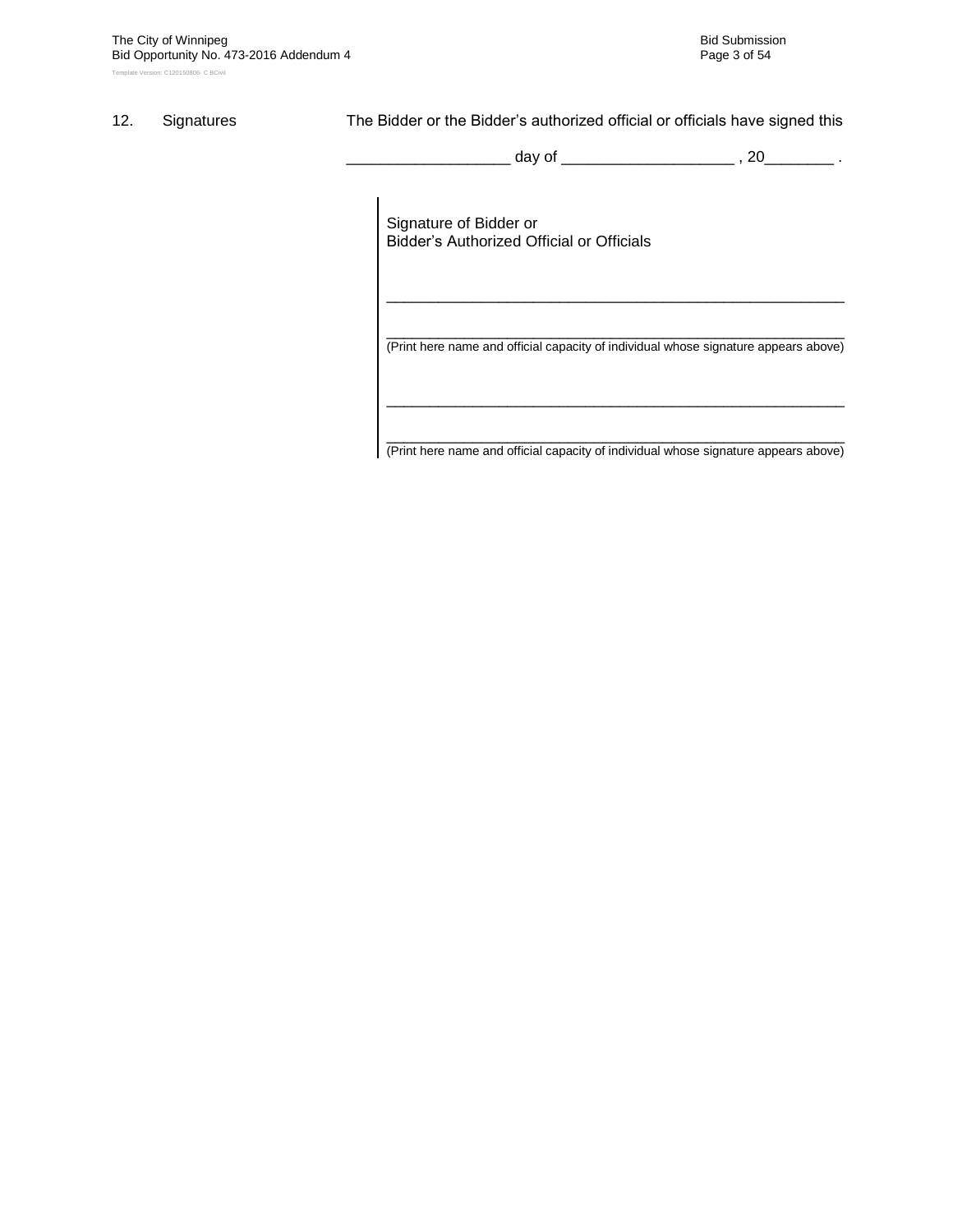12. Signatures

The Bidder or the Bidder's authorized official or officials have signed this

___________________ day of ____________________ , 20________ .

Signature of Bidder or
Bidder's Authorized Official or Officials

_____________________________________________________________

_____________________________________________________________
(Print here name and official capacity of individual whose signature appears above)

_____________________________________________________________

_____________________________________________________________
(Print here name and official capacity of individual whose signature appears above)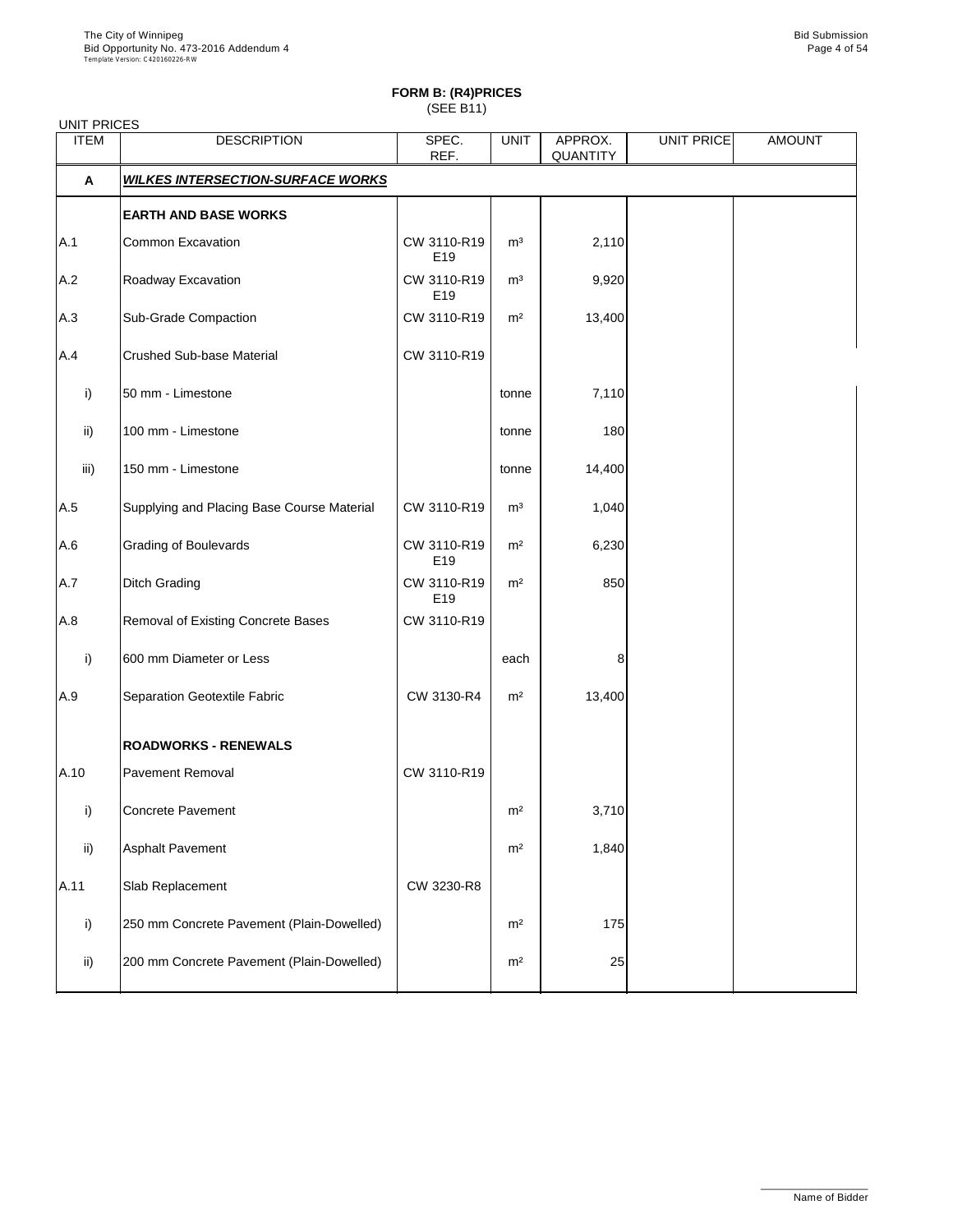# FORM B: (R4)PRICES
(SEE B11)

UNIT PRICES

| ITEM | DESCRIPTION | SPEC. REF. | UNIT | APPROX. QUANTITY | UNIT PRICE | AMOUNT |
|---|---|---|---|---|---|---|
| **A** | ***WILKES INTERSECTION-SURFACE WORKS*** | | | | | |
| | **EARTH AND BASE WORKS** | | | | | |
| A.1 | Common Excavation | CW 3110-R19 E19 | m³ | 2,110 | | |
| A.2 | Roadway Excavation | CW 3110-R19 E19 | m³ | 9,920 | | |
| A.3 | Sub-Grade Compaction | CW 3110-R19 | m² | 13,400 | | |
| A.4 | Crushed Sub-base Material | CW 3110-R19 | | | | |
| i) | 50 mm - Limestone | | tonne | 7,110 | | |
| ii) | 100 mm - Limestone | | tonne | 180 | | |
| iii) | 150 mm - Limestone | | tonne | 14,400 | | |
| A.5 | Supplying and Placing Base Course Material | CW 3110-R19 | m³ | 1,040 | | |
| A.6 | Grading of Boulevards | CW 3110-R19 E19 | m² | 6,230 | | |
| A.7 | Ditch Grading | CW 3110-R19 E19 | m² | 850 | | |
| A.8 | Removal of Existing Concrete Bases | CW 3110-R19 | | | | |
| i) | 600 mm Diameter or Less | | each | 8 | | |
| A.9 | Separation Geotextile Fabric | CW 3130-R4 | m² | 13,400 | | |
| | **ROADWORKS - RENEWALS** | | | | | |
| A.10 | Pavement Removal | CW 3110-R19 | | | | |
| i) | Concrete Pavement | | m² | 3,710 | | |
| ii) | Asphalt Pavement | | m² | 1,840 | | |
| A.11 | Slab Replacement | CW 3230-R8 | | | | |
| i) | 250 mm Concrete Pavement (Plain-Dowelled) | | m² | 175 | | |
| ii) | 200 mm Concrete Pavement (Plain-Dowelled) | | m² | 25 | | |

Name of Bidder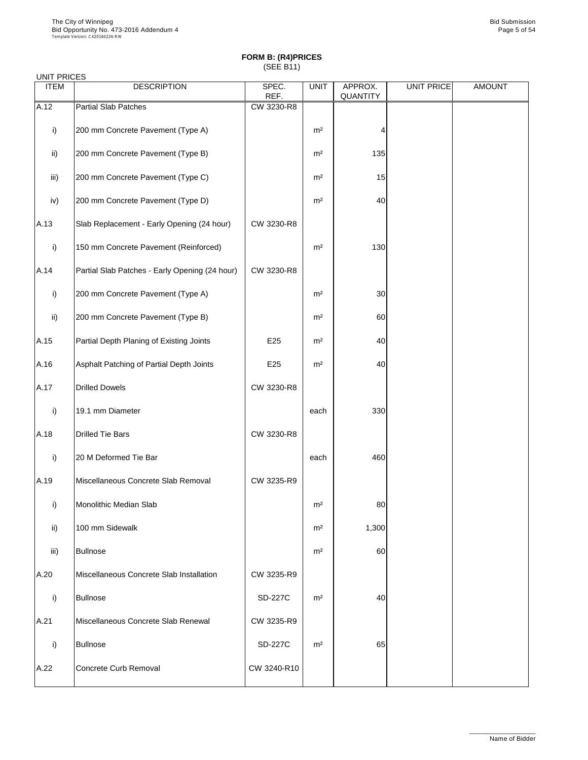## FORM B: (R4)PRICES
(SEE B11)

UNIT PRICES

| ITEM | DESCRIPTION | SPEC. REF. | UNIT | APPROX. QUANTITY | UNIT PRICE | AMOUNT |
|---|---|---|---|---|---|---|
| A.12 | Partial Slab Patches | CW 3230-R8 | | | | |
| i) | 200 mm Concrete Pavement (Type A) | | m² | 4 | | |
| ii) | 200 mm Concrete Pavement (Type B) | | m² | 135 | | |
| iii) | 200 mm Concrete Pavement (Type C) | | m² | 15 | | |
| iv) | 200 mm Concrete Pavement (Type D) | | m² | 40 | | |
| A.13 | Slab Replacement - Early Opening (24 hour) | CW 3230-R8 | | | | |
| i) | 150 mm Concrete Pavement (Reinforced) | | m² | 130 | | |
| A.14 | Partial Slab Patches - Early Opening (24 hour) | CW 3230-R8 | | | | |
| i) | 200 mm Concrete Pavement (Type A) | | m² | 30 | | |
| ii) | 200 mm Concrete Pavement (Type B) | | m² | 60 | | |
| A.15 | Partial Depth Planing of Existing Joints | E25 | m² | 40 | | |
| A.16 | Asphalt Patching of Partial Depth Joints | E25 | m² | 40 | | |
| A.17 | Drilled Dowels | CW 3230-R8 | | | | |
| i) | 19.1 mm Diameter | | each | 330 | | |
| A.18 | Drilled Tie Bars | CW 3230-R8 | | | | |
| i) | 20 M Deformed Tie Bar | | each | 460 | | |
| A.19 | Miscellaneous Concrete Slab Removal | CW 3235-R9 | | | | |
| i) | Monolithic Median Slab | | m² | 80 | | |
| ii) | 100 mm Sidewalk | | m² | 1,300 | | |
| iii) | Bullnose | | m² | 60 | | |
| A.20 | Miscellaneous Concrete Slab Installation | CW 3235-R9 | | | | |
| i) | Bullnose | SD-227C | m² | 40 | | |
| A.21 | Miscellaneous Concrete Slab Renewal | CW 3235-R9 | | | | |
| i) | Bullnose | SD-227C | m² | 65 | | |
| A.22 | Concrete Curb Removal | CW 3240-R10 | | | | |

Name of Bidder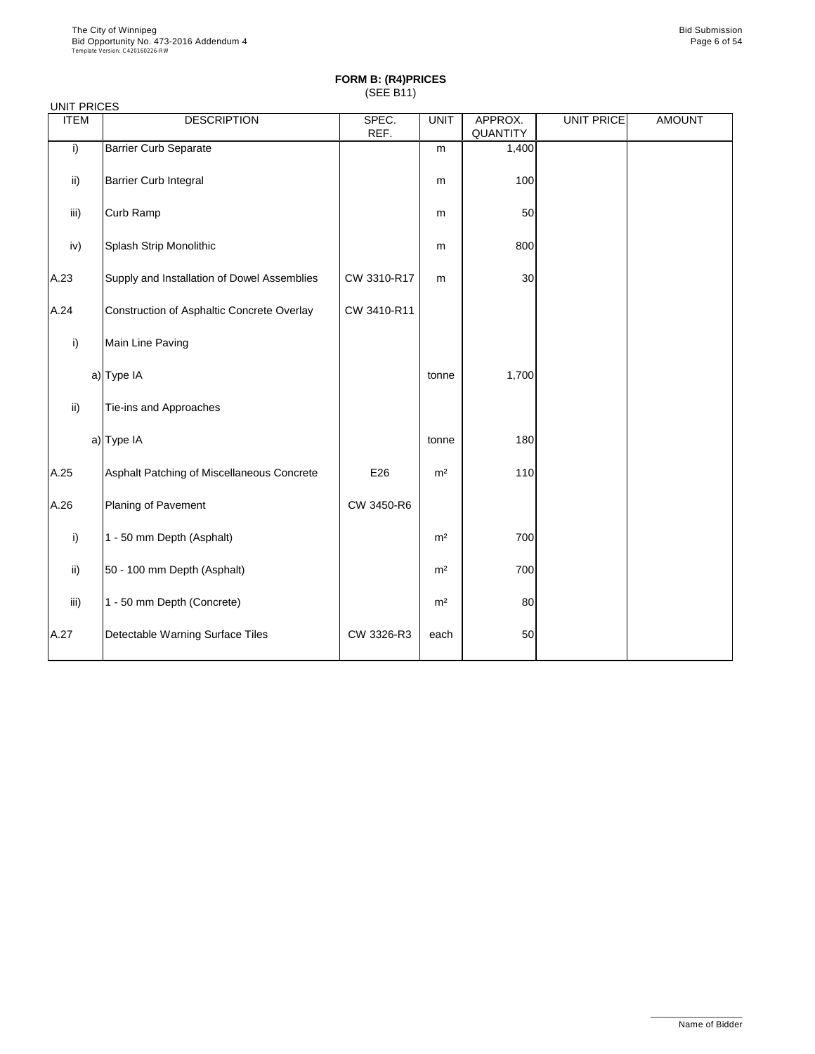**FORM B: (R4)PRICES**
(SEE B11)

UNIT PRICES

| ITEM | DESCRIPTION | SPEC. REF. | UNIT | APPROX. QUANTITY | UNIT PRICE | AMOUNT |
|---|---|---|---|---|---|---|
| i) | Barrier Curb Separate | | m | 1,400 | | |
| ii) | Barrier Curb Integral | | m | 100 | | |
| iii) | Curb Ramp | | m | 50 | | |
| iv) | Splash Strip Monolithic | | m | 800 | | |
| A.23 | Supply and Installation of Dowel Assemblies | CW 3310-R17 | m | 30 | | |
| A.24 | Construction of Asphaltic Concrete Overlay | CW 3410-R11 | | | | |
| i) | Main Line Paving | | | | | |
| a) | Type IA | | tonne | 1,700 | | |
| ii) | Tie-ins and Approaches | | | | | |
| a) | Type IA | | tonne | 180 | | |
| A.25 | Asphalt Patching of Miscellaneous Concrete | E26 | m² | 110 | | |
| A.26 | Planing of Pavement | CW 3450-R6 | | | | |
| i) | 1 - 50 mm Depth (Asphalt) | | m² | 700 | | |
| ii) | 50 - 100 mm Depth (Asphalt) | | m² | 700 | | |
| iii) | 1 - 50 mm Depth (Concrete) | | m² | 80 | | |
| A.27 | Detectable Warning Surface Tiles | CW 3326-R3 | each | 50 | | |

Name of Bidder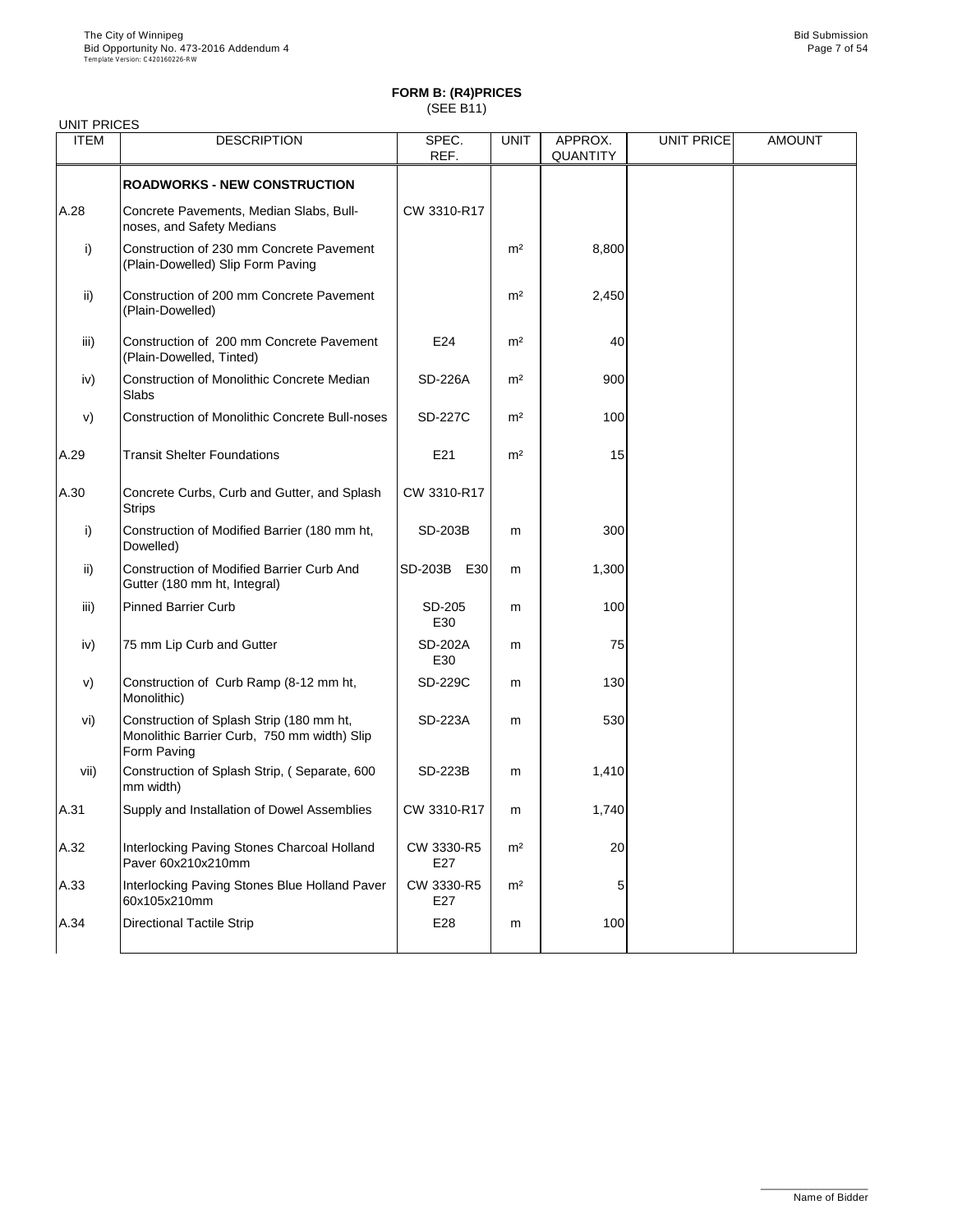## FORM B: (R4)PRICES

(SEE B11)

UNIT PRICES

| ITEM | DESCRIPTION | SPEC. REF. | UNIT | APPROX. QUANTITY | UNIT PRICE | AMOUNT |
|---|---|---|---|---|---|---|
| | **ROADWORKS - NEW CONSTRUCTION** | | | | | |
| A.28 | Concrete Pavements, Median Slabs, Bull-noses, and Safety Medians | CW 3310-R17 | | | | |
| i) | Construction of 230 mm Concrete Pavement (Plain-Dowelled) Slip Form Paving | | m² | 8,800 | | |
| ii) | Construction of 200 mm Concrete Pavement (Plain-Dowelled) | | m² | 2,450 | | |
| iii) | Construction of 200 mm Concrete Pavement (Plain-Dowelled, Tinted) | E24 | m² | 40 | | |
| iv) | Construction of Monolithic Concrete Median Slabs | SD-226A | m² | 900 | | |
| v) | Construction of Monolithic Concrete Bull-noses | SD-227C | m² | 100 | | |
| A.29 | Transit Shelter Foundations | E21 | m² | 15 | | |
| A.30 | Concrete Curbs, Curb and Gutter, and Splash Strips | CW 3310-R17 | | | | |
| i) | Construction of Modified Barrier (180 mm ht, Dowelled) | SD-203B | m | 300 | | |
| ii) | Construction of Modified Barrier Curb And Gutter (180 mm ht, Integral) | SD-203B E30 | m | 1,300 | | |
| iii) | Pinned Barrier Curb | SD-205 E30 | m | 100 | | |
| iv) | 75 mm Lip Curb and Gutter | SD-202A E30 | m | 75 | | |
| v) | Construction of Curb Ramp (8-12 mm ht, Monolithic) | SD-229C | m | 130 | | |
| vi) | Construction of Splash Strip (180 mm ht, Monolithic Barrier Curb, 750 mm width) Slip Form Paving | SD-223A | m | 530 | | |
| vii) | Construction of Splash Strip, ( Separate, 600 mm width) | SD-223B | m | 1,410 | | |
| A.31 | Supply and Installation of Dowel Assemblies | CW 3310-R17 | m | 1,740 | | |
| A.32 | Interlocking Paving Stones Charcoal Holland Paver 60x210x210mm | CW 3330-R5 E27 | m² | 20 | | |
| A.33 | Interlocking Paving Stones Blue Holland Paver 60x105x210mm | CW 3330-R5 E27 | m² | 5 | | |
| A.34 | Directional Tactile Strip | E28 | m | 100 | | |

Name of Bidder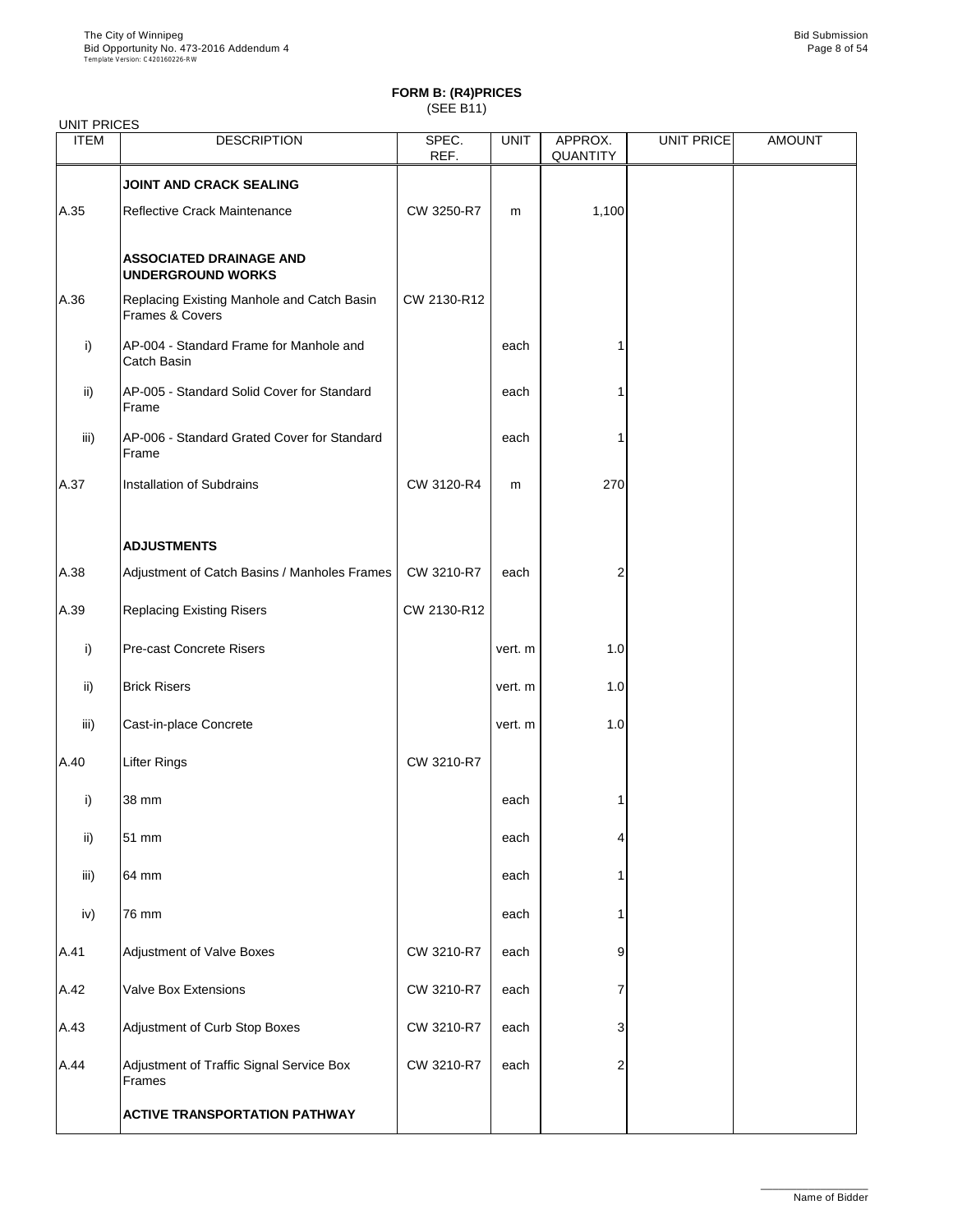**FORM B: (R4)PRICES**
(SEE B11)

UNIT PRICES

| ITEM | DESCRIPTION | SPEC. REF. | UNIT | APPROX. QUANTITY | UNIT PRICE | AMOUNT |
|---|---|---|---|---|---|---|
| | **JOINT AND CRACK SEALING** | | | | | |
| A.35 | Reflective Crack Maintenance | CW 3250-R7 | m | 1,100 | | |
| | **ASSOCIATED DRAINAGE AND UNDERGROUND WORKS** | | | | | |
| A.36 | Replacing Existing Manhole and Catch Basin Frames & Covers | CW 2130-R12 | | | | |
| i) | AP-004 - Standard Frame for Manhole and Catch Basin | | each | 1 | | |
| ii) | AP-005 - Standard Solid Cover for Standard Frame | | each | 1 | | |
| iii) | AP-006 - Standard Grated Cover for Standard Frame | | each | 1 | | |
| A.37 | Installation of Subdrains | CW 3120-R4 | m | 270 | | |
| | **ADJUSTMENTS** | | | | | |
| A.38 | Adjustment of Catch Basins / Manholes Frames | CW 3210-R7 | each | 2 | | |
| A.39 | Replacing Existing Risers | CW 2130-R12 | | | | |
| i) | Pre-cast Concrete Risers | | vert. m | 1.0 | | |
| ii) | Brick Risers | | vert. m | 1.0 | | |
| iii) | Cast-in-place Concrete | | vert. m | 1.0 | | |
| A.40 | Lifter Rings | CW 3210-R7 | | | | |
| i) | 38 mm | | each | 1 | | |
| ii) | 51 mm | | each | 4 | | |
| iii) | 64 mm | | each | 1 | | |
| iv) | 76 mm | | each | 1 | | |
| A.41 | Adjustment of Valve Boxes | CW 3210-R7 | each | 9 | | |
| A.42 | Valve Box Extensions | CW 3210-R7 | each | 7 | | |
| A.43 | Adjustment of Curb Stop Boxes | CW 3210-R7 | each | 3 | | |
| A.44 | Adjustment of Traffic Signal Service Box Frames | CW 3210-R7 | each | 2 | | |
| | **ACTIVE TRANSPORTATION PATHWAY** | | | | | |

Name of Bidder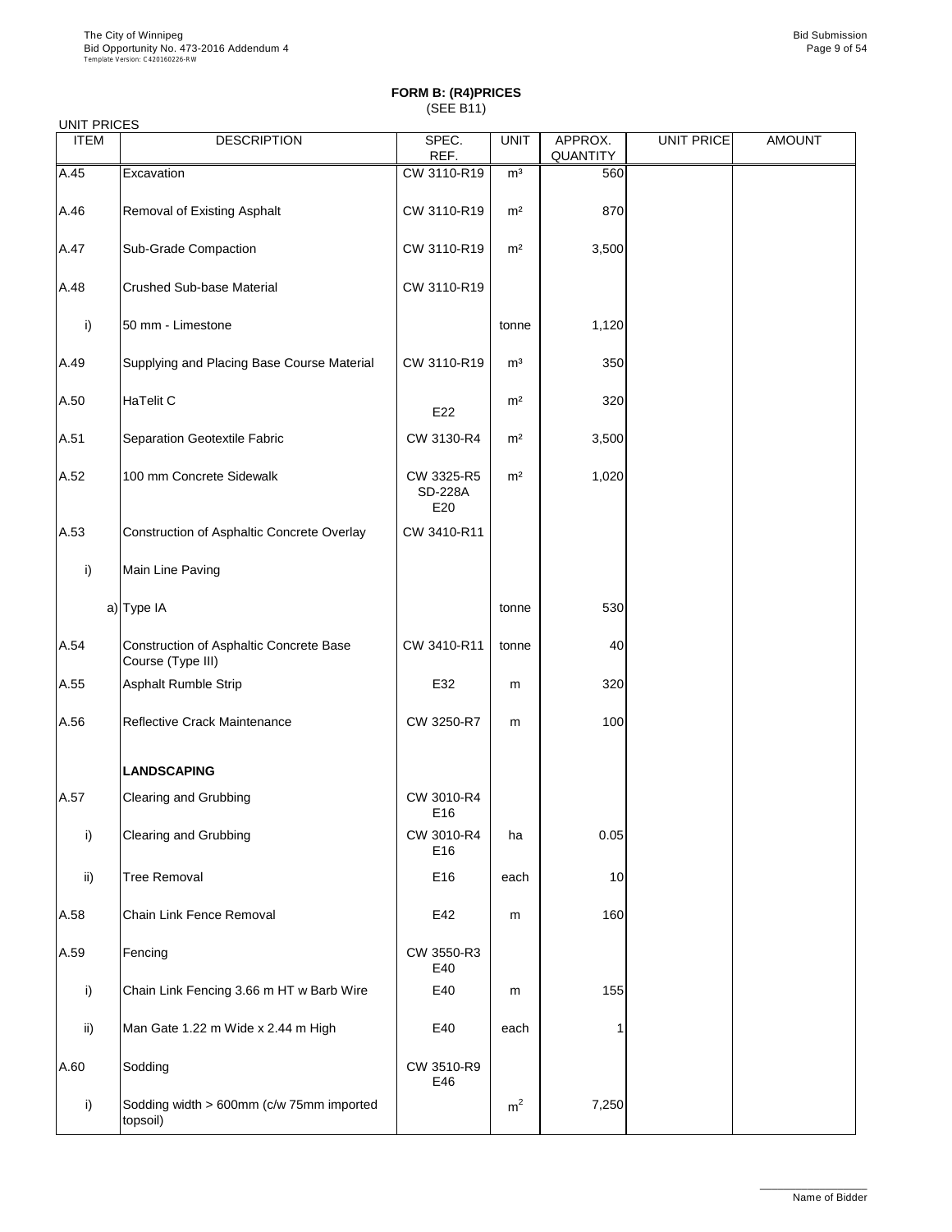# FORM B: (R4)PRICES
(SEE B11)

UNIT PRICES

| ITEM | DESCRIPTION | SPEC. REF. | UNIT | APPROX. QUANTITY | UNIT PRICE | AMOUNT |
|---|---|---|---|---|---|---|
| A.45 | Excavation | CW 3110-R19 | m³ | 560 | | |
| A.46 | Removal of Existing Asphalt | CW 3110-R19 | m² | 870 | | |
| A.47 | Sub-Grade Compaction | CW 3110-R19 | m² | 3,500 | | |
| A.48 | Crushed Sub-base Material | CW 3110-R19 | | | | |
| i) | 50 mm - Limestone | | tonne | 1,120 | | |
| A.49 | Supplying and Placing Base Course Material | CW 3110-R19 | m³ | 350 | | |
| A.50 | HaTelit C | E22 | m² | 320 | | |
| A.51 | Separation Geotextile Fabric | CW 3130-R4 | m² | 3,500 | | |
| A.52 | 100 mm Concrete Sidewalk | CW 3325-R5 SD-228A E20 | m² | 1,020 | | |
| A.53 | Construction of Asphaltic Concrete Overlay | CW 3410-R11 | | | | |
| i) | Main Line Paving | | | | | |
| a) | Type IA | | tonne | 530 | | |
| A.54 | Construction of Asphaltic Concrete Base Course (Type III) | CW 3410-R11 | tonne | 40 | | |
| A.55 | Asphalt Rumble Strip | E32 | m | 320 | | |
| A.56 | Reflective Crack Maintenance | CW 3250-R7 | m | 100 | | |
| | **LANDSCAPING** | | | | | |
| A.57 | Clearing and Grubbing | CW 3010-R4 E16 | | | | |
| i) | Clearing and Grubbing | CW 3010-R4 E16 | ha | 0.05 | | |
| ii) | Tree Removal | E16 | each | 10 | | |
| A.58 | Chain Link Fence Removal | E42 | m | 160 | | |
| A.59 | Fencing | CW 3550-R3 E40 | | | | |
| i) | Chain Link Fencing 3.66 m HT w Barb Wire | E40 | m | 155 | | |
| ii) | Man Gate 1.22 m Wide x 2.44 m High | E40 | each | 1 | | |
| A.60 | Sodding | CW 3510-R9 E46 | | | | |
| i) | Sodding width > 600mm (c/w 75mm imported topsoil) | | $m^2$ | 7,250 | | |

Name of Bidder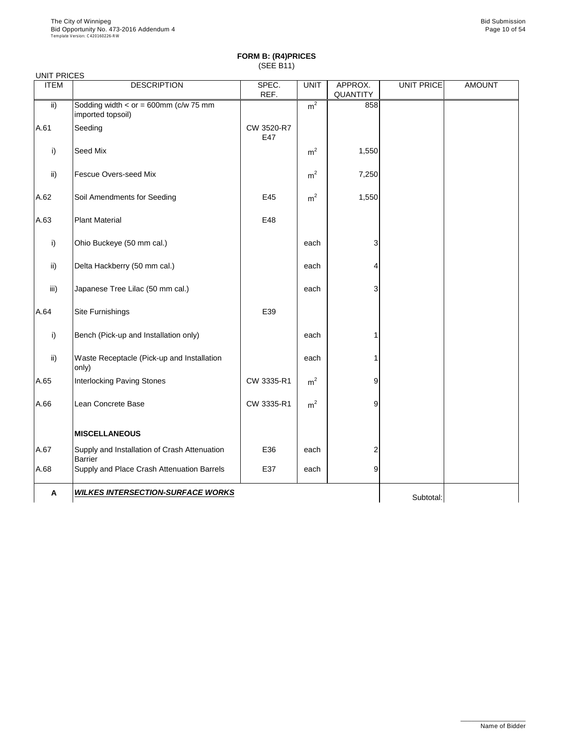## FORM B: (R4)PRICES

(SEE B11)

UNIT PRICES

| ITEM | DESCRIPTION | SPEC. REF. | UNIT | APPROX. QUANTITY | UNIT PRICE | AMOUNT |
|---|---|---|---|---|---|---|
| ii) | Sodding width < or = 600mm (c/w 75 mm imported topsoil) | | $m^2$ | 858 | | |
| A.61 | Seeding | CW 3520-R7 E47 | | | | |
| i) | Seed Mix | | $m^2$ | 1,550 | | |
| ii) | Fescue Overs-seed Mix | | $m^2$ | 7,250 | | |
| A.62 | Soil Amendments for Seeding | E45 | $m^2$ | 1,550 | | |
| A.63 | Plant Material | E48 | | | | |
| i) | Ohio Buckeye (50 mm cal.) | | each | 3 | | |
| ii) | Delta Hackberry (50 mm cal.) | | each | 4 | | |
| iii) | Japanese Tree Lilac (50 mm cal.) | | each | 3 | | |
| A.64 | Site Furnishings | E39 | | | | |
| i) | Bench (Pick-up and Installation only) | | each | 1 | | |
| ii) | Waste Receptacle (Pick-up and Installation only) | | each | 1 | | |
| A.65 | Interlocking Paving Stones | CW 3335-R1 | $m^2$ | 9 | | |
| A.66 | Lean Concrete Base | CW 3335-R1 | $m^2$ | 9 | | |
| | **MISCELLANEOUS** | | | | | |
| A.67 | Supply and Installation of Crash Attenuation Barrier | E36 | each | 2 | | |
| A.68 | Supply and Place Crash Attenuation Barrels | E37 | each | 9 | | |
| **A** | ***WILKES INTERSECTION-SURFACE WORKS*** | | | | Subtotal: | |

Name of Bidder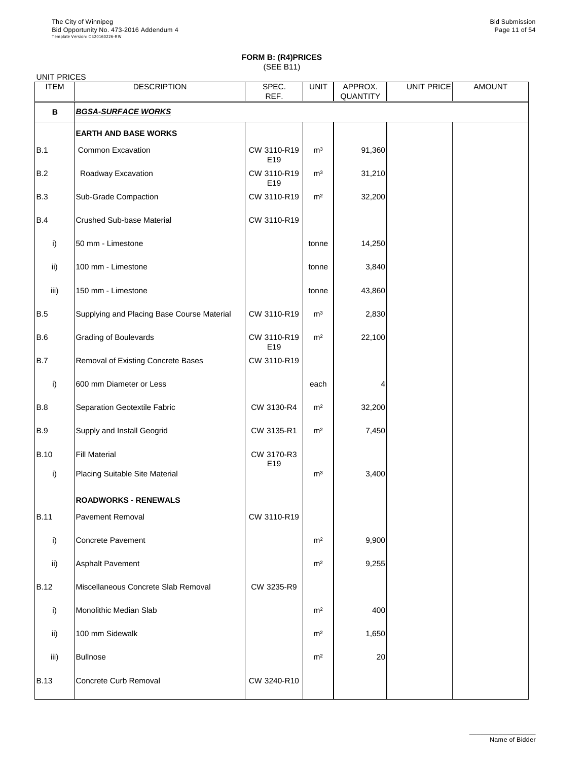## FORM B: (R4)PRICES

(SEE B11)

UNIT PRICES

| ITEM | DESCRIPTION | SPEC. REF. | UNIT | APPROX. QUANTITY | UNIT PRICE | AMOUNT |
|---|---|---|---|---|---|---|
| **B** | ***BGSA-SURFACE WORKS*** | | | | | |
| | **EARTH AND BASE WORKS** | | | | | |
| B.1 | Common Excavation | CW 3110-R19 E19 | m³ | 91,360 | | |
| B.2 | Roadway Excavation | CW 3110-R19 E19 | m³ | 31,210 | | |
| B.3 | Sub-Grade Compaction | CW 3110-R19 | m² | 32,200 | | |
| B.4 | Crushed Sub-base Material | CW 3110-R19 | | | | |
| i) | 50 mm - Limestone | | tonne | 14,250 | | |
| ii) | 100 mm - Limestone | | tonne | 3,840 | | |
| iii) | 150 mm - Limestone | | tonne | 43,860 | | |
| B.5 | Supplying and Placing Base Course Material | CW 3110-R19 | m³ | 2,830 | | |
| B.6 | Grading of Boulevards | CW 3110-R19 E19 | m² | 22,100 | | |
| B.7 | Removal of Existing Concrete Bases | CW 3110-R19 | | | | |
| i) | 600 mm Diameter or Less | | each | 4 | | |
| B.8 | Separation Geotextile Fabric | CW 3130-R4 | m² | 32,200 | | |
| B.9 | Supply and Install Geogrid | CW 3135-R1 | m² | 7,450 | | |
| B.10 | Fill Material | CW 3170-R3 E19 | | | | |
| i) | Placing Suitable Site Material | | m³ | 3,400 | | |
| | **ROADWORKS - RENEWALS** | | | | | |
| B.11 | Pavement Removal | CW 3110-R19 | | | | |
| i) | Concrete Pavement | | m² | 9,900 | | |
| ii) | Asphalt Pavement | | m² | 9,255 | | |
| B.12 | Miscellaneous Concrete Slab Removal | CW 3235-R9 | | | | |
| i) | Monolithic Median Slab | | m² | 400 | | |
| ii) | 100 mm Sidewalk | | m² | 1,650 | | |
| iii) | Bullnose | | m² | 20 | | |
| B.13 | Concrete Curb Removal | CW 3240-R10 | | | | |

Name of Bidder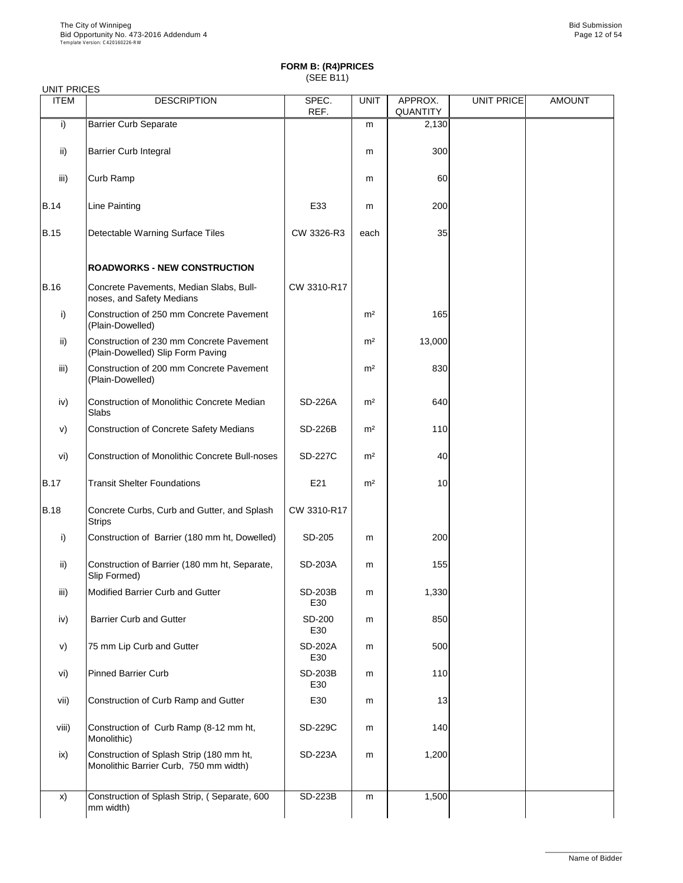# FORM B: (R4)PRICES

(SEE B11)

UNIT PRICES

| ITEM | DESCRIPTION | SPEC. REF. | UNIT | APPROX. QUANTITY | UNIT PRICE | AMOUNT |
|---|---|---|---|---|---|---|
| i) | Barrier Curb Separate | | m | 2,130 | | |
| ii) | Barrier Curb Integral | | m | 300 | | |
| iii) | Curb Ramp | | m | 60 | | |
| B.14 | Line Painting | E33 | m | 200 | | |
| B.15 | Detectable Warning Surface Tiles | CW 3326-R3 | each | 35 | | |
| | **ROADWORKS - NEW CONSTRUCTION** | | | | | |
| B.16 | Concrete Pavements, Median Slabs, Bull-noses, and Safety Medians | CW 3310-R17 | | | | |
| i) | Construction of 250 mm Concrete Pavement (Plain-Dowelled) | | m² | 165 | | |
| ii) | Construction of 230 mm Concrete Pavement (Plain-Dowelled) Slip Form Paving | | m² | 13,000 | | |
| iii) | Construction of 200 mm Concrete Pavement (Plain-Dowelled) | | m² | 830 | | |
| iv) | Construction of Monolithic Concrete Median Slabs | SD-226A | m² | 640 | | |
| v) | Construction of Concrete Safety Medians | SD-226B | m² | 110 | | |
| vi) | Construction of Monolithic Concrete Bull-noses | SD-227C | m² | 40 | | |
| B.17 | Transit Shelter Foundations | E21 | m² | 10 | | |
| B.18 | Concrete Curbs, Curb and Gutter, and Splash Strips | CW 3310-R17 | | | | |
| i) | Construction of Barrier (180 mm ht, Dowelled) | SD-205 | m | 200 | | |
| ii) | Construction of Barrier (180 mm ht, Separate, Slip Formed) | SD-203A | m | 155 | | |
| iii) | Modified Barrier Curb and Gutter | SD-203B E30 | m | 1,330 | | |
| iv) | Barrier Curb and Gutter | SD-200 E30 | m | 850 | | |
| v) | 75 mm Lip Curb and Gutter | SD-202A E30 | m | 500 | | |
| vi) | Pinned Barrier Curb | SD-203B E30 | m | 110 | | |
| vii) | Construction of Curb Ramp and Gutter | E30 | m | 13 | | |
| viii) | Construction of Curb Ramp (8-12 mm ht, Monolithic) | SD-229C | m | 140 | | |
| ix) | Construction of Splash Strip (180 mm ht, Monolithic Barrier Curb, 750 mm width) | SD-223A | m | 1,200 | | |
| x) | Construction of Splash Strip, ( Separate, 600 mm width) | SD-223B | m | 1,500 | | |

Name of Bidder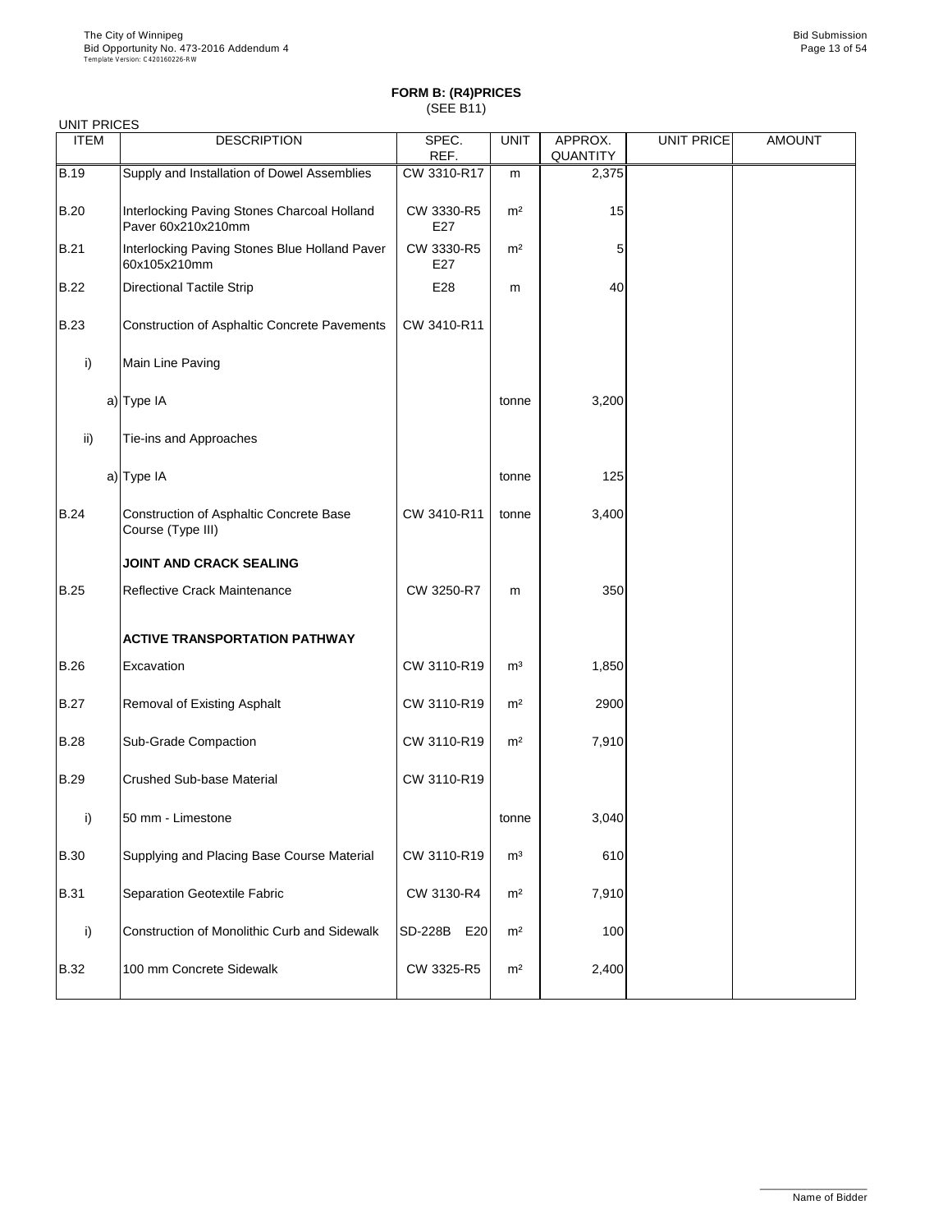## FORM B: (R4)PRICES

(SEE B11)

UNIT PRICES

| ITEM | DESCRIPTION | SPEC. REF. | UNIT | APPROX. QUANTITY | UNIT PRICE | AMOUNT |
|---|---|---|---|---|---|---|
| B.19 | Supply and Installation of Dowel Assemblies | CW 3310-R17 | m | 2,375 | | |
| B.20 | Interlocking Paving Stones Charcoal Holland Paver 60x210x210mm | CW 3330-R5 E27 | m² | 15 | | |
| B.21 | Interlocking Paving Stones Blue Holland Paver 60x105x210mm | CW 3330-R5 E27 | m² | 5 | | |
| B.22 | Directional Tactile Strip | E28 | m | 40 | | |
| B.23 | Construction of Asphaltic Concrete Pavements | CW 3410-R11 | | | | |
| i) | Main Line Paving | | | | | |
| a) | Type IA | | tonne | 3,200 | | |
| ii) | Tie-ins and Approaches | | | | | |
| a) | Type IA | | tonne | 125 | | |
| B.24 | Construction of Asphaltic Concrete Base Course (Type III) | CW 3410-R11 | tonne | 3,400 | | |
| | **JOINT AND CRACK SEALING** | | | | | |
| B.25 | Reflective Crack Maintenance | CW 3250-R7 | m | 350 | | |
| | **ACTIVE TRANSPORTATION PATHWAY** | | | | | |
| B.26 | Excavation | CW 3110-R19 | m³ | 1,850 | | |
| B.27 | Removal of Existing Asphalt | CW 3110-R19 | m² | 2900 | | |
| B.28 | Sub-Grade Compaction | CW 3110-R19 | m² | 7,910 | | |
| B.29 | Crushed Sub-base Material | CW 3110-R19 | | | | |
| i) | 50 mm - Limestone | | tonne | 3,040 | | |
| B.30 | Supplying and Placing Base Course Material | CW 3110-R19 | m³ | 610 | | |
| B.31 | Separation Geotextile Fabric | CW 3130-R4 | m² | 7,910 | | |
| i) | Construction of Monolithic Curb and Sidewalk | SD-228B E20 | m² | 100 | | |
| B.32 | 100 mm Concrete Sidewalk | CW 3325-R5 | m² | 2,400 | | |

Name of Bidder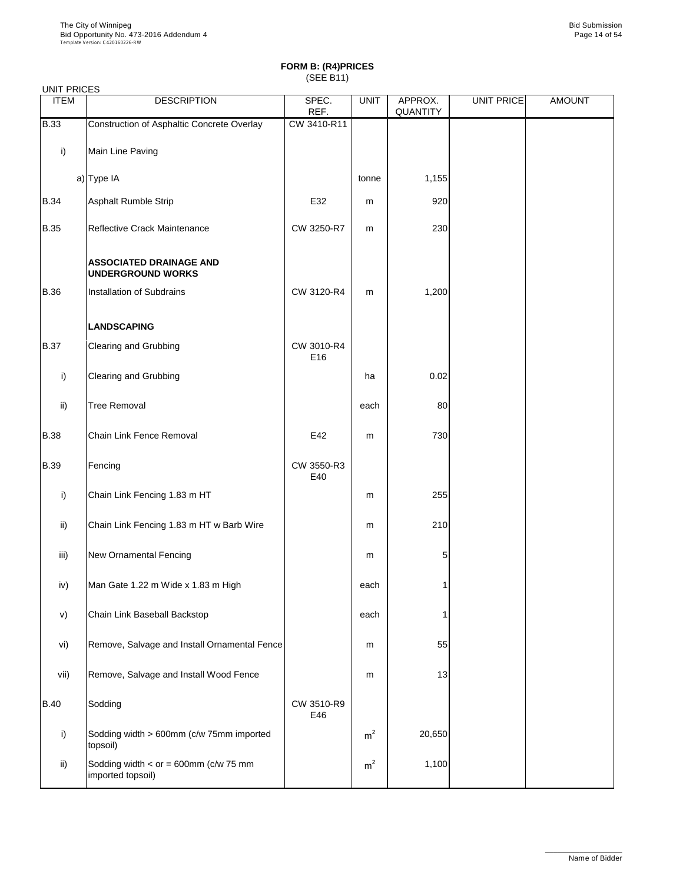# FORM B: (R4)PRICES

(SEE B11)

UNIT PRICES

| ITEM | DESCRIPTION | SPEC. REF. | UNIT | APPROX. QUANTITY | UNIT PRICE | AMOUNT |
|---|---|---|---|---|---|---|
| B.33 | Construction of Asphaltic Concrete Overlay | CW 3410-R11 | | | | |
| i) | Main Line Paving | | | | | |
| a) | Type IA | | tonne | 1,155 | | |
| B.34 | Asphalt Rumble Strip | E32 | m | 920 | | |
| B.35 | Reflective Crack Maintenance | CW 3250-R7 | m | 230 | | |
| | **ASSOCIATED DRAINAGE AND UNDERGROUND WORKS** | | | | | |
| B.36 | Installation of Subdrains | CW 3120-R4 | m | 1,200 | | |
| | **LANDSCAPING** | | | | | |
| B.37 | Clearing and Grubbing | CW 3010-R4 E16 | | | | |
| i) | Clearing and Grubbing | | ha | 0.02 | | |
| ii) | Tree Removal | | each | 80 | | |
| B.38 | Chain Link Fence Removal | E42 | m | 730 | | |
| B.39 | Fencing | CW 3550-R3 E40 | | | | |
| i) | Chain Link Fencing 1.83 m HT | | m | 255 | | |
| ii) | Chain Link Fencing 1.83 m HT w Barb Wire | | m | 210 | | |
| iii) | New Ornamental Fencing | | m | 5 | | |
| iv) | Man Gate 1.22 m Wide x 1.83 m High | | each | 1 | | |
| v) | Chain Link Baseball Backstop | | each | 1 | | |
| vi) | Remove, Salvage and Install Ornamental Fence | | m | 55 | | |
| vii) | Remove, Salvage and Install Wood Fence | | m | 13 | | |
| B.40 | Sodding | CW 3510-R9 E46 | | | | |
| i) | Sodding width > 600mm (c/w 75mm imported topsoil) | | $m^2$ | 20,650 | | |
| ii) | Sodding width < or = 600mm (c/w 75 mm imported topsoil) | | $m^2$ | 1,100 | | |

Name of Bidder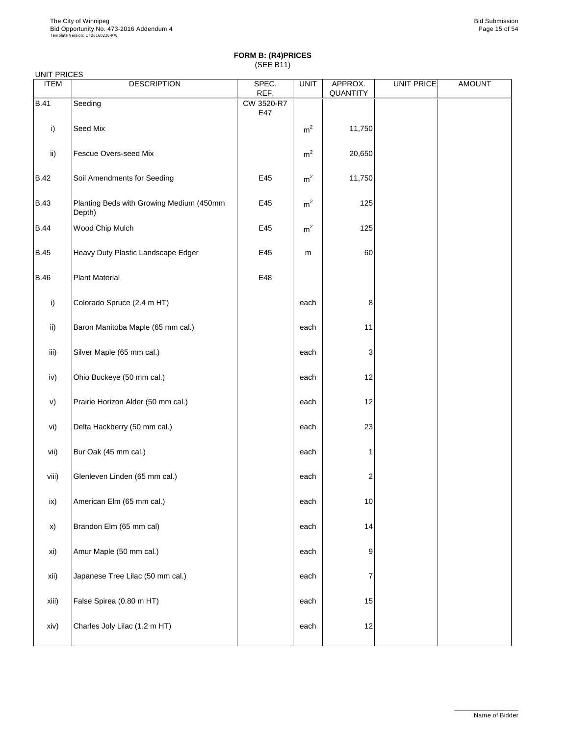**FORM B: (R4)PRICES**
(SEE B11)

UNIT PRICES

| ITEM | DESCRIPTION | SPEC. REF. | UNIT | APPROX. QUANTITY | UNIT PRICE | AMOUNT |
|---|---|---|---|---|---|---|
| B.41 | Seeding | CW 3520-R7 E47 | | | | |
| i) | Seed Mix | | $m^2$ | 11,750 | | |
| ii) | Fescue Overs-seed Mix | | $m^2$ | 20,650 | | |
| B.42 | Soil Amendments for Seeding | E45 | $m^2$ | 11,750 | | |
| B.43 | Planting Beds with Growing Medium (450mm Depth) | E45 | $m^2$ | 125 | | |
| B.44 | Wood Chip Mulch | E45 | $m^2$ | 125 | | |
| B.45 | Heavy Duty Plastic Landscape Edger | E45 | m | 60 | | |
| B.46 | Plant Material | E48 | | | | |
| i) | Colorado Spruce (2.4 m HT) | | each | 8 | | |
| ii) | Baron Manitoba Maple (65 mm cal.) | | each | 11 | | |
| iii) | Silver Maple (65 mm cal.) | | each | 3 | | |
| iv) | Ohio Buckeye (50 mm cal.) | | each | 12 | | |
| v) | Prairie Horizon Alder (50 mm cal.) | | each | 12 | | |
| vi) | Delta Hackberry (50 mm cal.) | | each | 23 | | |
| vii) | Bur Oak (45 mm cal.) | | each | 1 | | |
| viii) | Glenleven Linden (65 mm cal.) | | each | 2 | | |
| ix) | American Elm (65 mm cal.) | | each | 10 | | |
| x) | Brandon Elm (65 mm cal) | | each | 14 | | |
| xi) | Amur Maple (50 mm cal.) | | each | 9 | | |
| xii) | Japanese Tree Lilac (50 mm cal.) | | each | 7 | | |
| xiii) | False Spirea (0.80 m HT) | | each | 15 | | |
| xiv) | Charles Joly Lilac (1.2 m HT) | | each | 12 | | |

Name of Bidder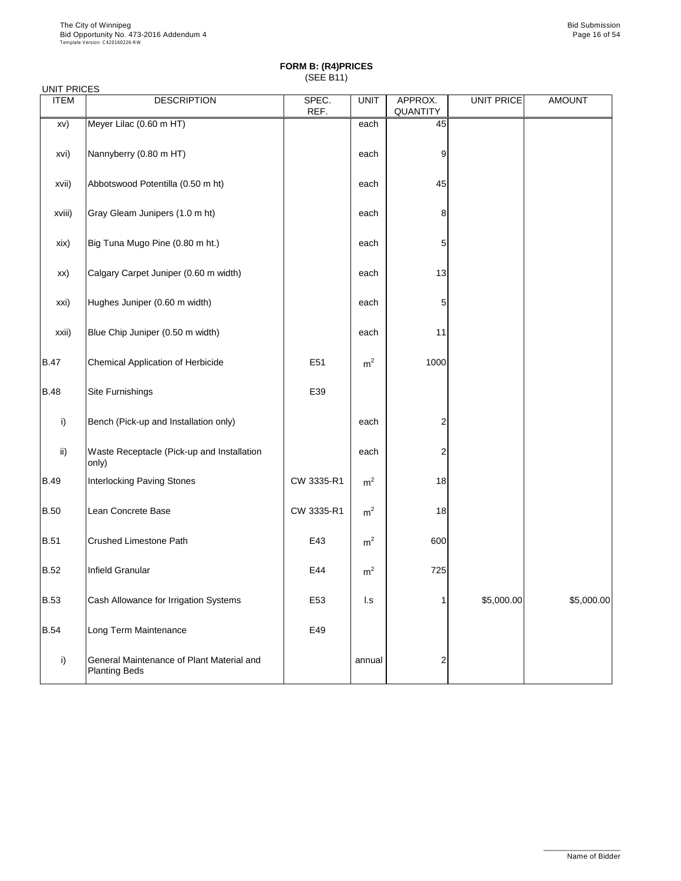**FORM B: (R4)PRICES**
(SEE B11)

UNIT PRICES

| ITEM | DESCRIPTION | SPEC. REF. | UNIT | APPROX. QUANTITY | UNIT PRICE | AMOUNT |
|---|---|---|---|---|---|---|
| xv) | Meyer Lilac (0.60 m HT) | | each | 45 | | |
| xvi) | Nannyberry (0.80 m HT) | | each | 9 | | |
| xvii) | Abbotswood Potentilla (0.50 m ht) | | each | 45 | | |
| xviii) | Gray Gleam Junipers (1.0 m ht) | | each | 8 | | |
| xix) | Big Tuna Mugo Pine (0.80 m ht.) | | each | 5 | | |
| xx) | Calgary Carpet Juniper (0.60 m width) | | each | 13 | | |
| xxi) | Hughes Juniper (0.60 m width) | | each | 5 | | |
| xxii) | Blue Chip Juniper (0.50 m width) | | each | 11 | | |
| B.47 | Chemical Application of Herbicide | E51 | $m^2$ | 1000 | | |
| B.48 | Site Furnishings | E39 | | | | |
| i) | Bench (Pick-up and Installation only) | | each | 2 | | |
| ii) | Waste Receptacle (Pick-up and Installation only) | | each | 2 | | |
| B.49 | Interlocking Paving Stones | CW 3335-R1 | $m^2$ | 18 | | |
| B.50 | Lean Concrete Base | CW 3335-R1 | $m^2$ | 18 | | |
| B.51 | Crushed Limestone Path | E43 | $m^2$ | 600 | | |
| B.52 | Infield Granular | E44 | $m^2$ | 725 | | |
| B.53 | Cash Allowance for Irrigation Systems | E53 | l.s | 1 | $5,000.00 | $5,000.00 |
| B.54 | Long Term Maintenance | E49 | | | | |
| i) | General Maintenance of Plant Material and Planting Beds | | annual | 2 | | |

Name of Bidder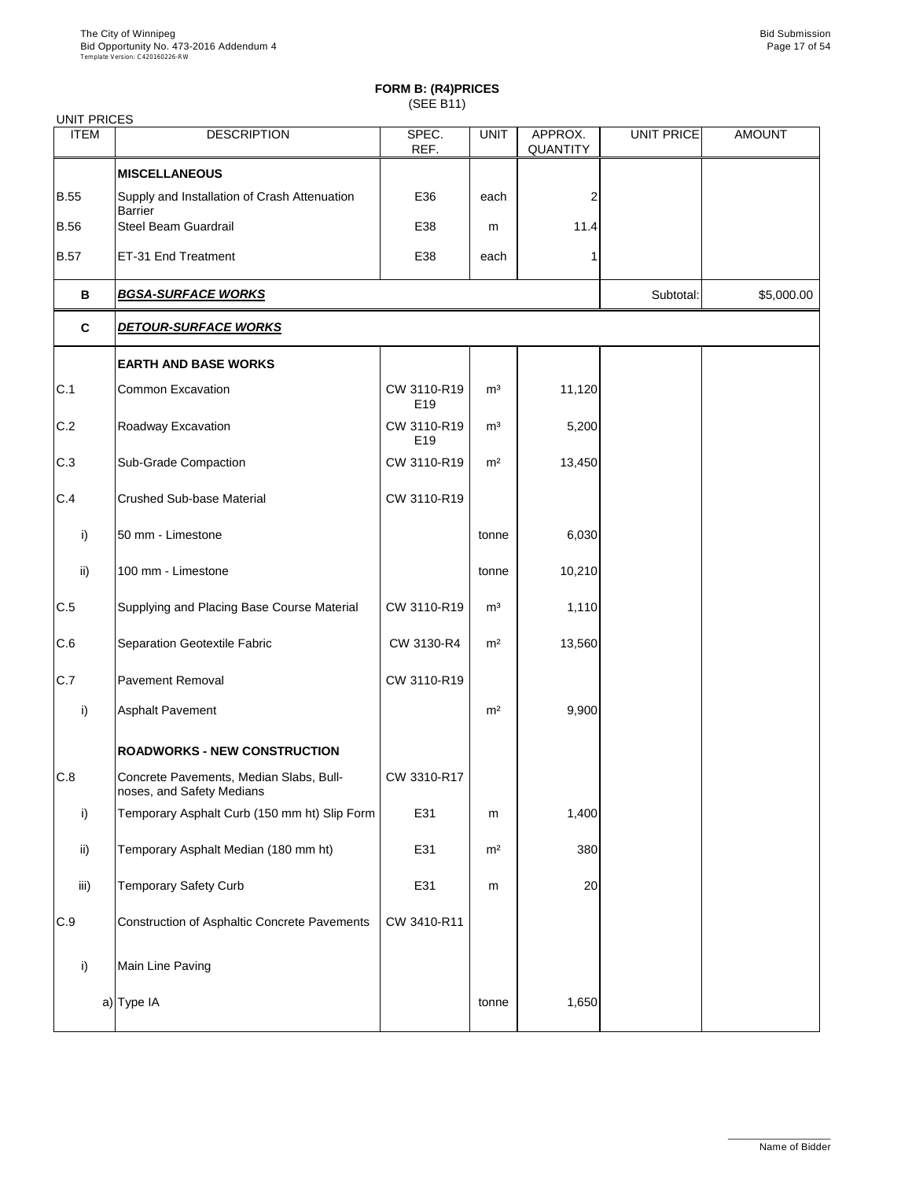**FORM B: (R4)PRICES**
(SEE B11)

UNIT PRICES

| ITEM | DESCRIPTION | SPEC. REF. | UNIT | APPROX. QUANTITY | UNIT PRICE | AMOUNT |
|---|---|---|---|---|---|---|
| | **MISCELLANEOUS** | | | | | |
| B.55 | Supply and Installation of Crash Attenuation Barrier | E36 | each | 2 | | |
| B.56 | Steel Beam Guardrail | E38 | m | 11.4 | | |
| B.57 | ET-31 End Treatment | E38 | each | 1 | | |
| **B** | ***BGSA-SURFACE WORKS*** | | | | Subtotal: | $5,000.00 |
| **C** | ***DETOUR-SURFACE WORKS*** | | | | | |
| | **EARTH AND BASE WORKS** | | | | | |
| C.1 | Common Excavation | CW 3110-R19 E19 | m³ | 11,120 | | |
| C.2 | Roadway Excavation | CW 3110-R19 E19 | m³ | 5,200 | | |
| C.3 | Sub-Grade Compaction | CW 3110-R19 | m² | 13,450 | | |
| C.4 | Crushed Sub-base Material | CW 3110-R19 | | | | |
| i) | 50 mm - Limestone | | tonne | 6,030 | | |
| ii) | 100 mm - Limestone | | tonne | 10,210 | | |
| C.5 | Supplying and Placing Base Course Material | CW 3110-R19 | m³ | 1,110 | | |
| C.6 | Separation Geotextile Fabric | CW 3130-R4 | m² | 13,560 | | |
| C.7 | Pavement Removal | CW 3110-R19 | | | | |
| i) | Asphalt Pavement | | m² | 9,900 | | |
| | **ROADWORKS - NEW CONSTRUCTION** | | | | | |
| C.8 | Concrete Pavements, Median Slabs, Bull-noses, and Safety Medians | CW 3310-R17 | | | | |
| i) | Temporary Asphalt Curb (150 mm ht) Slip Form | E31 | m | 1,400 | | |
| ii) | Temporary Asphalt Median (180 mm ht) | E31 | m² | 380 | | |
| iii) | Temporary Safety Curb | E31 | m | 20 | | |
| C.9 | Construction of Asphaltic Concrete Pavements | CW 3410-R11 | | | | |
| i) | Main Line Paving | | | | | |
| | a) Type IA | | tonne | 1,650 | | |

Name of Bidder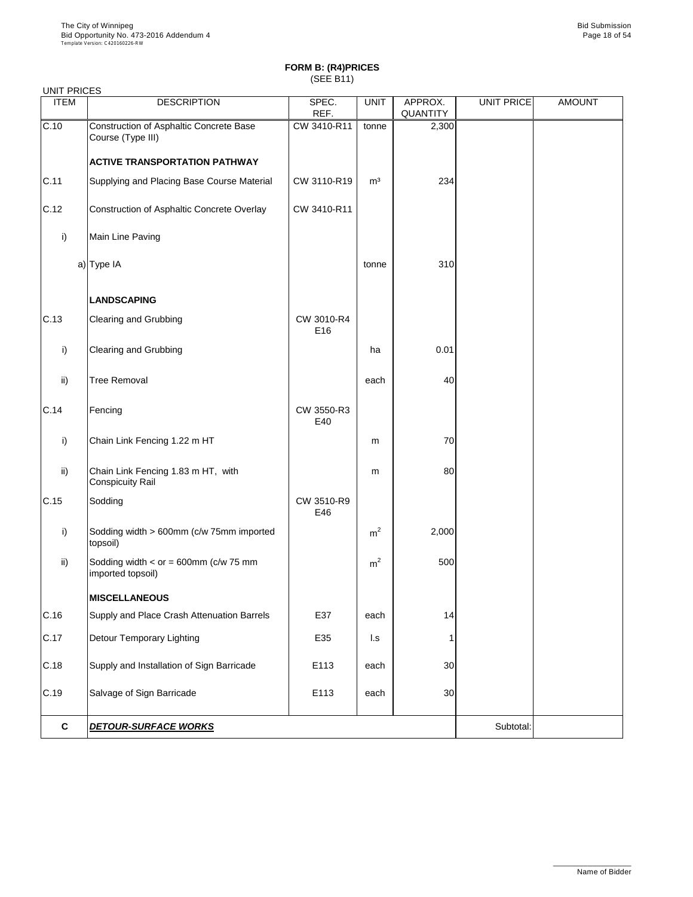**FORM B: (R4)PRICES**
(SEE B11)

UNIT PRICES

| ITEM | DESCRIPTION | SPEC. REF. | UNIT | APPROX. QUANTITY | UNIT PRICE | AMOUNT |
|---|---|---|---|---|---|---|
| C.10 | Construction of Asphaltic Concrete Base Course (Type III) | CW 3410-R11 | tonne | 2,300 | | |
| | **ACTIVE TRANSPORTATION PATHWAY** | | | | | |
| C.11 | Supplying and Placing Base Course Material | CW 3110-R19 | m³ | 234 | | |
| C.12 | Construction of Asphaltic Concrete Overlay | CW 3410-R11 | | | | |
| i) | Main Line Paving | | | | | |
| a) | Type IA | | tonne | 310 | | |
| | **LANDSCAPING** | | | | | |
| C.13 | Clearing and Grubbing | CW 3010-R4 E16 | | | | |
| i) | Clearing and Grubbing | | ha | 0.01 | | |
| ii) | Tree Removal | | each | 40 | | |
| C.14 | Fencing | CW 3550-R3 E40 | | | | |
| i) | Chain Link Fencing 1.22 m HT | | m | 70 | | |
| ii) | Chain Link Fencing 1.83 m HT, with Conspicuity Rail | | m | 80 | | |
| C.15 | Sodding | CW 3510-R9 E46 | | | | |
| i) | Sodding width > 600mm (c/w 75mm imported topsoil) | | $m^2$ | 2,000 | | |
| ii) | Sodding width < or = 600mm (c/w 75 mm imported topsoil) | | $m^2$ | 500 | | |
| | **MISCELLANEOUS** | | | | | |
| C.16 | Supply and Place Crash Attenuation Barrels | E37 | each | 14 | | |
| C.17 | Detour Temporary Lighting | E35 | l.s | 1 | | |
| C.18 | Supply and Installation of Sign Barricade | E113 | each | 30 | | |
| C.19 | Salvage of Sign Barricade | E113 | each | 30 | | |
| **C** | ***DETOUR-SURFACE WORKS*** | | | | Subtotal: | |

Name of Bidder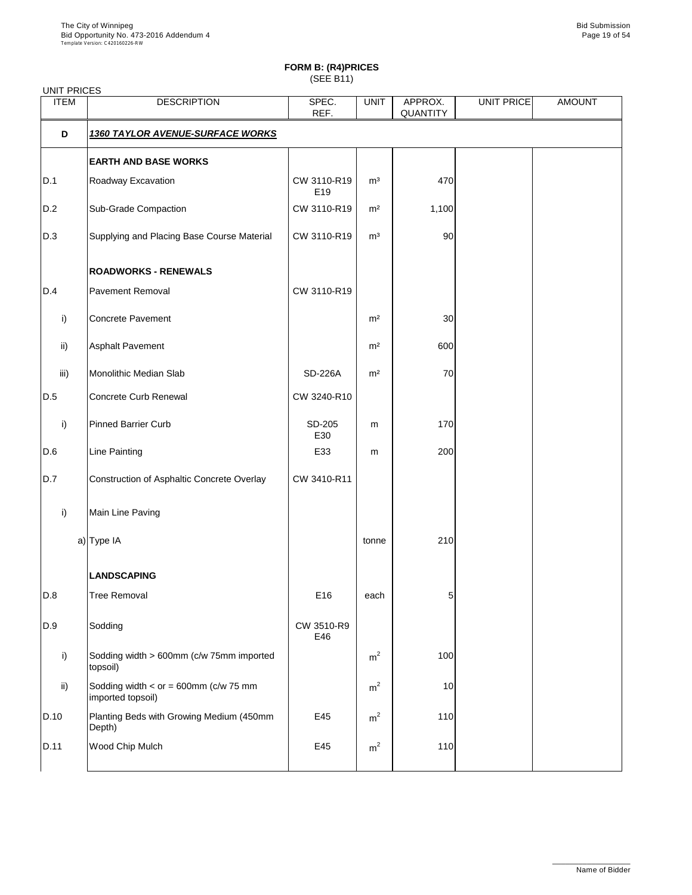**FORM B: (R4)PRICES**
(SEE B11)

UNIT PRICES

| ITEM | DESCRIPTION | SPEC. REF. | UNIT | APPROX. QUANTITY | UNIT PRICE | AMOUNT |
|---|---|---|---|---|---|---|
| **D** | ***1360 TAYLOR AVENUE-SURFACE WORKS*** | | | | | |
| | **EARTH AND BASE WORKS** | | | | | |
| D.1 | Roadway Excavation | CW 3110-R19 E19 | m³ | 470 | | |
| D.2 | Sub-Grade Compaction | CW 3110-R19 | m² | 1,100 | | |
| D.3 | Supplying and Placing Base Course Material | CW 3110-R19 | m³ | 90 | | |
| | **ROADWORKS - RENEWALS** | | | | | |
| D.4 | Pavement Removal | CW 3110-R19 | | | | |
| i) | Concrete Pavement | | m² | 30 | | |
| ii) | Asphalt Pavement | | m² | 600 | | |
| iii) | Monolithic Median Slab | SD-226A | m² | 70 | | |
| D.5 | Concrete Curb Renewal | CW 3240-R10 | | | | |
| i) | Pinned Barrier Curb | SD-205 E30 | m | 170 | | |
| D.6 | Line Painting | E33 | m | 200 | | |
| D.7 | Construction of Asphaltic Concrete Overlay | CW 3410-R11 | | | | |
| i) | Main Line Paving | | | | | |
| a) | Type IA | | tonne | 210 | | |
| | **LANDSCAPING** | | | | | |
| D.8 | Tree Removal | E16 | each | 5 | | |
| D.9 | Sodding | CW 3510-R9 E46 | | | | |
| i) | Sodding width > 600mm (c/w 75mm imported topsoil) | | $m^2$ | 100 | | |
| ii) | Sodding width < or = 600mm (c/w 75 mm imported topsoil) | | $m^2$ | 10 | | |
| D.10 | Planting Beds with Growing Medium (450mm Depth) | E45 | $m^2$ | 110 | | |
| D.11 | Wood Chip Mulch | E45 | $m^2$ | 110 | | |

Name of Bidder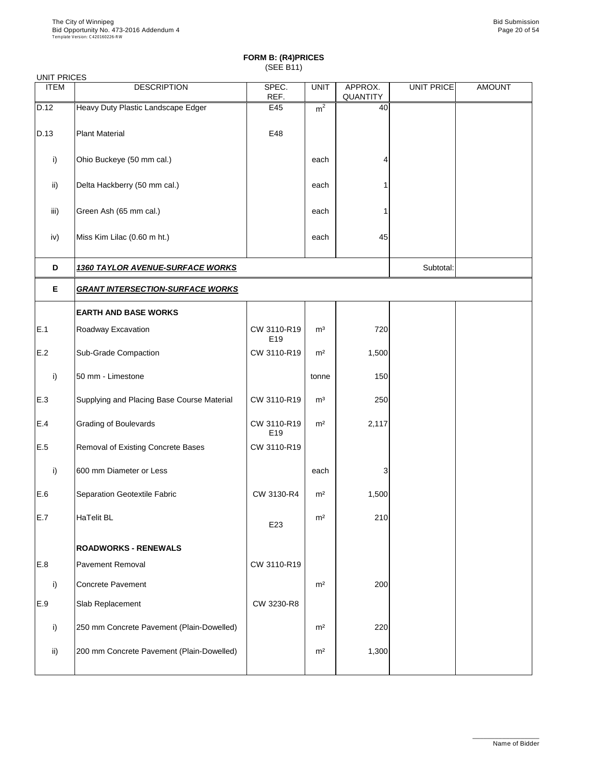## FORM B: (R4)PRICES
(SEE B11)

UNIT PRICES

| ITEM | DESCRIPTION | SPEC. REF. | UNIT | APPROX. QUANTITY | UNIT PRICE | AMOUNT |
|---|---|---|---|---|---|---|
| D.12 | Heavy Duty Plastic Landscape Edger | E45 | $m^2$ | 40 | | |
| D.13 | Plant Material | E48 | | | | |
| i) | Ohio Buckeye (50 mm cal.) | | each | 4 | | |
| ii) | Delta Hackberry (50 mm cal.) | | each | 1 | | |
| iii) | Green Ash (65 mm cal.) | | each | 1 | | |
| iv) | Miss Kim Lilac (0.60 m ht.) | | each | 45 | | |
| **D** | ***1360 TAYLOR AVENUE-SURFACE WORKS*** | | | | Subtotal: | |
| **E** | ***GRANT INTERSECTION-SURFACE WORKS*** | | | | | |
| | **EARTH AND BASE WORKS** | | | | | |
| E.1 | Roadway Excavation | CW 3110-R19 E19 | $m^3$ | 720 | | |
| E.2 | Sub-Grade Compaction | CW 3110-R19 | $m^2$ | 1,500 | | |
| i) | 50 mm - Limestone | | tonne | 150 | | |
| E.3 | Supplying and Placing Base Course Material | CW 3110-R19 | $m^3$ | 250 | | |
| E.4 | Grading of Boulevards | CW 3110-R19 E19 | $m^2$ | 2,117 | | |
| E.5 | Removal of Existing Concrete Bases | CW 3110-R19 | | | | |
| i) | 600 mm Diameter or Less | | each | 3 | | |
| E.6 | Separation Geotextile Fabric | CW 3130-R4 | $m^2$ | 1,500 | | |
| E.7 | HaTelit BL | E23 | $m^2$ | 210 | | |
| | **ROADWORKS - RENEWALS** | | | | | |
| E.8 | Pavement Removal | CW 3110-R19 | | | | |
| i) | Concrete Pavement | | $m^2$ | 200 | | |
| E.9 | Slab Replacement | CW 3230-R8 | | | | |
| i) | 250 mm Concrete Pavement (Plain-Dowelled) | | $m^2$ | 220 | | |
| ii) | 200 mm Concrete Pavement (Plain-Dowelled) | | $m^2$ | 1,300 | | |

Name of Bidder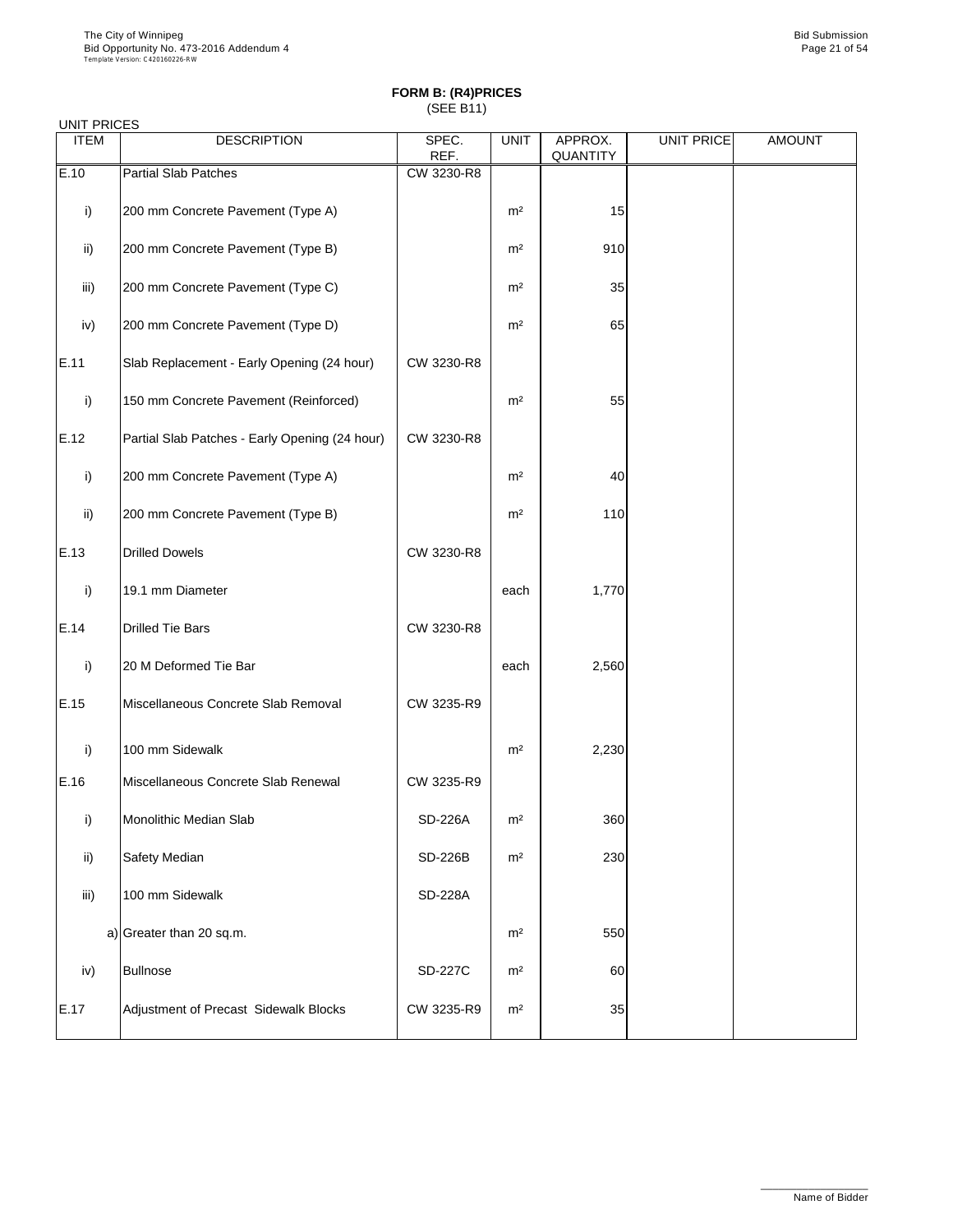**FORM B: (R4)PRICES**
(SEE B11)

UNIT PRICES

| ITEM | DESCRIPTION | SPEC. REF. | UNIT | APPROX. QUANTITY | UNIT PRICE | AMOUNT |
|---|---|---|---|---|---|---|
| E.10 | Partial Slab Patches | CW 3230-R8 | | | | |
| i) | 200 mm Concrete Pavement (Type A) | | m² | 15 | | |
| ii) | 200 mm Concrete Pavement (Type B) | | m² | 910 | | |
| iii) | 200 mm Concrete Pavement (Type C) | | m² | 35 | | |
| iv) | 200 mm Concrete Pavement (Type D) | | m² | 65 | | |
| E.11 | Slab Replacement - Early Opening (24 hour) | CW 3230-R8 | | | | |
| i) | 150 mm Concrete Pavement (Reinforced) | | m² | 55 | | |
| E.12 | Partial Slab Patches - Early Opening (24 hour) | CW 3230-R8 | | | | |
| i) | 200 mm Concrete Pavement (Type A) | | m² | 40 | | |
| ii) | 200 mm Concrete Pavement (Type B) | | m² | 110 | | |
| E.13 | Drilled Dowels | CW 3230-R8 | | | | |
| i) | 19.1 mm Diameter | | each | 1,770 | | |
| E.14 | Drilled Tie Bars | CW 3230-R8 | | | | |
| i) | 20 M Deformed Tie Bar | | each | 2,560 | | |
| E.15 | Miscellaneous Concrete Slab Removal | CW 3235-R9 | | | | |
| i) | 100 mm Sidewalk | | m² | 2,230 | | |
| E.16 | Miscellaneous Concrete Slab Renewal | CW 3235-R9 | | | | |
| i) | Monolithic Median Slab | SD-226A | m² | 360 | | |
| ii) | Safety Median | SD-226B | m² | 230 | | |
| iii) | 100 mm Sidewalk | SD-228A | | | | |
| a) | Greater than 20 sq.m. | | m² | 550 | | |
| iv) | Bullnose | SD-227C | m² | 60 | | |
| E.17 | Adjustment of Precast Sidewalk Blocks | CW 3235-R9 | m² | 35 | | |

Name of Bidder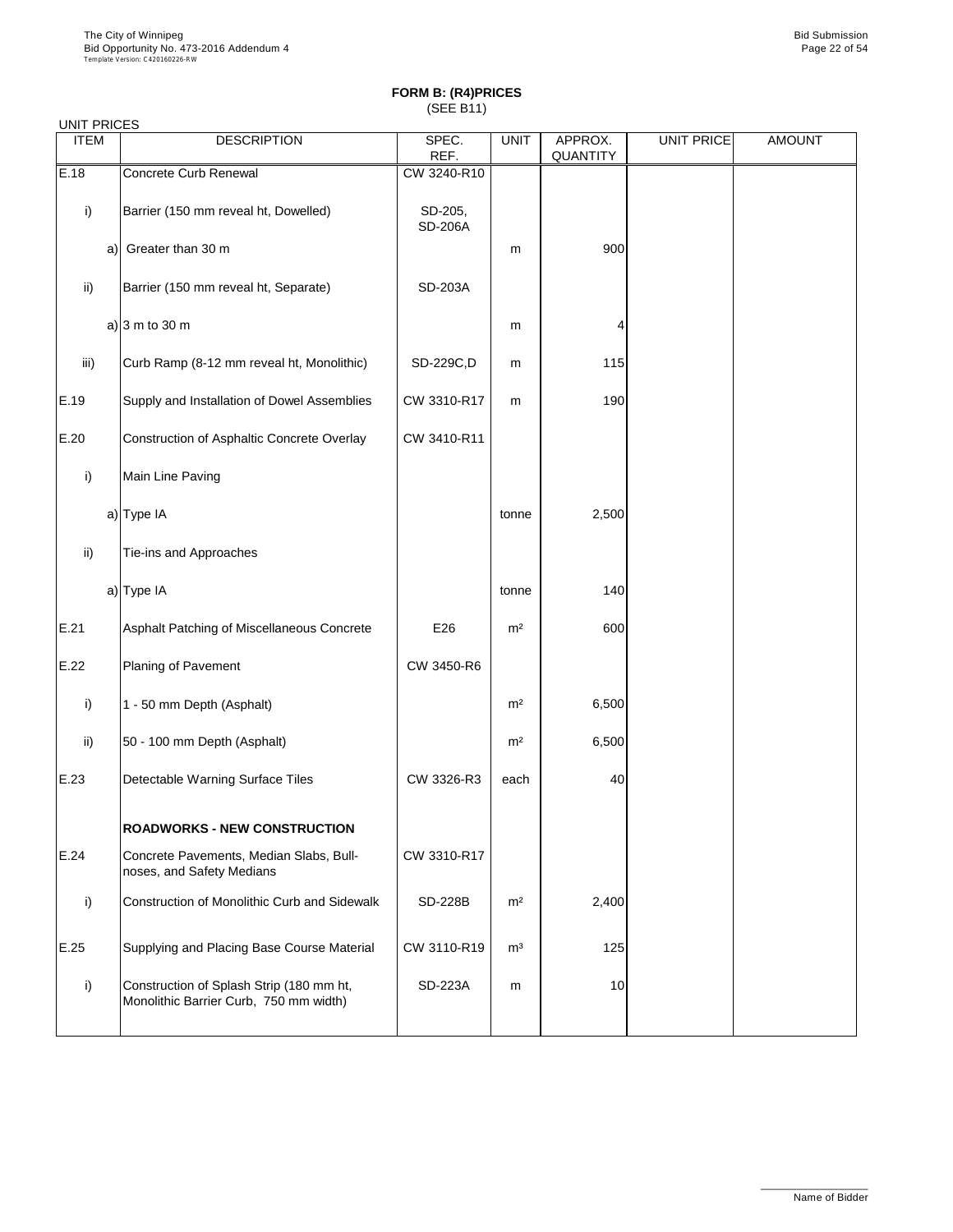# FORM B: (R4)PRICES

(SEE B11)

UNIT PRICES

| ITEM | DESCRIPTION | SPEC. REF. | UNIT | APPROX. QUANTITY | UNIT PRICE | AMOUNT |
|---|---|---|---|---|---|---|
| E.18 | Concrete Curb Renewal | CW 3240-R10 | | | | |
| i) | Barrier (150 mm reveal ht, Dowelled) | SD-205, SD-206A | | | | |
| a) | Greater than 30 m | | m | 900 | | |
| ii) | Barrier (150 mm reveal ht, Separate) | SD-203A | | | | |
| a) | 3 m to 30 m | | m | 4 | | |
| iii) | Curb Ramp (8-12 mm reveal ht, Monolithic) | SD-229C,D | m | 115 | | |
| E.19 | Supply and Installation of Dowel Assemblies | CW 3310-R17 | m | 190 | | |
| E.20 | Construction of Asphaltic Concrete Overlay | CW 3410-R11 | | | | |
| i) | Main Line Paving | | | | | |
| a) | Type IA | | tonne | 2,500 | | |
| ii) | Tie-ins and Approaches | | | | | |
| a) | Type IA | | tonne | 140 | | |
| E.21 | Asphalt Patching of Miscellaneous Concrete | E26 | m² | 600 | | |
| E.22 | Planing of Pavement | CW 3450-R6 | | | | |
| i) | 1 - 50 mm Depth (Asphalt) | | m² | 6,500 | | |
| ii) | 50 - 100 mm Depth (Asphalt) | | m² | 6,500 | | |
| E.23 | Detectable Warning Surface Tiles | CW 3326-R3 | each | 40 | | |
| | **ROADWORKS - NEW CONSTRUCTION** | | | | | |
| E.24 | Concrete Pavements, Median Slabs, Bull-noses, and Safety Medians | CW 3310-R17 | | | | |
| i) | Construction of Monolithic Curb and Sidewalk | SD-228B | m² | 2,400 | | |
| E.25 | Supplying and Placing Base Course Material | CW 3110-R19 | m³ | 125 | | |
| i) | Construction of Splash Strip (180 mm ht, Monolithic Barrier Curb, 750 mm width) | SD-223A | m | 10 | | |

Name of Bidder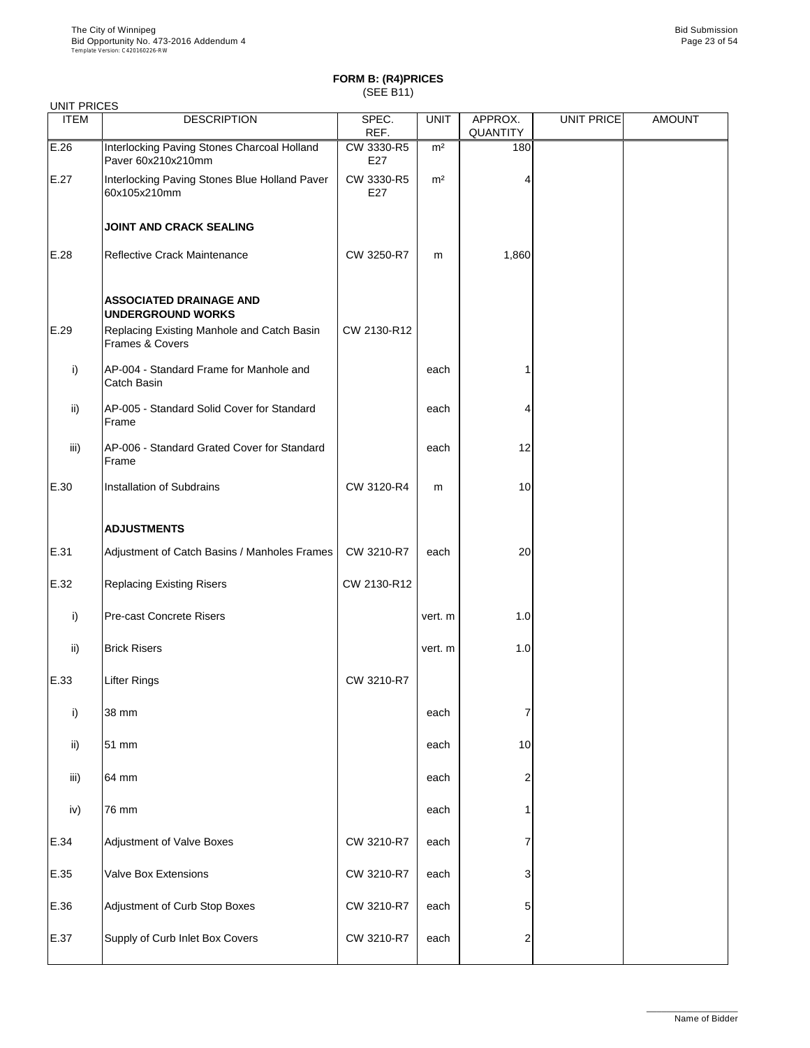**FORM B: (R4)PRICES**
(SEE B11)

UNIT PRICES

| ITEM | DESCRIPTION | SPEC. REF. | UNIT | APPROX. QUANTITY | UNIT PRICE | AMOUNT |
|---|---|---|---|---|---|---|
| E.26 | Interlocking Paving Stones Charcoal Holland Paver 60x210x210mm | CW 3330-R5 E27 | m² | 180 | | |
| E.27 | Interlocking Paving Stones Blue Holland Paver 60x105x210mm | CW 3330-R5 E27 | m² | 4 | | |
| | **JOINT AND CRACK SEALING** | | | | | |
| E.28 | Reflective Crack Maintenance | CW 3250-R7 | m | 1,860 | | |
| | **ASSOCIATED DRAINAGE AND UNDERGROUND WORKS** | | | | | |
| E.29 | Replacing Existing Manhole and Catch Basin Frames & Covers | CW 2130-R12 | | | | |
| i) | AP-004 - Standard Frame for Manhole and Catch Basin | | each | 1 | | |
| ii) | AP-005 - Standard Solid Cover for Standard Frame | | each | 4 | | |
| iii) | AP-006 - Standard Grated Cover for Standard Frame | | each | 12 | | |
| E.30 | Installation of Subdrains | CW 3120-R4 | m | 10 | | |
| | **ADJUSTMENTS** | | | | | |
| E.31 | Adjustment of Catch Basins / Manholes Frames | CW 3210-R7 | each | 20 | | |
| E.32 | Replacing Existing Risers | CW 2130-R12 | | | | |
| i) | Pre-cast Concrete Risers | | vert. m | 1.0 | | |
| ii) | Brick Risers | | vert. m | 1.0 | | |
| E.33 | Lifter Rings | CW 3210-R7 | | | | |
| i) | 38 mm | | each | 7 | | |
| ii) | 51 mm | | each | 10 | | |
| iii) | 64 mm | | each | 2 | | |
| iv) | 76 mm | | each | 1 | | |
| E.34 | Adjustment of Valve Boxes | CW 3210-R7 | each | 7 | | |
| E.35 | Valve Box Extensions | CW 3210-R7 | each | 3 | | |
| E.36 | Adjustment of Curb Stop Boxes | CW 3210-R7 | each | 5 | | |
| E.37 | Supply of Curb Inlet Box Covers | CW 3210-R7 | each | 2 | | |

Name of Bidder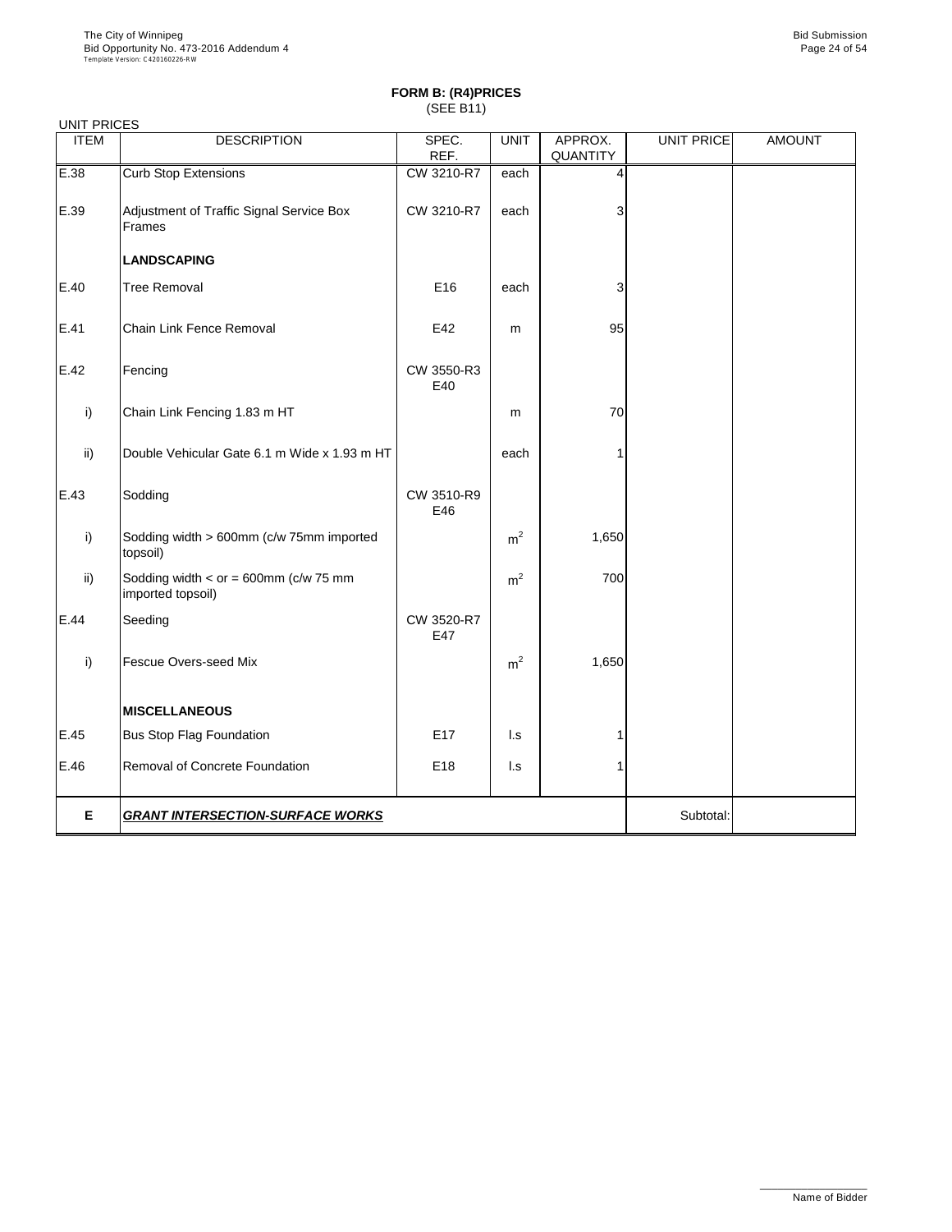**FORM B: (R4)PRICES**
(SEE B11)

UNIT PRICES

| ITEM | DESCRIPTION | SPEC. REF. | UNIT | APPROX. QUANTITY | UNIT PRICE | AMOUNT |
|---|---|---|---|---|---|---|
| E.38 | Curb Stop Extensions | CW 3210-R7 | each | 4 | | |
| E.39 | Adjustment of Traffic Signal Service Box Frames | CW 3210-R7 | each | 3 | | |
| | **LANDSCAPING** | | | | | |
| E.40 | Tree Removal | E16 | each | 3 | | |
| E.41 | Chain Link Fence Removal | E42 | m | 95 | | |
| E.42 | Fencing | CW 3550-R3 E40 | | | | |
| i) | Chain Link Fencing 1.83 m HT | | m | 70 | | |
| ii) | Double Vehicular Gate 6.1 m Wide x 1.93 m HT | | each | 1 | | |
| E.43 | Sodding | CW 3510-R9 E46 | | | | |
| i) | Sodding width > 600mm (c/w 75mm imported topsoil) | | $m^2$ | 1,650 | | |
| ii) | Sodding width < or = 600mm (c/w 75 mm imported topsoil) | | $m^2$ | 700 | | |
| E.44 | Seeding | CW 3520-R7 E47 | | | | |
| i) | Fescue Overs-seed Mix | | $m^2$ | 1,650 | | |
| | **MISCELLANEOUS** | | | | | |
| E.45 | Bus Stop Flag Foundation | E17 | l.s | 1 | | |
| E.46 | Removal of Concrete Foundation | E18 | l.s | 1 | | |
| **E** | ***GRANT INTERSECTION-SURFACE WORKS*** | | | | Subtotal: | |

Name of Bidder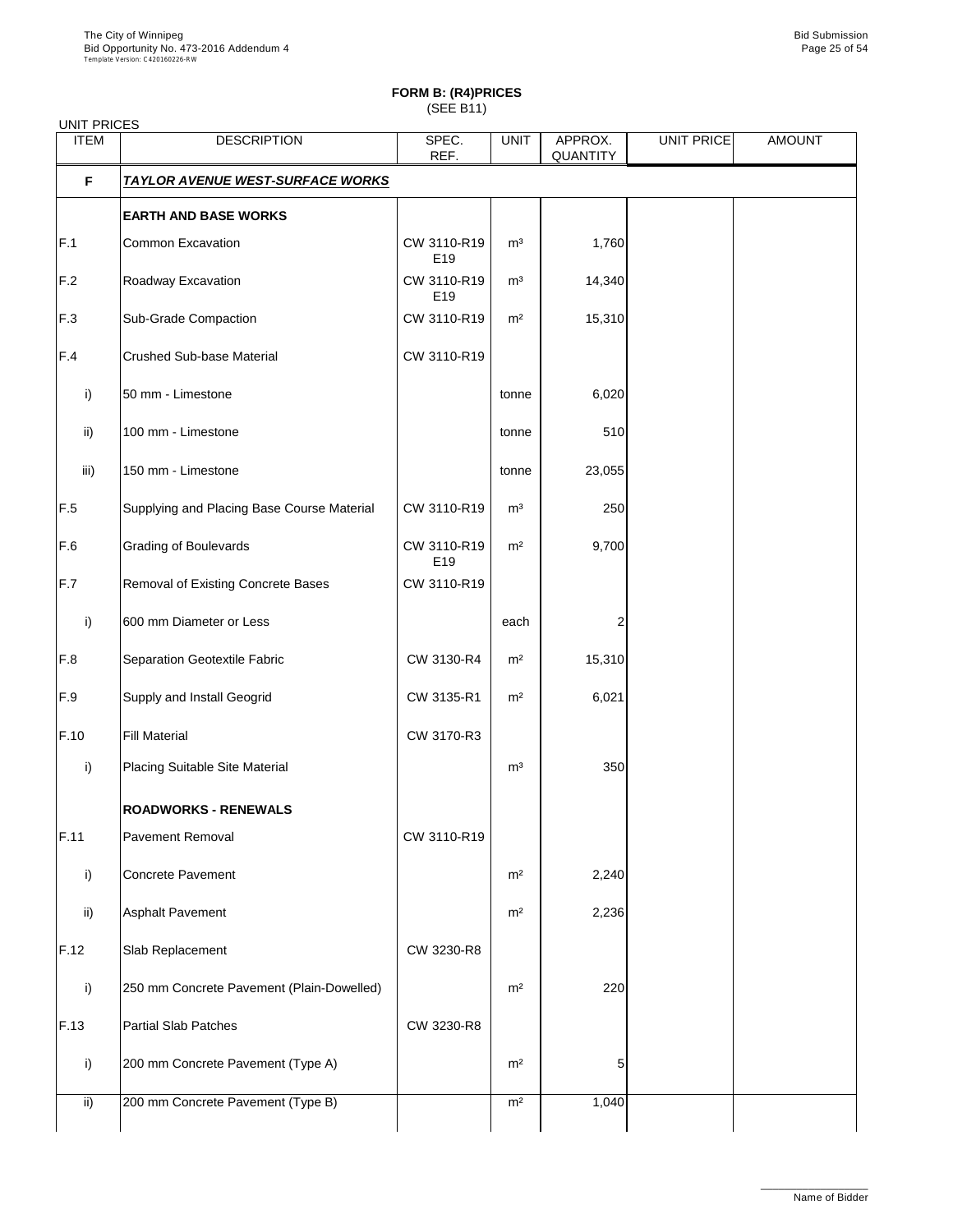## FORM B: (R4)PRICES
(SEE B11)

UNIT PRICES

| ITEM | DESCRIPTION | SPEC. REF. | UNIT | APPROX. QUANTITY | UNIT PRICE | AMOUNT |
|---|---|---|---|---|---|---|
| **F** | ***TAYLOR AVENUE WEST-SURFACE WORKS*** | | | | | |
| | **EARTH AND BASE WORKS** | | | | | |
| F.1 | Common Excavation | CW 3110-R19 E19 | m³ | 1,760 | | |
| F.2 | Roadway Excavation | CW 3110-R19 E19 | m³ | 14,340 | | |
| F.3 | Sub-Grade Compaction | CW 3110-R19 | m² | 15,310 | | |
| F.4 | Crushed Sub-base Material | CW 3110-R19 | | | | |
| i) | 50 mm - Limestone | | tonne | 6,020 | | |
| ii) | 100 mm - Limestone | | tonne | 510 | | |
| iii) | 150 mm - Limestone | | tonne | 23,055 | | |
| F.5 | Supplying and Placing Base Course Material | CW 3110-R19 | m³ | 250 | | |
| F.6 | Grading of Boulevards | CW 3110-R19 E19 | m² | 9,700 | | |
| F.7 | Removal of Existing Concrete Bases | CW 3110-R19 | | | | |
| i) | 600 mm Diameter or Less | | each | 2 | | |
| F.8 | Separation Geotextile Fabric | CW 3130-R4 | m² | 15,310 | | |
| F.9 | Supply and Install Geogrid | CW 3135-R1 | m² | 6,021 | | |
| F.10 | Fill Material | CW 3170-R3 | | | | |
| i) | Placing Suitable Site Material | | m³ | 350 | | |
| | **ROADWORKS - RENEWALS** | | | | | |
| F.11 | Pavement Removal | CW 3110-R19 | | | | |
| i) | Concrete Pavement | | m² | 2,240 | | |
| ii) | Asphalt Pavement | | m² | 2,236 | | |
| F.12 | Slab Replacement | CW 3230-R8 | | | | |
| i) | 250 mm Concrete Pavement (Plain-Dowelled) | | m² | 220 | | |
| F.13 | Partial Slab Patches | CW 3230-R8 | | | | |
| i) | 200 mm Concrete Pavement (Type A) | | m² | 5 | | |
| ii) | 200 mm Concrete Pavement (Type B) | | m² | 1,040 | | |

Name of Bidder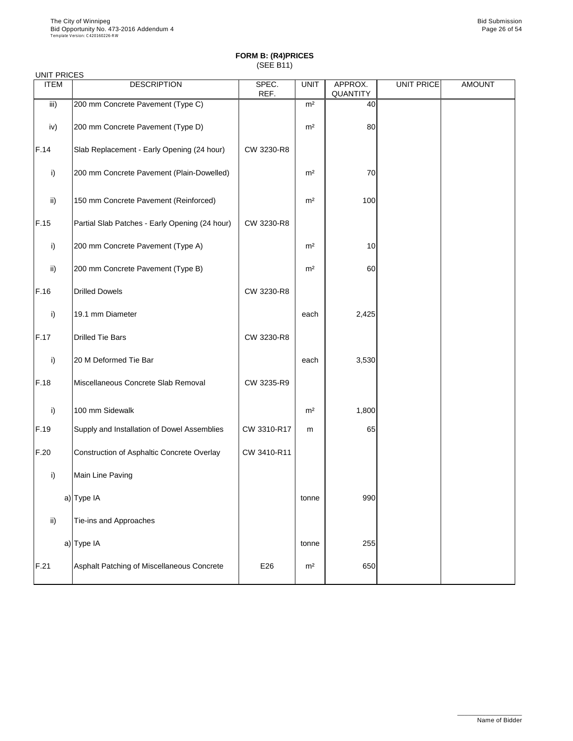**FORM B: (R4)PRICES**
(SEE B11)

UNIT PRICES

| ITEM | DESCRIPTION | SPEC. REF. | UNIT | APPROX. QUANTITY | UNIT PRICE | AMOUNT |
|---|---|---|---|---|---|---|
| iii) | 200 mm Concrete Pavement (Type C) | | m² | 40 | | |
| iv) | 200 mm Concrete Pavement (Type D) | | m² | 80 | | |
| F.14 | Slab Replacement - Early Opening (24 hour) | CW 3230-R8 | | | | |
| i) | 200 mm Concrete Pavement (Plain-Dowelled) | | m² | 70 | | |
| ii) | 150 mm Concrete Pavement (Reinforced) | | m² | 100 | | |
| F.15 | Partial Slab Patches - Early Opening (24 hour) | CW 3230-R8 | | | | |
| i) | 200 mm Concrete Pavement (Type A) | | m² | 10 | | |
| ii) | 200 mm Concrete Pavement (Type B) | | m² | 60 | | |
| F.16 | Drilled Dowels | CW 3230-R8 | | | | |
| i) | 19.1 mm Diameter | | each | 2,425 | | |
| F.17 | Drilled Tie Bars | CW 3230-R8 | | | | |
| i) | 20 M Deformed Tie Bar | | each | 3,530 | | |
| F.18 | Miscellaneous Concrete Slab Removal | CW 3235-R9 | | | | |
| i) | 100 mm Sidewalk | | m² | 1,800 | | |
| F.19 | Supply and Installation of Dowel Assemblies | CW 3310-R17 | m | 65 | | |
| F.20 | Construction of Asphaltic Concrete Overlay | CW 3410-R11 | | | | |
| i) | Main Line Paving | | | | | |
| | a) Type IA | | tonne | 990 | | |
| ii) | Tie-ins and Approaches | | | | | |
| | a) Type IA | | tonne | 255 | | |
| F.21 | Asphalt Patching of Miscellaneous Concrete | E26 | m² | 650 | | |

Name of Bidder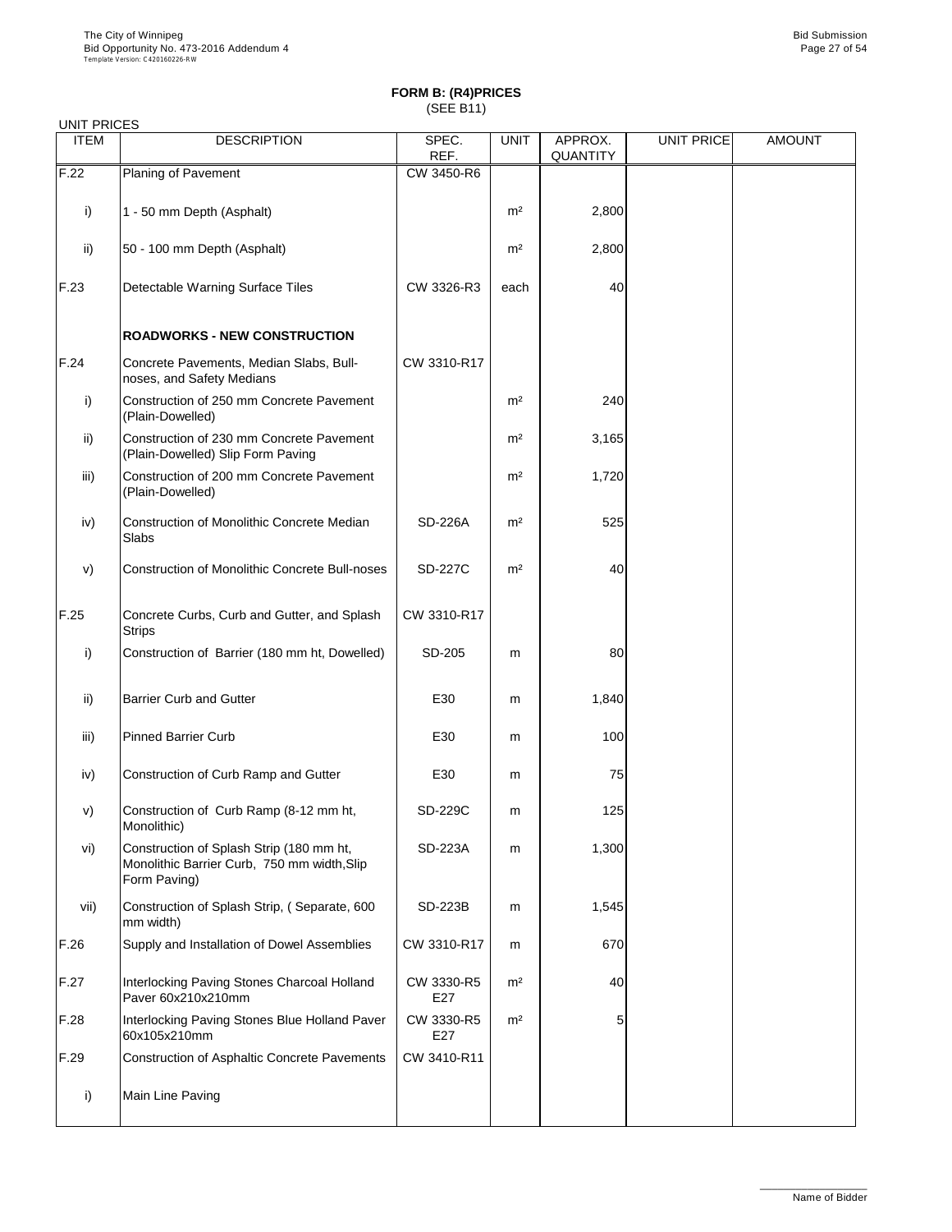## FORM B: (R4)PRICES

(SEE B11)

UNIT PRICES

| ITEM | DESCRIPTION | SPEC. REF. | UNIT | APPROX. QUANTITY | UNIT PRICE | AMOUNT |
|---|---|---|---|---|---|---|
| F.22 | Planing of Pavement | CW 3450-R6 | | | | |
| i) | 1 - 50 mm Depth (Asphalt) | | m² | 2,800 | | |
| ii) | 50 - 100 mm Depth (Asphalt) | | m² | 2,800 | | |
| F.23 | Detectable Warning Surface Tiles | CW 3326-R3 | each | 40 | | |
| | **ROADWORKS - NEW CONSTRUCTION** | | | | | |
| F.24 | Concrete Pavements, Median Slabs, Bull-noses, and Safety Medians | CW 3310-R17 | | | | |
| i) | Construction of 250 mm Concrete Pavement (Plain-Dowelled) | | m² | 240 | | |
| ii) | Construction of 230 mm Concrete Pavement (Plain-Dowelled) Slip Form Paving | | m² | 3,165 | | |
| iii) | Construction of 200 mm Concrete Pavement (Plain-Dowelled) | | m² | 1,720 | | |
| iv) | Construction of Monolithic Concrete Median Slabs | SD-226A | m² | 525 | | |
| v) | Construction of Monolithic Concrete Bull-noses | SD-227C | m² | 40 | | |
| F.25 | Concrete Curbs, Curb and Gutter, and Splash Strips | CW 3310-R17 | | | | |
| i) | Construction of Barrier (180 mm ht, Dowelled) | SD-205 | m | 80 | | |
| ii) | Barrier Curb and Gutter | E30 | m | 1,840 | | |
| iii) | Pinned Barrier Curb | E30 | m | 100 | | |
| iv) | Construction of Curb Ramp and Gutter | E30 | m | 75 | | |
| v) | Construction of Curb Ramp (8-12 mm ht, Monolithic) | SD-229C | m | 125 | | |
| vi) | Construction of Splash Strip (180 mm ht, Monolithic Barrier Curb, 750 mm width,Slip Form Paving) | SD-223A | m | 1,300 | | |
| vii) | Construction of Splash Strip, ( Separate, 600 mm width) | SD-223B | m | 1,545 | | |
| F.26 | Supply and Installation of Dowel Assemblies | CW 3310-R17 | m | 670 | | |
| F.27 | Interlocking Paving Stones Charcoal Holland Paver 60x210x210mm | CW 3330-R5 E27 | m² | 40 | | |
| F.28 | Interlocking Paving Stones Blue Holland Paver 60x105x210mm | CW 3330-R5 E27 | m² | 5 | | |
| F.29 | Construction of Asphaltic Concrete Pavements | CW 3410-R11 | | | | |
| i) | Main Line Paving | | | | | |

Name of Bidder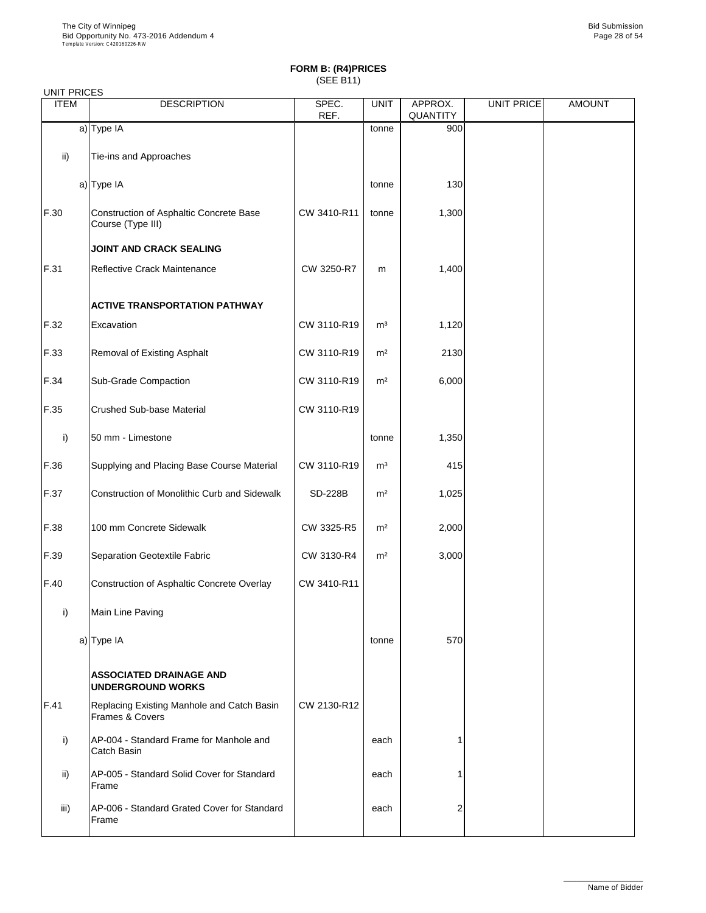## FORM B: (R4)PRICES

(SEE B11)

UNIT PRICES

| ITEM | DESCRIPTION | SPEC. REF. | UNIT | APPROX. QUANTITY | UNIT PRICE | AMOUNT |
|---|---|---|---|---|---|---|
| a) | Type IA | | tonne | 900 | | |
| ii) | Tie-ins and Approaches | | | | | |
| a) | Type IA | | tonne | 130 | | |
| F.30 | Construction of Asphaltic Concrete Base Course (Type III) | CW 3410-R11 | tonne | 1,300 | | |
| | **JOINT AND CRACK SEALING** | | | | | |
| F.31 | Reflective Crack Maintenance | CW 3250-R7 | m | 1,400 | | |
| | **ACTIVE TRANSPORTATION PATHWAY** | | | | | |
| F.32 | Excavation | CW 3110-R19 | m³ | 1,120 | | |
| F.33 | Removal of Existing Asphalt | CW 3110-R19 | m² | 2130 | | |
| F.34 | Sub-Grade Compaction | CW 3110-R19 | m² | 6,000 | | |
| F.35 | Crushed Sub-base Material | CW 3110-R19 | | | | |
| i) | 50 mm - Limestone | | tonne | 1,350 | | |
| F.36 | Supplying and Placing Base Course Material | CW 3110-R19 | m³ | 415 | | |
| F.37 | Construction of Monolithic Curb and Sidewalk | SD-228B | m² | 1,025 | | |
| F.38 | 100 mm Concrete Sidewalk | CW 3325-R5 | m² | 2,000 | | |
| F.39 | Separation Geotextile Fabric | CW 3130-R4 | m² | 3,000 | | |
| F.40 | Construction of Asphaltic Concrete Overlay | CW 3410-R11 | | | | |
| i) | Main Line Paving | | | | | |
| a) | Type IA | | tonne | 570 | | |
| | **ASSOCIATED DRAINAGE AND UNDERGROUND WORKS** | | | | | |
| F.41 | Replacing Existing Manhole and Catch Basin Frames & Covers | CW 2130-R12 | | | | |
| i) | AP-004 - Standard Frame for Manhole and Catch Basin | | each | 1 | | |
| ii) | AP-005 - Standard Solid Cover for Standard Frame | | each | 1 | | |
| iii) | AP-006 - Standard Grated Cover for Standard Frame | | each | 2 | | |

Name of Bidder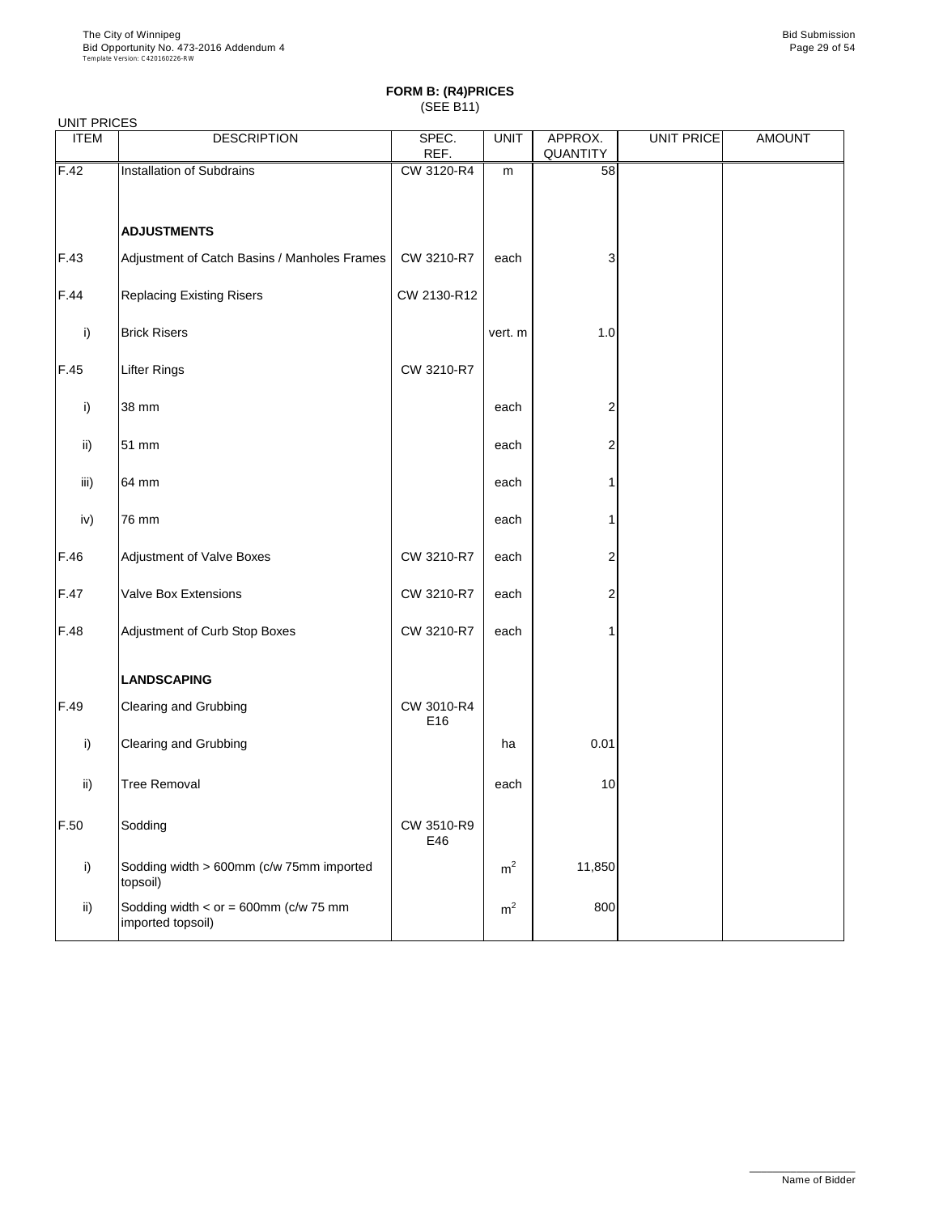**FORM B: (R4)PRICES**
(SEE B11)

UNIT PRICES

| ITEM | DESCRIPTION | SPEC. REF. | UNIT | APPROX. QUANTITY | UNIT PRICE | AMOUNT |
|---|---|---|---|---|---|---|
| F.42 | Installation of Subdrains | CW 3120-R4 | m | 58 | | |
| | **ADJUSTMENTS** | | | | | |
| F.43 | Adjustment of Catch Basins / Manholes Frames | CW 3210-R7 | each | 3 | | |
| F.44 | Replacing Existing Risers | CW 2130-R12 | | | | |
| i) | Brick Risers | | vert. m | 1.0 | | |
| F.45 | Lifter Rings | CW 3210-R7 | | | | |
| i) | 38 mm | | each | 2 | | |
| ii) | 51 mm | | each | 2 | | |
| iii) | 64 mm | | each | 1 | | |
| iv) | 76 mm | | each | 1 | | |
| F.46 | Adjustment of Valve Boxes | CW 3210-R7 | each | 2 | | |
| F.47 | Valve Box Extensions | CW 3210-R7 | each | 2 | | |
| F.48 | Adjustment of Curb Stop Boxes | CW 3210-R7 | each | 1 | | |
| | **LANDSCAPING** | | | | | |
| F.49 | Clearing and Grubbing | CW 3010-R4 E16 | | | | |
| i) | Clearing and Grubbing | | ha | 0.01 | | |
| ii) | Tree Removal | | each | 10 | | |
| F.50 | Sodding | CW 3510-R9 E46 | | | | |
| i) | Sodding width > 600mm (c/w 75mm imported topsoil) | | $m^2$ | 11,850 | | |
| ii) | Sodding width < or = 600mm (c/w 75 mm imported topsoil) | | $m^2$ | 800 | | |

Name of Bidder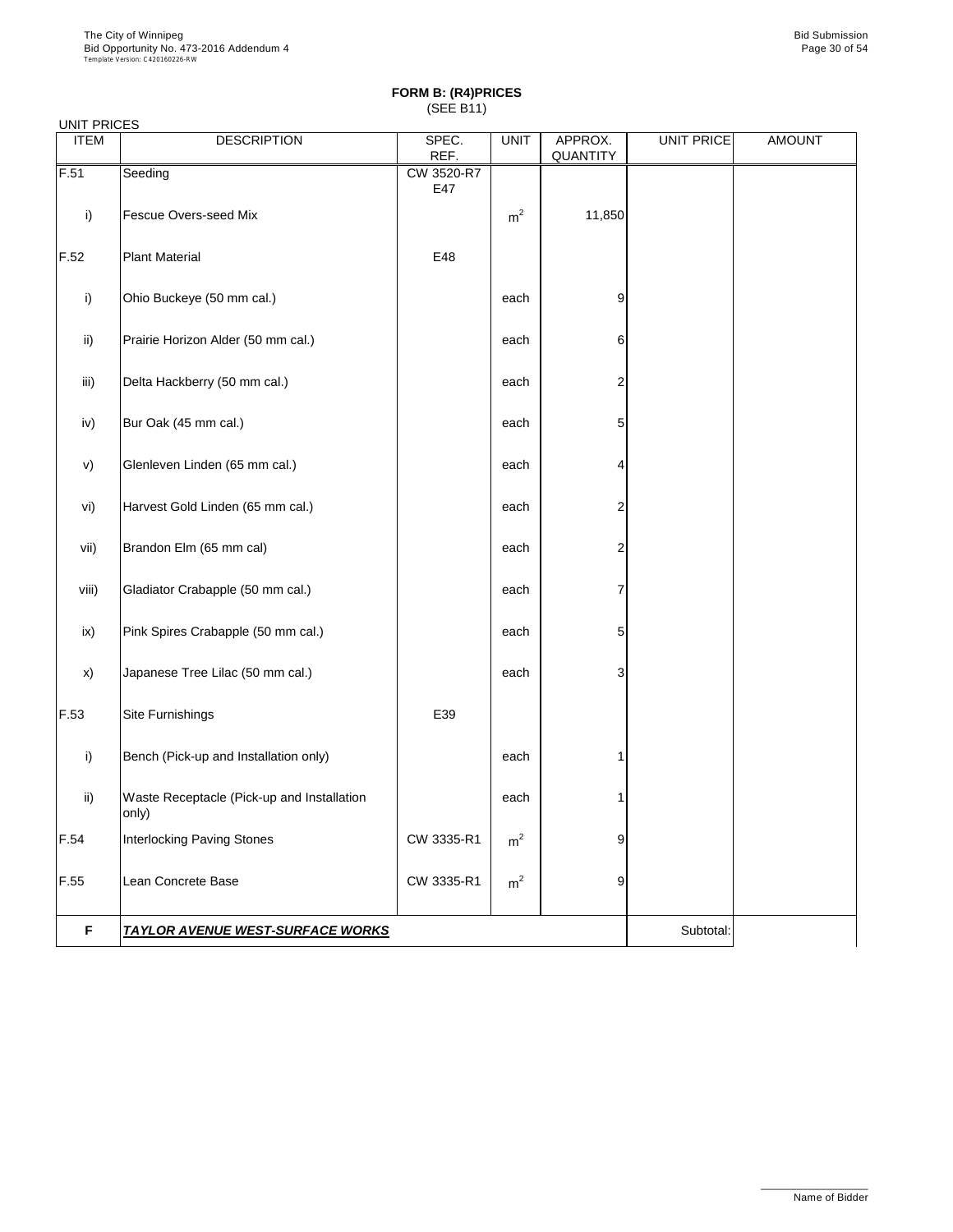**FORM B: (R4)PRICES**
(SEE B11)

UNIT PRICES

| ITEM | DESCRIPTION | SPEC. REF. | UNIT | APPROX. QUANTITY | UNIT PRICE | AMOUNT |
|---|---|---|---|---|---|---|
| F.51 | Seeding | CW 3520-R7 E47 | | | | |
| i) | Fescue Overs-seed Mix | | $m^2$ | 11,850 | | |
| F.52 | Plant Material | E48 | | | | |
| i) | Ohio Buckeye (50 mm cal.) | | each | 9 | | |
| ii) | Prairie Horizon Alder (50 mm cal.) | | each | 6 | | |
| iii) | Delta Hackberry (50 mm cal.) | | each | 2 | | |
| iv) | Bur Oak (45 mm cal.) | | each | 5 | | |
| v) | Glenleven Linden (65 mm cal.) | | each | 4 | | |
| vi) | Harvest Gold Linden (65 mm cal.) | | each | 2 | | |
| vii) | Brandon Elm (65 mm cal) | | each | 2 | | |
| viii) | Gladiator Crabapple (50 mm cal.) | | each | 7 | | |
| ix) | Pink Spires Crabapple (50 mm cal.) | | each | 5 | | |
| x) | Japanese Tree Lilac (50 mm cal.) | | each | 3 | | |
| F.53 | Site Furnishings | E39 | | | | |
| i) | Bench (Pick-up and Installation only) | | each | 1 | | |
| ii) | Waste Receptacle (Pick-up and Installation only) | | each | 1 | | |
| F.54 | Interlocking Paving Stones | CW 3335-R1 | $m^2$ | 9 | | |
| F.55 | Lean Concrete Base | CW 3335-R1 | $m^2$ | 9 | | |
| **F** | ***TAYLOR AVENUE WEST-SURFACE WORKS*** | | | | Subtotal: | |

Name of Bidder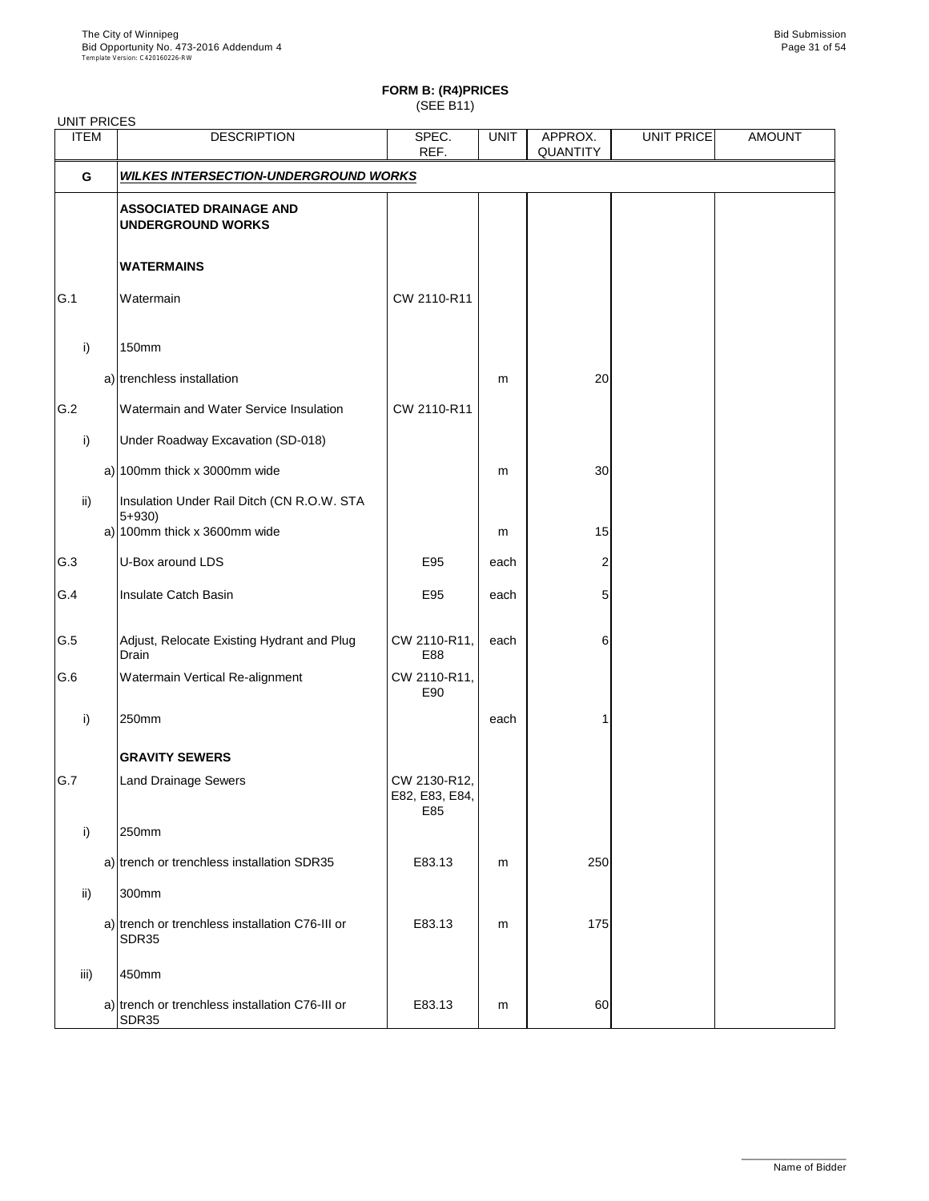## FORM B: (R4)PRICES
(SEE B11)

UNIT PRICES

| ITEM | DESCRIPTION | SPEC. REF. | UNIT | APPROX. QUANTITY | UNIT PRICE | AMOUNT |
|---|---|---|---|---|---|---|
| **G** | ***WILKES INTERSECTION-UNDERGROUND WORKS*** | | | | | |
| | **ASSOCIATED DRAINAGE AND UNDERGROUND WORKS** | | | | | |
| | **WATERMAINS** | | | | | |
| G.1 | Watermain | CW 2110-R11 | | | | |
| i) | 150mm | | | | | |
| | a) trenchless installation | | m | 20 | | |
| G.2 | Watermain and Water Service Insulation | CW 2110-R11 | | | | |
| i) | Under Roadway Excavation (SD-018) | | | | | |
| | a) 100mm thick x 3000mm wide | | m | 30 | | |
| ii) | Insulation Under Rail Ditch (CN R.O.W. STA 5+930) | | | | | |
| | a) 100mm thick x 3600mm wide | | m | 15 | | |
| G.3 | U-Box around LDS | E95 | each | 2 | | |
| G.4 | Insulate Catch Basin | E95 | each | 5 | | |
| G.5 | Adjust, Relocate Existing Hydrant and Plug Drain | CW 2110-R11, E88 | each | 6 | | |
| G.6 | Watermain Vertical Re-alignment | CW 2110-R11, E90 | | | | |
| i) | 250mm | | each | 1 | | |
| | **GRAVITY SEWERS** | | | | | |
| G.7 | Land Drainage Sewers | CW 2130-R12, E82, E83, E84, E85 | | | | |
| i) | 250mm | | | | | |
| | a) trench or trenchless installation SDR35 | E83.13 | m | 250 | | |
| ii) | 300mm | | | | | |
| | a) trench or trenchless installation C76-III or SDR35 | E83.13 | m | 175 | | |
| iii) | 450mm | | | | | |
| | a) trench or trenchless installation C76-III or SDR35 | E83.13 | m | 60 | | |

Name of Bidder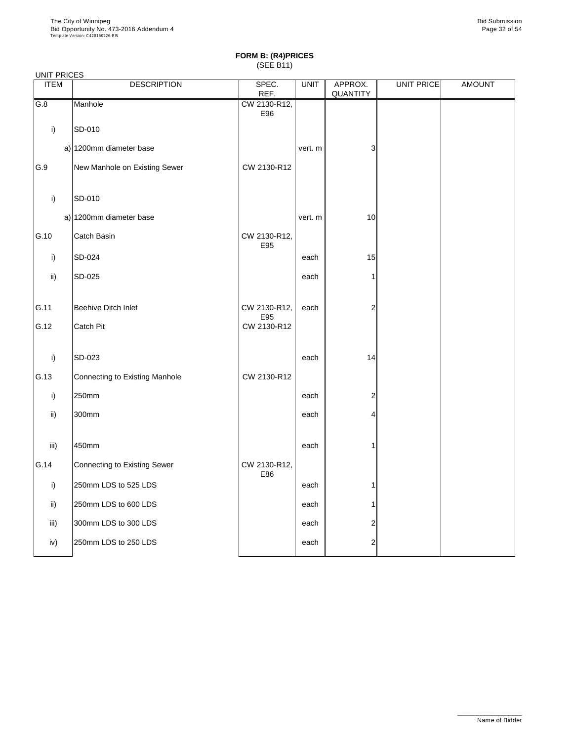**FORM B: (R4)PRICES**
(SEE B11)

UNIT PRICES

| ITEM | DESCRIPTION | SPEC. REF. | UNIT | APPROX. QUANTITY | UNIT PRICE | AMOUNT |
|---|---|---|---|---|---|---|
| G.8 | Manhole | CW 2130-R12, E96 | | | | |
| i) | SD-010 | | | | | |
| | a) 1200mm diameter base | | vert. m | 3 | | |
| G.9 | New Manhole on Existing Sewer | CW 2130-R12 | | | | |
| i) | SD-010 | | | | | |
| | a) 1200mm diameter base | | vert. m | 10 | | |
| G.10 | Catch Basin | CW 2130-R12, E95 | | | | |
| i) | SD-024 | | each | 15 | | |
| ii) | SD-025 | | each | 1 | | |
| G.11 | Beehive Ditch Inlet | CW 2130-R12, E95 | each | 2 | | |
| G.12 | Catch Pit | CW 2130-R12 | | | | |
| i) | SD-023 | | each | 14 | | |
| G.13 | Connecting to Existing Manhole | CW 2130-R12 | | | | |
| i) | 250mm | | each | 2 | | |
| ii) | 300mm | | each | 4 | | |
| iii) | 450mm | | each | 1 | | |
| G.14 | Connecting to Existing Sewer | CW 2130-R12, E86 | | | | |
| i) | 250mm LDS to 525 LDS | | each | 1 | | |
| ii) | 250mm LDS to 600 LDS | | each | 1 | | |
| iii) | 300mm LDS to 300 LDS | | each | 2 | | |
| iv) | 250mm LDS to 250 LDS | | each | 2 | | |

Name of Bidder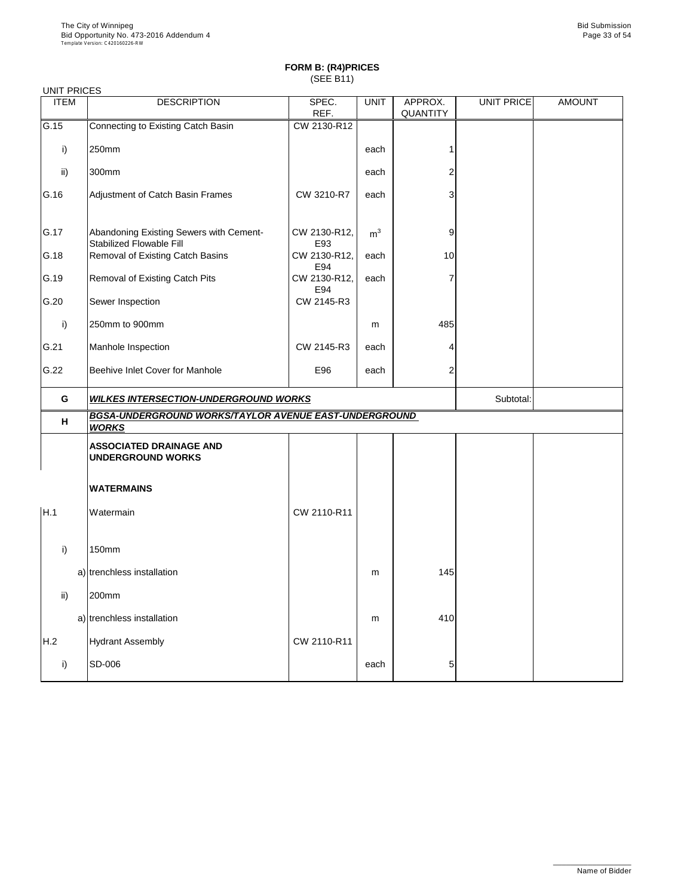**FORM B: (R4)PRICES**
(SEE B11)

UNIT PRICES

| ITEM | DESCRIPTION | SPEC. REF. | UNIT | APPROX. QUANTITY | UNIT PRICE | AMOUNT |
|---|---|---|---|---|---|---|
| G.15 | Connecting to Existing Catch Basin | CW 2130-R12 | | | | |
| i) | 250mm | | each | 1 | | |
| ii) | 300mm | | each | 2 | | |
| G.16 | Adjustment of Catch Basin Frames | CW 3210-R7 | each | 3 | | |
| G.17 | Abandoning Existing Sewers with Cement-Stabilized Flowable Fill | CW 2130-R12, E93 | $m^3$ | 9 | | |
| G.18 | Removal of Existing Catch Basins | CW 2130-R12, E94 | each | 10 | | |
| G.19 | Removal of Existing Catch Pits | CW 2130-R12, E94 | each | 7 | | |
| G.20 | Sewer Inspection | CW 2145-R3 | | | | |
| i) | 250mm to 900mm | | m | 485 | | |
| G.21 | Manhole Inspection | CW 2145-R3 | each | 4 | | |
| G.22 | Beehive Inlet Cover for Manhole | E96 | each | 2 | | |
| **G** | ***WILKES INTERSECTION-UNDERGROUND WORKS*** | | | | Subtotal: | |
| **H** | ***BGSA-UNDERGROUND WORKS/TAYLOR AVENUE EAST-UNDERGROUND WORKS*** | | | | | |
| | **ASSOCIATED DRAINAGE AND UNDERGROUND WORKS** | | | | | |
| | **WATERMAINS** | | | | | |
| H.1 | Watermain | CW 2110-R11 | | | | |
| i) | 150mm | | | | | |
| | a) trenchless installation | | m | 145 | | |
| ii) | 200mm | | | | | |
| | a) trenchless installation | | m | 410 | | |
| H.2 | Hydrant Assembly | CW 2110-R11 | | | | |
| i) | SD-006 | | each | 5 | | |

Name of Bidder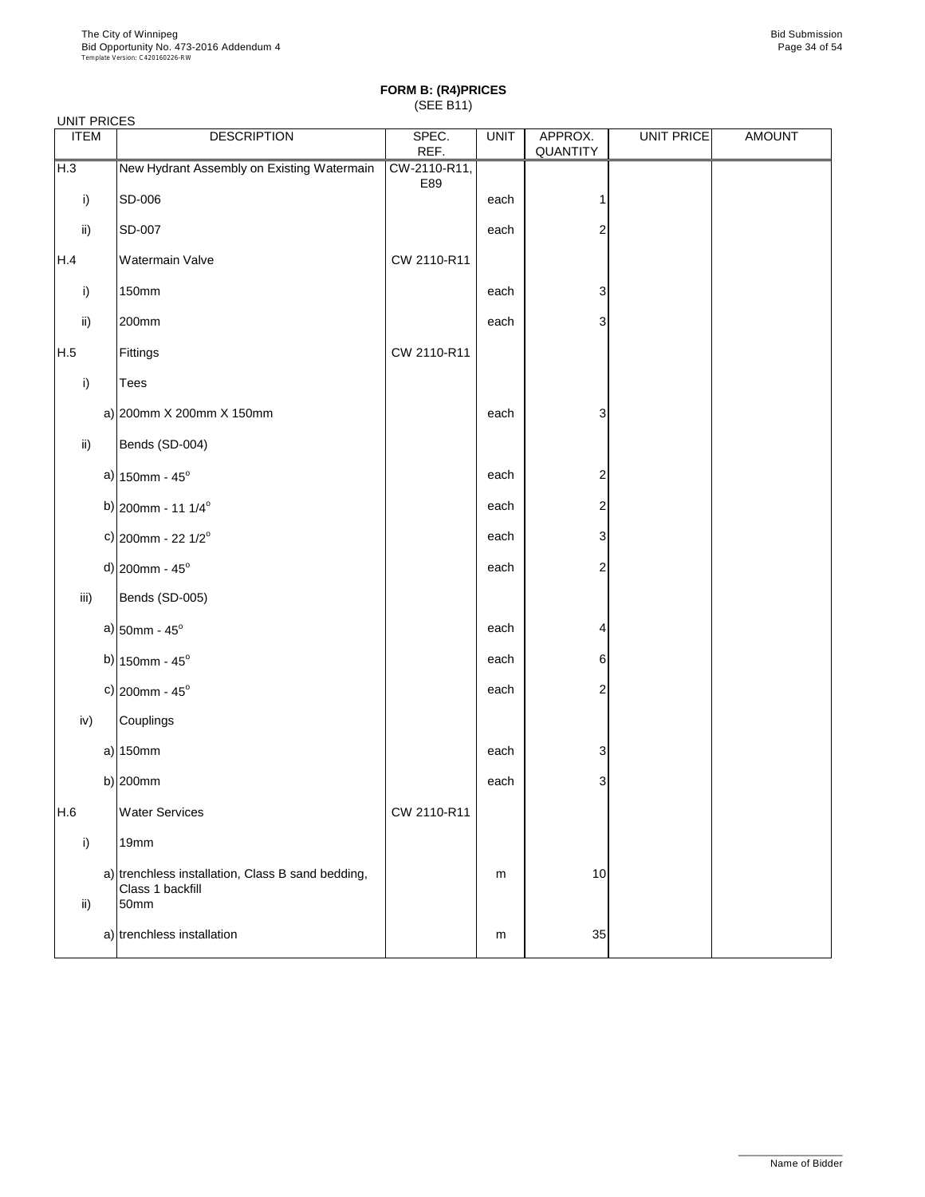**FORM B: (R4)PRICES**
(SEE B11)

UNIT PRICES

| ITEM | | DESCRIPTION | SPEC. REF. | UNIT | APPROX. QUANTITY | UNIT PRICE | AMOUNT |
|---|---|---|---|---|---|---|---|
| H.3 | | New Hydrant Assembly on Existing Watermain | CW-2110-R11, E89 | | | | |
| i) | | SD-006 | | each | 1 | | |
| ii) | | SD-007 | | each | 2 | | |
| H.4 | | Watermain Valve | CW 2110-R11 | | | | |
| i) | | 150mm | | each | 3 | | |
| ii) | | 200mm | | each | 3 | | |
| H.5 | | Fittings | CW 2110-R11 | | | | |
| i) | | Tees | | | | | |
| | a) | 200mm X 200mm X 150mm | | each | 3 | | |
| ii) | | Bends (SD-004) | | | | | |
| | a) | 150mm - 45$^{o}$ | | each | 2 | | |
| | b) | 200mm - 11 1/4$^{o}$ | | each | 2 | | |
| | c) | 200mm - 22 1/2$^{o}$ | | each | 3 | | |
| | d) | 200mm - 45$^{o}$ | | each | 2 | | |
| iii) | | Bends (SD-005) | | | | | |
| | a) | 50mm - 45$^{o}$ | | each | 4 | | |
| | b) | 150mm - 45$^{o}$ | | each | 6 | | |
| | c) | 200mm - 45$^{o}$ | | each | 2 | | |
| iv) | | Couplings | | | | | |
| | a) | 150mm | | each | 3 | | |
| | b) | 200mm | | each | 3 | | |
| H.6 | | Water Services | CW 2110-R11 | | | | |
| i) | | 19mm | | | | | |
| | a) | trenchless installation, Class B sand bedding, Class 1 backfill | | m | 10 | | |
| ii) | | 50mm | | | | | |
| | a) | trenchless installation | | m | 35 | | |

Name of Bidder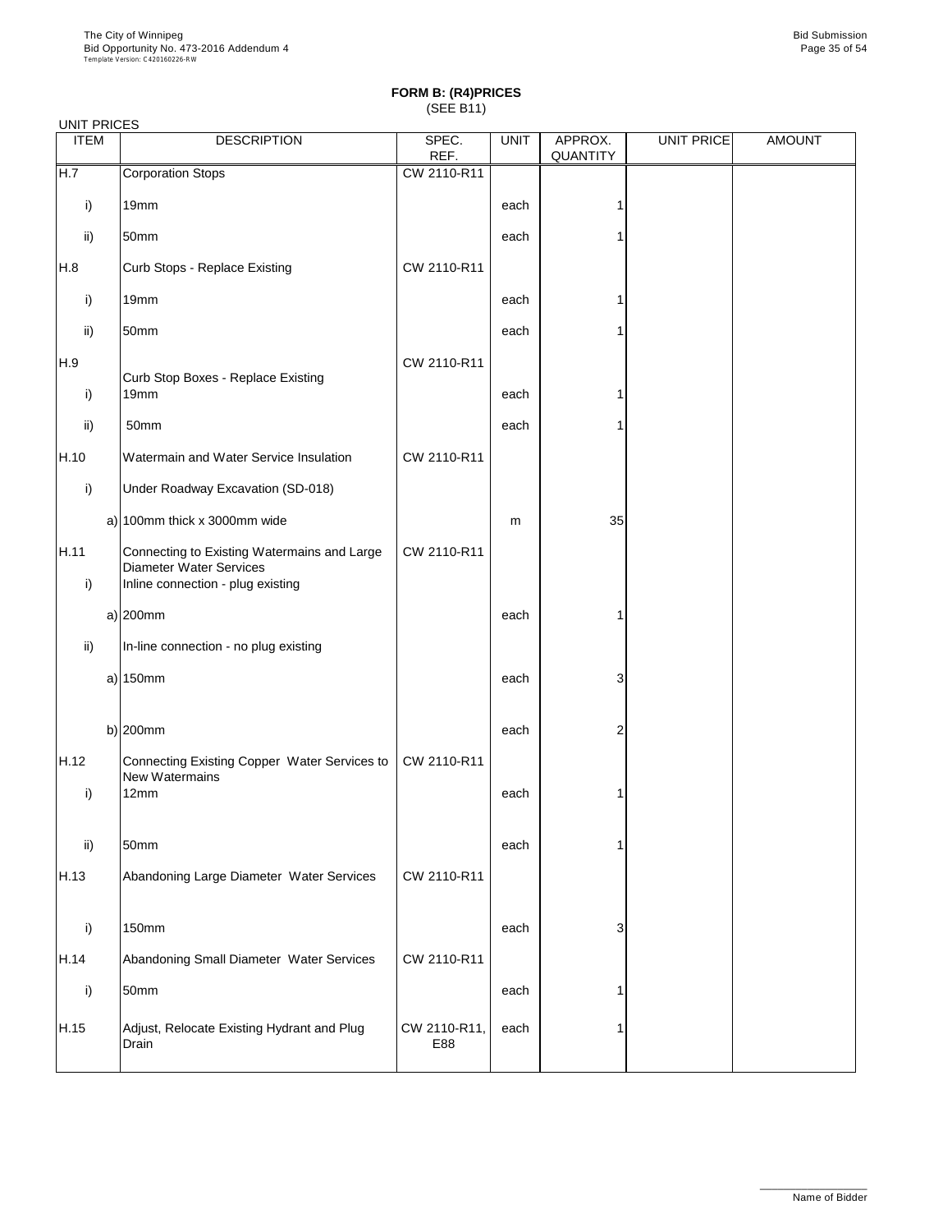**FORM B: (R4)PRICES**
(SEE B11)

UNIT PRICES

| ITEM | | DESCRIPTION | SPEC. REF. | UNIT | APPROX. QUANTITY | UNIT PRICE | AMOUNT |
|---|---|---|---|---|---|---|---|
| H.7 | | Corporation Stops | CW 2110-R11 | | | | |
| i) | | 19mm | | each | 1 | | |
| ii) | | 50mm | | each | 1 | | |
| H.8 | | Curb Stops - Replace Existing | CW 2110-R11 | | | | |
| i) | | 19mm | | each | 1 | | |
| ii) | | 50mm | | each | 1 | | |
| H.9 | | Curb Stop Boxes - Replace Existing | CW 2110-R11 | | | | |
| i) | | 19mm | | each | 1 | | |
| ii) | | 50mm | | each | 1 | | |
| H.10 | | Watermain and Water Service Insulation | CW 2110-R11 | | | | |
| i) | | Under Roadway Excavation (SD-018) | | | | | |
| | a) | 100mm thick x 3000mm wide | | m | 35 | | |
| H.11 | | Connecting to Existing Watermains and Large Diameter Water Services | CW 2110-R11 | | | | |
| i) | | Inline connection - plug existing | | | | | |
| | a) | 200mm | | each | 1 | | |
| ii) | | In-line connection - no plug existing | | | | | |
| | a) | 150mm | | each | 3 | | |
| | b) | 200mm | | each | 2 | | |
| H.12 | | Connecting Existing Copper Water Services to New Watermains | CW 2110-R11 | | | | |
| i) | | 12mm | | each | 1 | | |
| ii) | | 50mm | | each | 1 | | |
| H.13 | | Abandoning Large Diameter Water Services | CW 2110-R11 | | | | |
| i) | | 150mm | | each | 3 | | |
| H.14 | | Abandoning Small Diameter Water Services | CW 2110-R11 | | | | |
| i) | | 50mm | | each | 1 | | |
| H.15 | | Adjust, Relocate Existing Hydrant and Plug Drain | CW 2110-R11, E88 | each | 1 | | |

Name of Bidder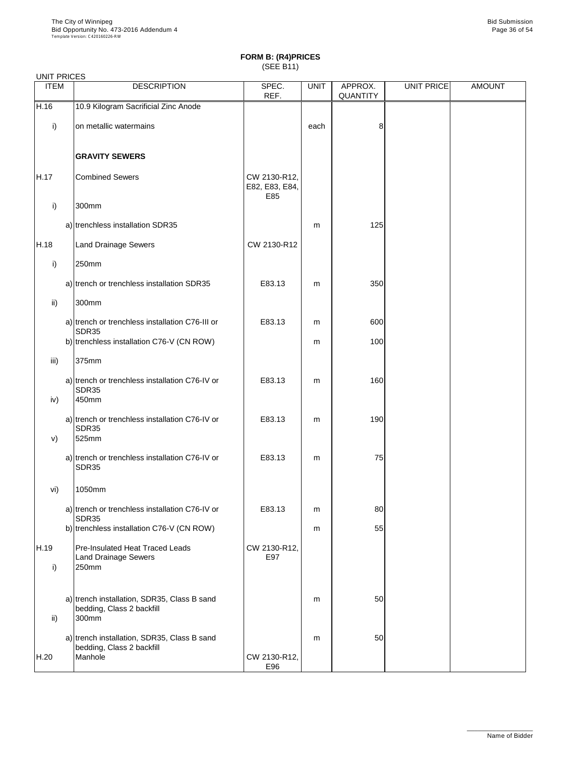## FORM B: (R4)PRICES
(SEE B11)

UNIT PRICES

| ITEM | DESCRIPTION | SPEC. REF. | UNIT | APPROX. QUANTITY | UNIT PRICE | AMOUNT |
|---|---|---|---|---|---|---|
| H.16 | 10.9 Kilogram Sacrificial Zinc Anode | | | | | |
| i) | on metallic watermains | | each | 8 | | |
| | **GRAVITY SEWERS** | | | | | |
| H.17 | Combined Sewers | CW 2130-R12, E82, E83, E84, E85 | | | | |
| i) | 300mm | | | | | |
| | a) trenchless installation SDR35 | | m | 125 | | |
| H.18 | Land Drainage Sewers | CW 2130-R12 | | | | |
| i) | 250mm | | | | | |
| | a) trench or trenchless installation SDR35 | E83.13 | m | 350 | | |
| ii) | 300mm | | | | | |
| | a) trench or trenchless installation C76-III or SDR35 | E83.13 | m | 600 | | |
| | b) trenchless installation C76-V (CN ROW) | | m | 100 | | |
| iii) | 375mm | | | | | |
| | a) trench or trenchless installation C76-IV or SDR35 | E83.13 | m | 160 | | |
| iv) | 450mm | | | | | |
| | a) trench or trenchless installation C76-IV or SDR35 | E83.13 | m | 190 | | |
| v) | 525mm | | | | | |
| | a) trench or trenchless installation C76-IV or SDR35 | E83.13 | m | 75 | | |
| vi) | 1050mm | | | | | |
| | a) trench or trenchless installation C76-IV or SDR35 | E83.13 | m | 80 | | |
| | b) trenchless installation C76-V (CN ROW) | | m | 55 | | |
| H.19 | Pre-Insulated Heat Traced Leads Land Drainage Sewers | CW 2130-R12, E97 | | | | |
| i) | 250mm | | | | | |
| | a) trench installation, SDR35, Class B sand bedding, Class 2 backfill | | m | 50 | | |
| ii) | 300mm | | | | | |
| | a) trench installation, SDR35, Class B sand bedding, Class 2 backfill | | m | 50 | | |
| H.20 | Manhole | CW 2130-R12, E96 | | | | |

Name of Bidder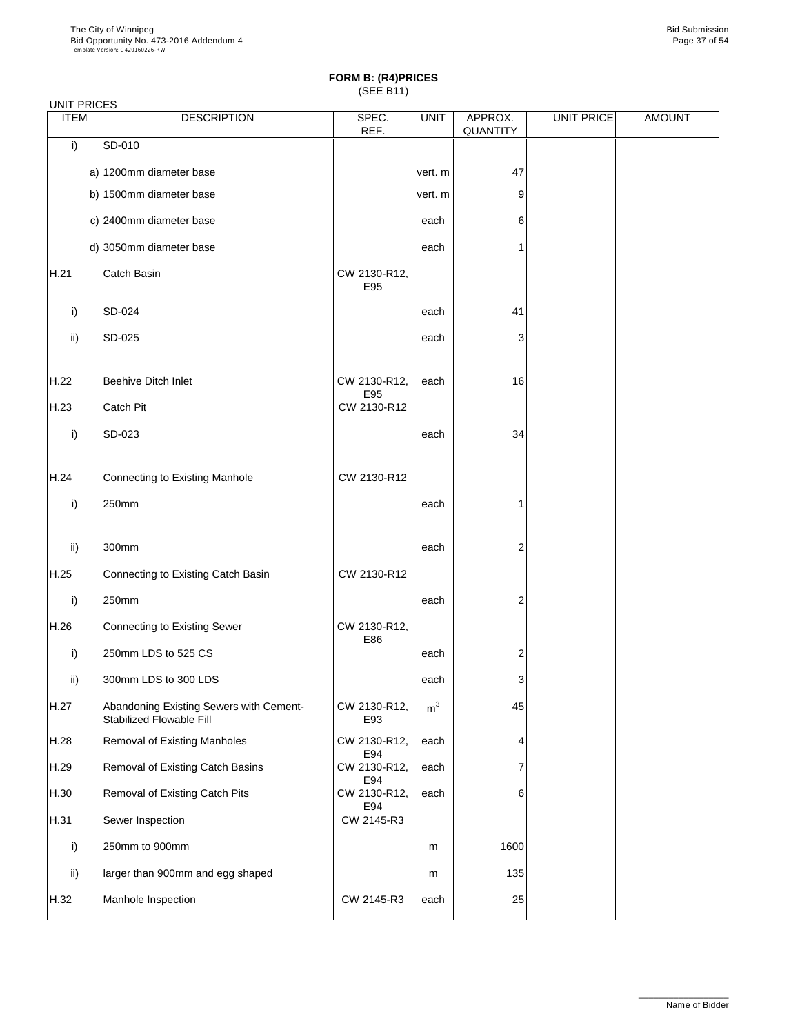**FORM B: (R4)PRICES**
(SEE B11)

UNIT PRICES

| ITEM | DESCRIPTION | SPEC. REF. | UNIT | APPROX. QUANTITY | UNIT PRICE | AMOUNT |
|---|---|---|---|---|---|---|
| i) | SD-010 | | | | | |
| | a) 1200mm diameter base | | vert. m | 47 | | |
| | b) 1500mm diameter base | | vert. m | 9 | | |
| | c) 2400mm diameter base | | each | 6 | | |
| | d) 3050mm diameter base | | each | 1 | | |
| H.21 | Catch Basin | CW 2130-R12, E95 | | | | |
| i) | SD-024 | | each | 41 | | |
| ii) | SD-025 | | each | 3 | | |
| H.22 | Beehive Ditch Inlet | CW 2130-R12, E95 | each | 16 | | |
| H.23 | Catch Pit | CW 2130-R12 | | | | |
| i) | SD-023 | | each | 34 | | |
| H.24 | Connecting to Existing Manhole | CW 2130-R12 | | | | |
| i) | 250mm | | each | 1 | | |
| ii) | 300mm | | each | 2 | | |
| H.25 | Connecting to Existing Catch Basin | CW 2130-R12 | | | | |
| i) | 250mm | | each | 2 | | |
| H.26 | Connecting to Existing Sewer | CW 2130-R12, E86 | | | | |
| i) | 250mm LDS to 525 CS | | each | 2 | | |
| ii) | 300mm LDS to 300 LDS | | each | 3 | | |
| H.27 | Abandoning Existing Sewers with Cement-Stabilized Flowable Fill | CW 2130-R12, E93 | $m^3$ | 45 | | |
| H.28 | Removal of Existing Manholes | CW 2130-R12, E94 | each | 4 | | |
| H.29 | Removal of Existing Catch Basins | CW 2130-R12, E94 | each | 7 | | |
| H.30 | Removal of Existing Catch Pits | CW 2130-R12, E94 | each | 6 | | |
| H.31 | Sewer Inspection | CW 2145-R3 | | | | |
| i) | 250mm to 900mm | | m | 1600 | | |
| ii) | larger than 900mm and egg shaped | | m | 135 | | |
| H.32 | Manhole Inspection | CW 2145-R3 | each | 25 | | |

Name of Bidder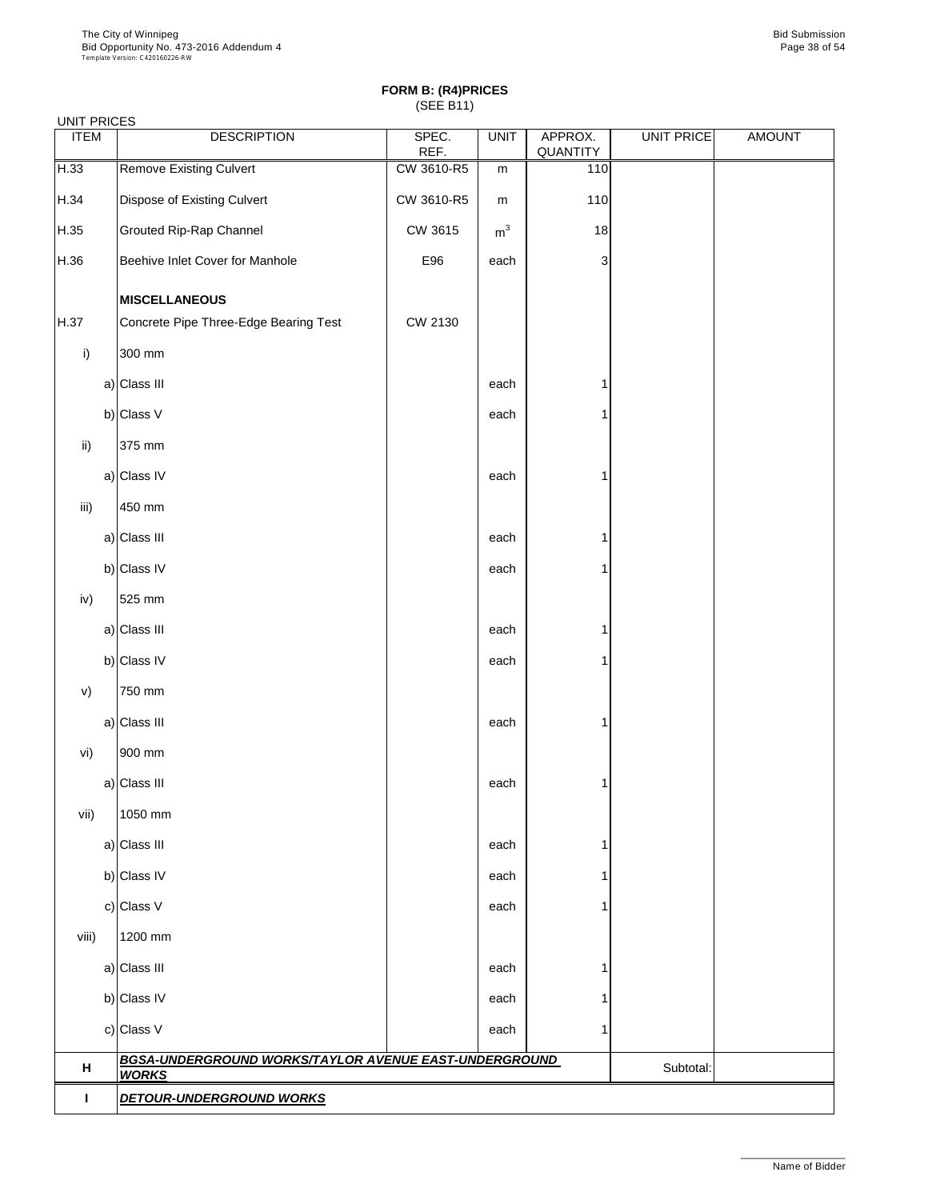**FORM B: (R4)PRICES**
(SEE B11)

UNIT PRICES

| ITEM | DESCRIPTION | SPEC. REF. | UNIT | APPROX. QUANTITY | UNIT PRICE | AMOUNT |
|---|---|---|---|---|---|---|
| H.33 | Remove Existing Culvert | CW 3610-R5 | m | 110 | | |
| H.34 | Dispose of Existing Culvert | CW 3610-R5 | m | 110 | | |
| H.35 | Grouted Rip-Rap Channel | CW 3615 | $m^3$ | 18 | | |
| H.36 | Beehive Inlet Cover for Manhole | E96 | each | 3 | | |
| | **MISCELLANEOUS** | | | | | |
| H.37 | Concrete Pipe Three-Edge Bearing Test | CW 2130 | | | | |
| i) | 300 mm | | | | | |
| a) | Class III | | each | 1 | | |
| b) | Class V | | each | 1 | | |
| ii) | 375 mm | | | | | |
| a) | Class IV | | each | 1 | | |
| iii) | 450 mm | | | | | |
| a) | Class III | | each | 1 | | |
| b) | Class IV | | each | 1 | | |
| iv) | 525 mm | | | | | |
| a) | Class III | | each | 1 | | |
| b) | Class IV | | each | 1 | | |
| v) | 750 mm | | | | | |
| a) | Class III | | each | 1 | | |
| vi) | 900 mm | | | | | |
| a) | Class III | | each | 1 | | |
| vii) | 1050 mm | | | | | |
| a) | Class III | | each | 1 | | |
| b) | Class IV | | each | 1 | | |
| c) | Class V | | each | 1 | | |
| viii) | 1200 mm | | | | | |
| a) | Class III | | each | 1 | | |
| b) | Class IV | | each | 1 | | |
| c) | Class V | | each | 1 | | |
| **H** | ***BGSA-UNDERGROUND WORKS/TAYLOR AVENUE EAST-UNDERGROUND WORKS*** | | | | Subtotal: | |
| **I** | ***DETOUR-UNDERGROUND WORKS*** | | | | | |

Name of Bidder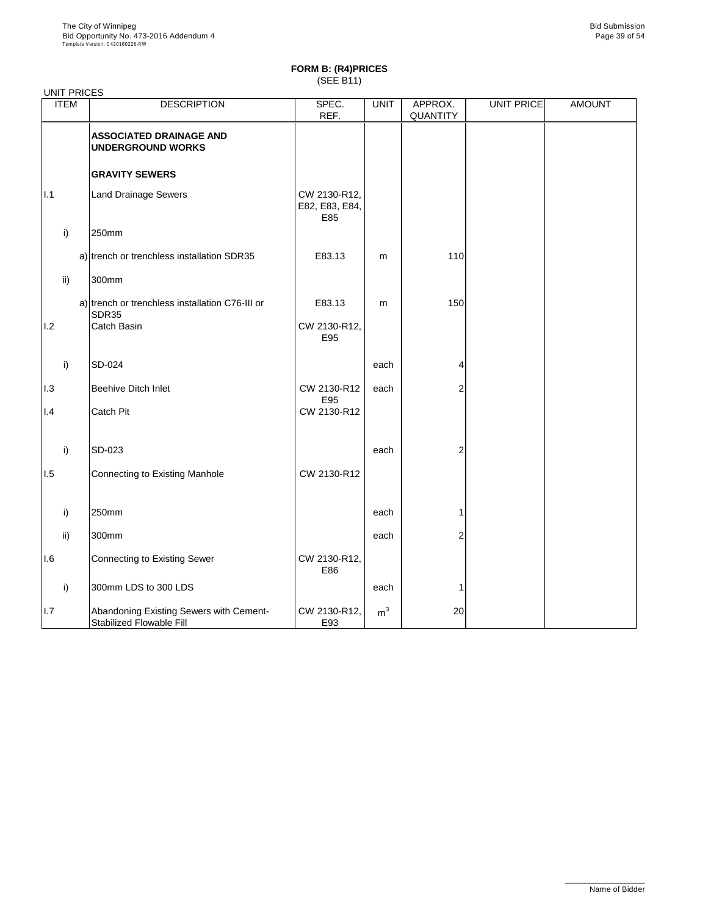**FORM B: (R4)PRICES**
(SEE B11)

UNIT PRICES

| ITEM | | DESCRIPTION | SPEC. REF. | UNIT | APPROX. QUANTITY | UNIT PRICE | AMOUNT |
|---|---|---|---|---|---|---|---|
| | | **ASSOCIATED DRAINAGE AND UNDERGROUND WORKS** | | | | | |
| | | **GRAVITY SEWERS** | | | | | |
| I.1 | | Land Drainage Sewers | CW 2130-R12, E82, E83, E84, E85 | | | | |
| | i) | 250mm | | | | | |
| | a) | trench or trenchless installation SDR35 | E83.13 | m | 110 | | |
| | ii) | 300mm | | | | | |
| | a) | trench or trenchless installation C76-III or SDR35 | E83.13 | m | 150 | | |
| I.2 | | Catch Basin | CW 2130-R12, E95 | | | | |
| | i) | SD-024 | | each | 4 | | |
| I.3 | | Beehive Ditch Inlet | CW 2130-R12 E95 | each | 2 | | |
| I.4 | | Catch Pit | CW 2130-R12 | | | | |
| | i) | SD-023 | | each | 2 | | |
| I.5 | | Connecting to Existing Manhole | CW 2130-R12 | | | | |
| | i) | 250mm | | each | 1 | | |
| | ii) | 300mm | | each | 2 | | |
| I.6 | | Connecting to Existing Sewer | CW 2130-R12, E86 | | | | |
| | i) | 300mm LDS to 300 LDS | | each | 1 | | |
| I.7 | | Abandoning Existing Sewers with Cement-Stabilized Flowable Fill | CW 2130-R12, E93 | $m^3$ | 20 | | |

Name of Bidder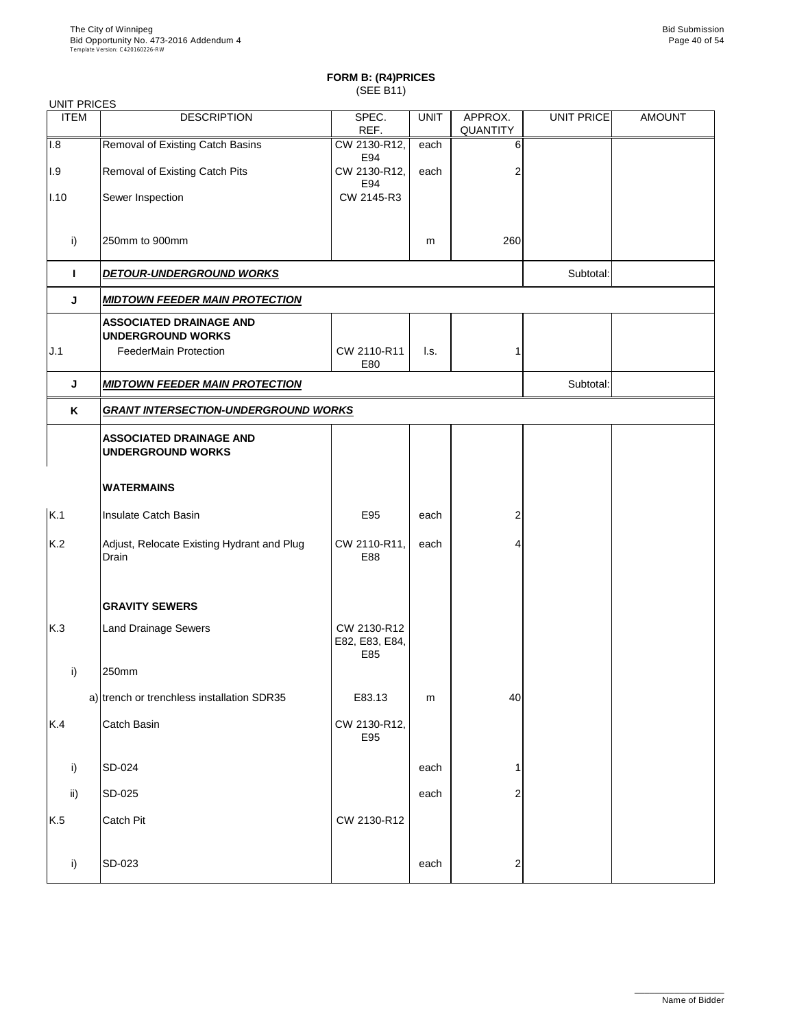# FORM B: (R4)PRICES

(SEE B11)

UNIT PRICES

| ITEM | DESCRIPTION | SPEC. REF. | UNIT | APPROX. QUANTITY | UNIT PRICE | AMOUNT |
|---|---|---|---|---|---|---|
| I.8 | Removal of Existing Catch Basins | CW 2130-R12, E94 | each | 6 | | |
| I.9 | Removal of Existing Catch Pits | CW 2130-R12, E94 | each | 2 | | |
| I.10 | Sewer Inspection | CW 2145-R3 | | | | |
| i) | 250mm to 900mm | | m | 260 | | |
| **I** | ***DETOUR-UNDERGROUND WORKS*** | | | | Subtotal: | |
| **J** | ***MIDTOWN FEEDER MAIN PROTECTION*** | | | | | |
| | **ASSOCIATED DRAINAGE AND UNDERGROUND WORKS** | | | | | |
| J.1 | FeederMain Protection | CW 2110-R11 E80 | l.s. | 1 | | |
| **J** | ***MIDTOWN FEEDER MAIN PROTECTION*** | | | | Subtotal: | |
| **K** | ***GRANT INTERSECTION-UNDERGROUND WORKS*** | | | | | |
| | **ASSOCIATED DRAINAGE AND UNDERGROUND WORKS** | | | | | |
| | **WATERMAINS** | | | | | |
| K.1 | Insulate Catch Basin | E95 | each | 2 | | |
| K.2 | Adjust, Relocate Existing Hydrant and Plug Drain | CW 2110-R11, E88 | each | 4 | | |
| | **GRAVITY SEWERS** | | | | | |
| K.3 | Land Drainage Sewers | CW 2130-R12 E82, E83, E84, E85 | | | | |
| i) | 250mm | | | | | |
| a) | trench or trenchless installation SDR35 | E83.13 | m | 40 | | |
| K.4 | Catch Basin | CW 2130-R12, E95 | | | | |
| i) | SD-024 | | each | 1 | | |
| ii) | SD-025 | | each | 2 | | |
| K.5 | Catch Pit | CW 2130-R12 | | | | |
| i) | SD-023 | | each | 2 | | |

Name of Bidder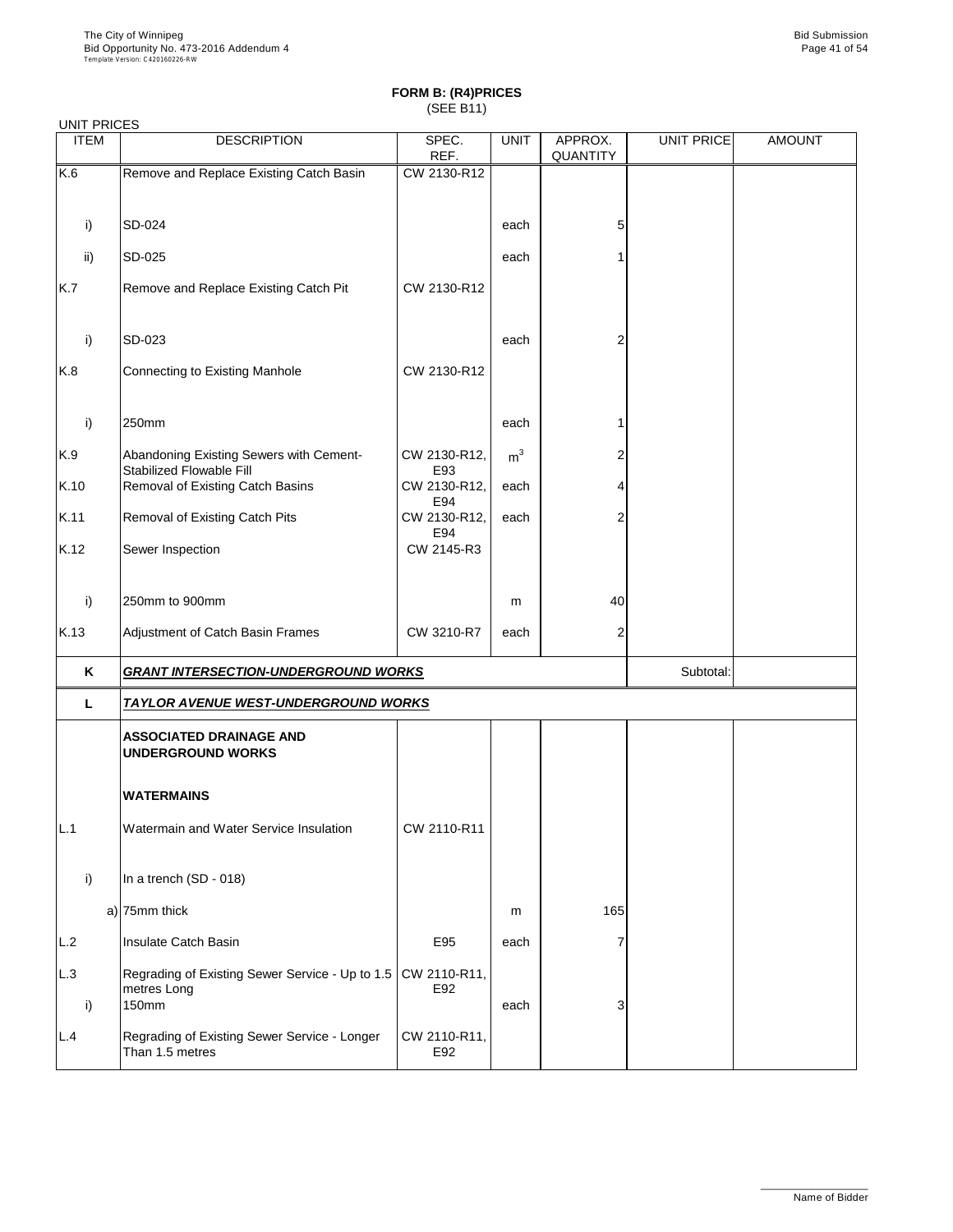**FORM B: (R4)PRICES**
(SEE B11)

UNIT PRICES

| ITEM | DESCRIPTION | SPEC. REF. | UNIT | APPROX. QUANTITY | UNIT PRICE | AMOUNT |
|---|---|---|---|---|---|---|
| K.6 | Remove and Replace Existing Catch Basin | CW 2130-R12 | | | | |
| i) | SD-024 | | each | 5 | | |
| ii) | SD-025 | | each | 1 | | |
| K.7 | Remove and Replace Existing Catch Pit | CW 2130-R12 | | | | |
| i) | SD-023 | | each | 2 | | |
| K.8 | Connecting to Existing Manhole | CW 2130-R12 | | | | |
| i) | 250mm | | each | 1 | | |
| K.9 | Abandoning Existing Sewers with Cement-Stabilized Flowable Fill | CW 2130-R12, E93 | $m^3$ | 2 | | |
| K.10 | Removal of Existing Catch Basins | CW 2130-R12, E94 | each | 4 | | |
| K.11 | Removal of Existing Catch Pits | CW 2130-R12, E94 | each | 2 | | |
| K.12 | Sewer Inspection | CW 2145-R3 | | | | |
| i) | 250mm to 900mm | | m | 40 | | |
| K.13 | Adjustment of Catch Basin Frames | CW 3210-R7 | each | 2 | | |
| **K** | ***GRANT INTERSECTION-UNDERGROUND WORKS*** | | | | Subtotal: | |
| **L** | ***TAYLOR AVENUE WEST-UNDERGROUND WORKS*** | | | | | |
| | **ASSOCIATED DRAINAGE AND UNDERGROUND WORKS** | | | | | |
| | **WATERMAINS** | | | | | |
| L.1 | Watermain and Water Service Insulation | CW 2110-R11 | | | | |
| i) | In a trench (SD - 018) | | | | | |
| a) | 75mm thick | | m | 165 | | |
| L.2 | Insulate Catch Basin | E95 | each | 7 | | |
| L.3 | Regrading of Existing Sewer Service - Up to 1.5 metres Long | CW 2110-R11, E92 | | | | |
| i) | 150mm | | each | 3 | | |
| L.4 | Regrading of Existing Sewer Service - Longer Than 1.5 metres | CW 2110-R11, E92 | | | | |

Name of Bidder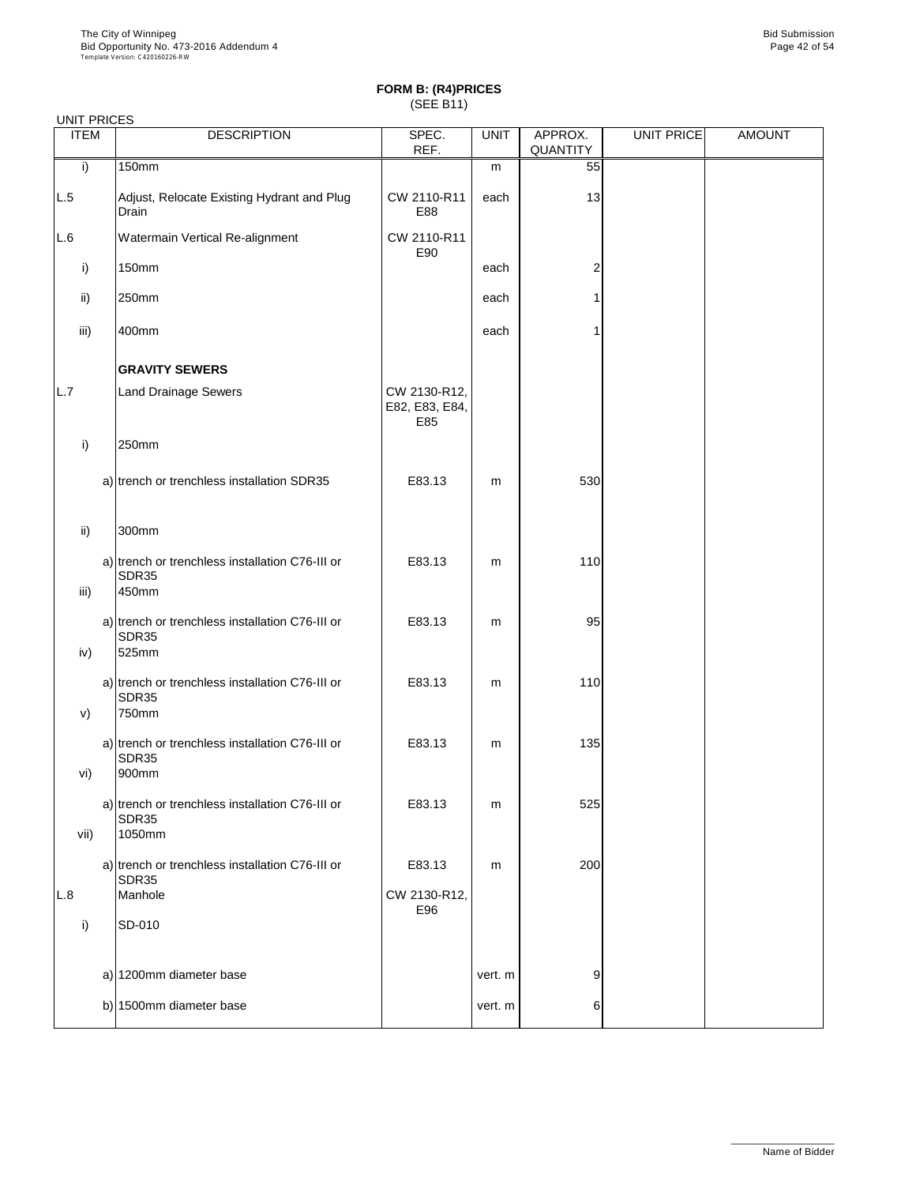**FORM B: (R4)PRICES**
(SEE B11)

UNIT PRICES

| ITEM | | DESCRIPTION | SPEC. REF. | UNIT | APPROX. QUANTITY | UNIT PRICE | AMOUNT |
|---|---|---|---|---|---|---|---|
| i) | | 150mm | | m | 55 | | |
| L.5 | | Adjust, Relocate Existing Hydrant and Plug Drain | CW 2110-R11 E88 | each | 13 | | |
| L.6 | | Watermain Vertical Re-alignment | CW 2110-R11 E90 | | | | |
| i) | | 150mm | | each | 2 | | |
| ii) | | 250mm | | each | 1 | | |
| iii) | | 400mm | | each | 1 | | |
| | | **GRAVITY SEWERS** | | | | | |
| L.7 | | Land Drainage Sewers | CW 2130-R12, E82, E83, E84, E85 | | | | |
| i) | | 250mm | | | | | |
| | a) | trench or trenchless installation SDR35 | E83.13 | m | 530 | | |
| ii) | | 300mm | | | | | |
| | a) | trench or trenchless installation C76-III or SDR35 | E83.13 | m | 110 | | |
| iii) | | 450mm | | | | | |
| | a) | trench or trenchless installation C76-III or SDR35 | E83.13 | m | 95 | | |
| iv) | | 525mm | | | | | |
| | a) | trench or trenchless installation C76-III or SDR35 | E83.13 | m | 110 | | |
| v) | | 750mm | | | | | |
| | a) | trench or trenchless installation C76-III or SDR35 | E83.13 | m | 135 | | |
| vi) | | 900mm | | | | | |
| | a) | trench or trenchless installation C76-III or SDR35 | E83.13 | m | 525 | | |
| vii) | | 1050mm | | | | | |
| | a) | trench or trenchless installation C76-III or SDR35 | E83.13 | m | 200 | | |
| L.8 | | Manhole | CW 2130-R12, E96 | | | | |
| i) | | SD-010 | | | | | |
| | a) | 1200mm diameter base | | vert. m | 9 | | |
| | b) | 1500mm diameter base | | vert. m | 6 | | |

Name of Bidder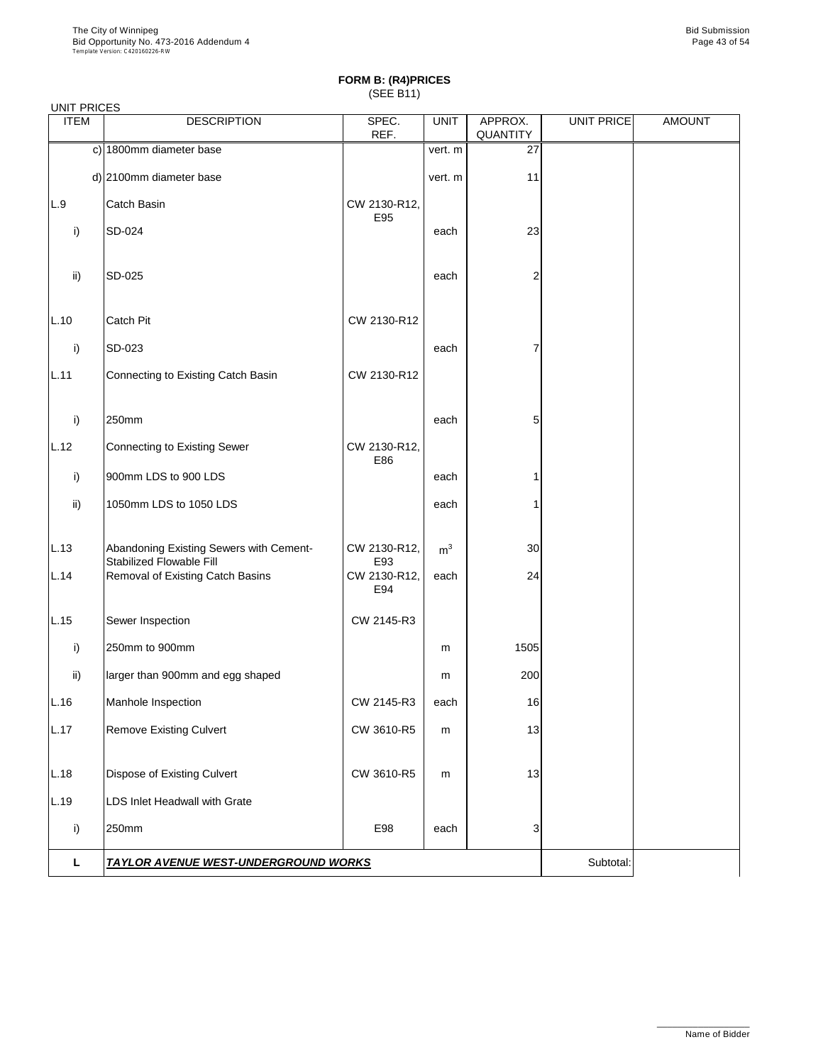**FORM B: (R4)PRICES**
(SEE B11)

UNIT PRICES

| ITEM | DESCRIPTION | SPEC. REF. | UNIT | APPROX. QUANTITY | UNIT PRICE | AMOUNT |
|---|---|---|---|---|---|---|
| c) | 1800mm diameter base | | vert. m | 27 | | |
| d) | 2100mm diameter base | | vert. m | 11 | | |
| L.9 | Catch Basin | CW 2130-R12, E95 | | | | |
| i) | SD-024 | | each | 23 | | |
| ii) | SD-025 | | each | 2 | | |
| L.10 | Catch Pit | CW 2130-R12 | | | | |
| i) | SD-023 | | each | 7 | | |
| L.11 | Connecting to Existing Catch Basin | CW 2130-R12 | | | | |
| i) | 250mm | | each | 5 | | |
| L.12 | Connecting to Existing Sewer | CW 2130-R12, E86 | | | | |
| i) | 900mm LDS to 900 LDS | | each | 1 | | |
| ii) | 1050mm LDS to 1050 LDS | | each | 1 | | |
| L.13 | Abandoning Existing Sewers with Cement-Stabilized Flowable Fill | CW 2130-R12, E93 | $m^3$ | 30 | | |
| L.14 | Removal of Existing Catch Basins | CW 2130-R12, E94 | each | 24 | | |
| L.15 | Sewer Inspection | CW 2145-R3 | | | | |
| i) | 250mm to 900mm | | m | 1505 | | |
| ii) | larger than 900mm and egg shaped | | m | 200 | | |
| L.16 | Manhole Inspection | CW 2145-R3 | each | 16 | | |
| L.17 | Remove Existing Culvert | CW 3610-R5 | m | 13 | | |
| L.18 | Dispose of Existing Culvert | CW 3610-R5 | m | 13 | | |
| L.19 | LDS Inlet Headwall with Grate | | | | | |
| i) | 250mm | E98 | each | 3 | | |
| **L** | ***TAYLOR AVENUE WEST-UNDERGROUND WORKS*** | | | | Subtotal: | |

Name of Bidder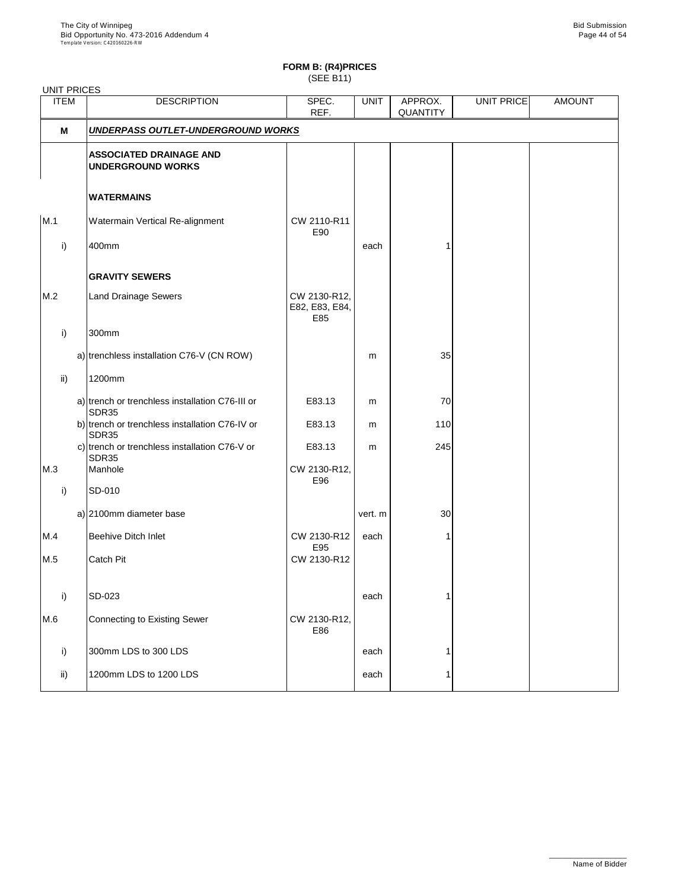**FORM B: (R4)PRICES**
(SEE B11)

UNIT PRICES

| ITEM | | DESCRIPTION | SPEC. REF. | UNIT | APPROX. QUANTITY | UNIT PRICE | AMOUNT |
|---|---|---|---|---|---|---|---|
| **M** | | ***UNDERPASS OUTLET-UNDERGROUND WORKS*** | | | | | |
| | | **ASSOCIATED DRAINAGE AND UNDERGROUND WORKS** | | | | | |
| | | **WATERMAINS** | | | | | |
| M.1 | | Watermain Vertical Re-alignment | CW 2110-R11 E90 | | | | |
| i) | | 400mm | | each | 1 | | |
| | | **GRAVITY SEWERS** | | | | | |
| M.2 | | Land Drainage Sewers | CW 2130-R12, E82, E83, E84, E85 | | | | |
| i) | | 300mm | | | | | |
| | a) | trenchless installation C76-V (CN ROW) | | m | 35 | | |
| ii) | | 1200mm | | | | | |
| | a) | trench or trenchless installation C76-III or SDR35 | E83.13 | m | 70 | | |
| | b) | trench or trenchless installation C76-IV or SDR35 | E83.13 | m | 110 | | |
| | c) | trench or trenchless installation C76-V or SDR35 | E83.13 | m | 245 | | |
| M.3 | | Manhole | CW 2130-R12, E96 | | | | |
| i) | | SD-010 | | | | | |
| | a) | 2100mm diameter base | | vert. m | 30 | | |
| M.4 | | Beehive Ditch Inlet | CW 2130-R12 E95 | each | 1 | | |
| M.5 | | Catch Pit | CW 2130-R12 | | | | |
| i) | | SD-023 | | each | 1 | | |
| M.6 | | Connecting to Existing Sewer | CW 2130-R12, E86 | | | | |
| i) | | 300mm LDS to 300 LDS | | each | 1 | | |
| ii) | | 1200mm LDS to 1200 LDS | | each | 1 | | |

Name of Bidder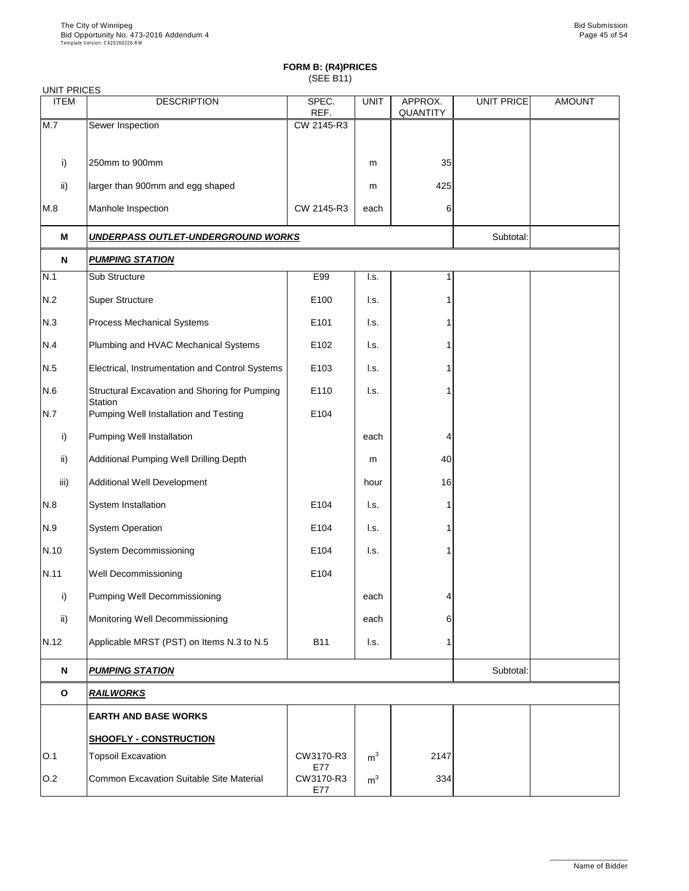## FORM B: (R4)PRICES
(SEE B11)

UNIT PRICES

| ITEM | DESCRIPTION | SPEC. REF. | UNIT | APPROX. QUANTITY | UNIT PRICE | AMOUNT |
|---|---|---|---|---|---|---|
| M.7 | Sewer Inspection | CW 2145-R3 | | | | |
| i) | 250mm to 900mm | | m | 35 | | |
| ii) | larger than 900mm and egg shaped | | m | 425 | | |
| M.8 | Manhole Inspection | CW 2145-R3 | each | 6 | | |
| **M** | ***UNDERPASS OUTLET-UNDERGROUND WORKS*** | | | | Subtotal: | |
| **N** | ***PUMPING STATION*** | | | | | |
| N.1 | Sub Structure | E99 | l.s. | 1 | | |
| N.2 | Super Structure | E100 | l.s. | 1 | | |
| N.3 | Process Mechanical Systems | E101 | l.s. | 1 | | |
| N.4 | Plumbing and HVAC Mechanical Systems | E102 | l.s. | 1 | | |
| N.5 | Electrical, Instrumentation and Control Systems | E103 | l.s. | 1 | | |
| N.6 | Structural Excavation and Shoring for Pumping Station | E110 | l.s. | 1 | | |
| N.7 | Pumping Well Installation and Testing | E104 | | | | |
| i) | Pumping Well Installation | | each | 4 | | |
| ii) | Additional Pumping Well Drilling Depth | | m | 40 | | |
| iii) | Additional Well Development | | hour | 16 | | |
| N.8 | System Installation | E104 | l.s. | 1 | | |
| N.9 | System Operation | E104 | l.s. | 1 | | |
| N.10 | System Decommissioning | E104 | l.s. | 1 | | |
| N.11 | Well Decommissioning | E104 | | | | |
| i) | Pumping Well Decommissioning | | each | 4 | | |
| ii) | Monitoring Well Decommissioning | | each | 6 | | |
| N.12 | Applicable MRST (PST) on Items N.3 to N.5 | B11 | l.s. | 1 | | |
| **N** | ***PUMPING STATION*** | | | | Subtotal: | |
| **O** | ***RAILWORKS*** | | | | | |
| | **EARTH AND BASE WORKS** | | | | | |
| | **SHOOFLY - CONSTRUCTION** | | | | | |
| O.1 | Topsoil Excavation | CW3170-R3 E77 | $m^3$ | 2147 | | |
| O.2 | Common Excavation Suitable Site Material | CW3170-R3 E77 | $m^3$ | 334 | | |

Name of Bidder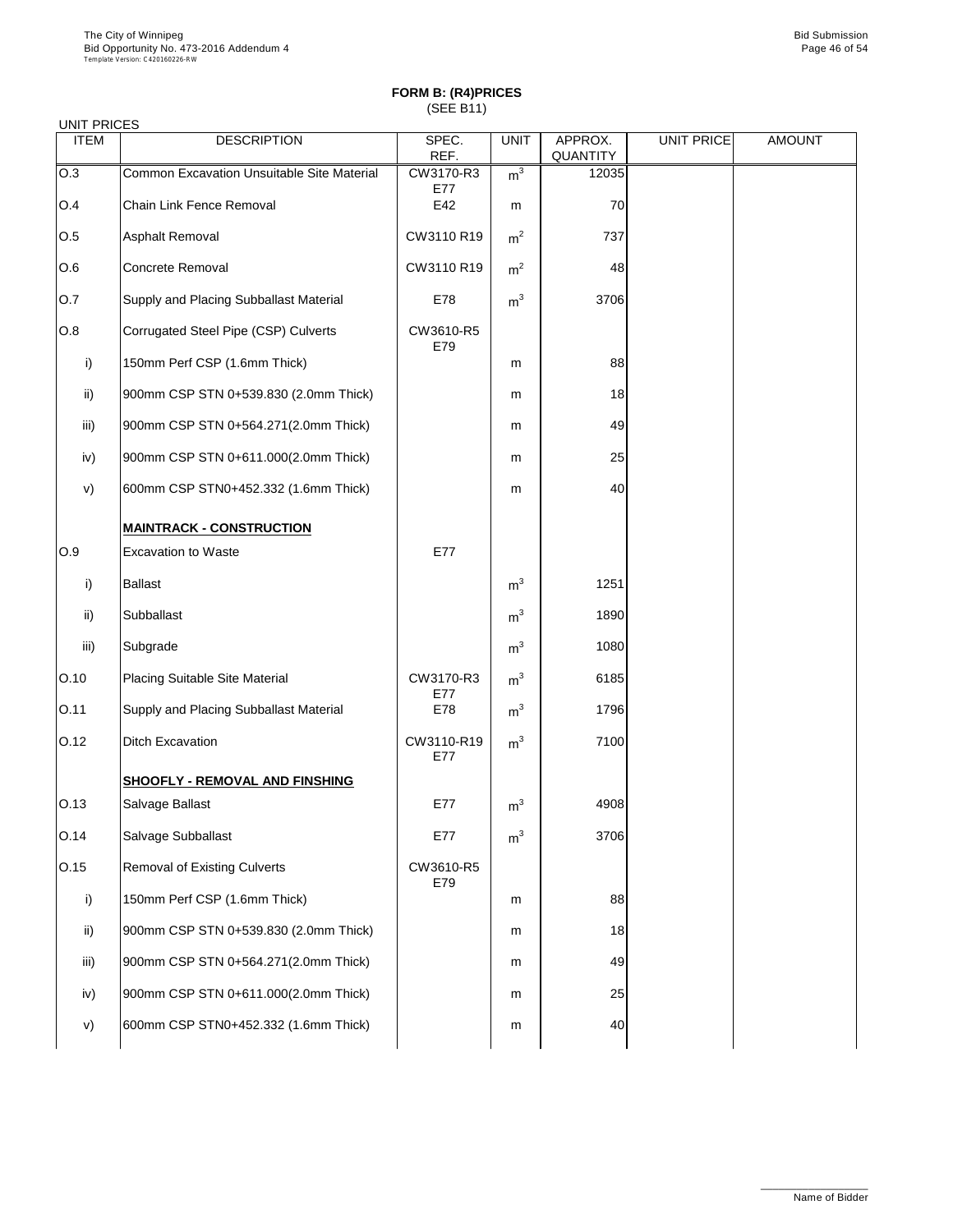**FORM B: (R4)PRICES**
(SEE B11)

UNIT PRICES

| ITEM | DESCRIPTION | SPEC. REF. | UNIT | APPROX. QUANTITY | UNIT PRICE | AMOUNT |
|---|---|---|---|---|---|---|
| O.3 | Common Excavation Unsuitable Site Material | CW3170-R3 E77 | $m^3$ | 12035 | | |
| O.4 | Chain Link Fence Removal | E42 | m | 70 | | |
| O.5 | Asphalt Removal | CW3110 R19 | $m^2$ | 737 | | |
| O.6 | Concrete Removal | CW3110 R19 | $m^2$ | 48 | | |
| O.7 | Supply and Placing Subballast Material | E78 | $m^3$ | 3706 | | |
| O.8 | Corrugated Steel Pipe (CSP) Culverts | CW3610-R5 E79 | | | | |
| i) | 150mm Perf CSP (1.6mm Thick) | | m | 88 | | |
| ii) | 900mm CSP STN 0+539.830 (2.0mm Thick) | | m | 18 | | |
| iii) | 900mm CSP STN 0+564.271(2.0mm Thick) | | m | 49 | | |
| iv) | 900mm CSP STN 0+611.000(2.0mm Thick) | | m | 25 | | |
| v) | 600mm CSP STN0+452.332 (1.6mm Thick) | | m | 40 | | |
| | **MAINTRACK - CONSTRUCTION** | | | | | |
| O.9 | Excavation to Waste | E77 | | | | |
| i) | Ballast | | $m^3$ | 1251 | | |
| ii) | Subballast | | $m^3$ | 1890 | | |
| iii) | Subgrade | | $m^3$ | 1080 | | |
| O.10 | Placing Suitable Site Material | CW3170-R3 E77 | $m^3$ | 6185 | | |
| O.11 | Supply and Placing Subballast Material | E78 | $m^3$ | 1796 | | |
| O.12 | Ditch Excavation | CW3110-R19 E77 | $m^3$ | 7100 | | |
| | **SHOOFLY - REMOVAL AND FINSHING** | | | | | |
| O.13 | Salvage Ballast | E77 | $m^3$ | 4908 | | |
| O.14 | Salvage Subballast | E77 | $m^3$ | 3706 | | |
| O.15 | Removal of Existing Culverts | CW3610-R5 E79 | | | | |
| i) | 150mm Perf CSP (1.6mm Thick) | | m | 88 | | |
| ii) | 900mm CSP STN 0+539.830 (2.0mm Thick) | | m | 18 | | |
| iii) | 900mm CSP STN 0+564.271(2.0mm Thick) | | m | 49 | | |
| iv) | 900mm CSP STN 0+611.000(2.0mm Thick) | | m | 25 | | |
| v) | 600mm CSP STN0+452.332 (1.6mm Thick) | | m | 40 | | |

Name of Bidder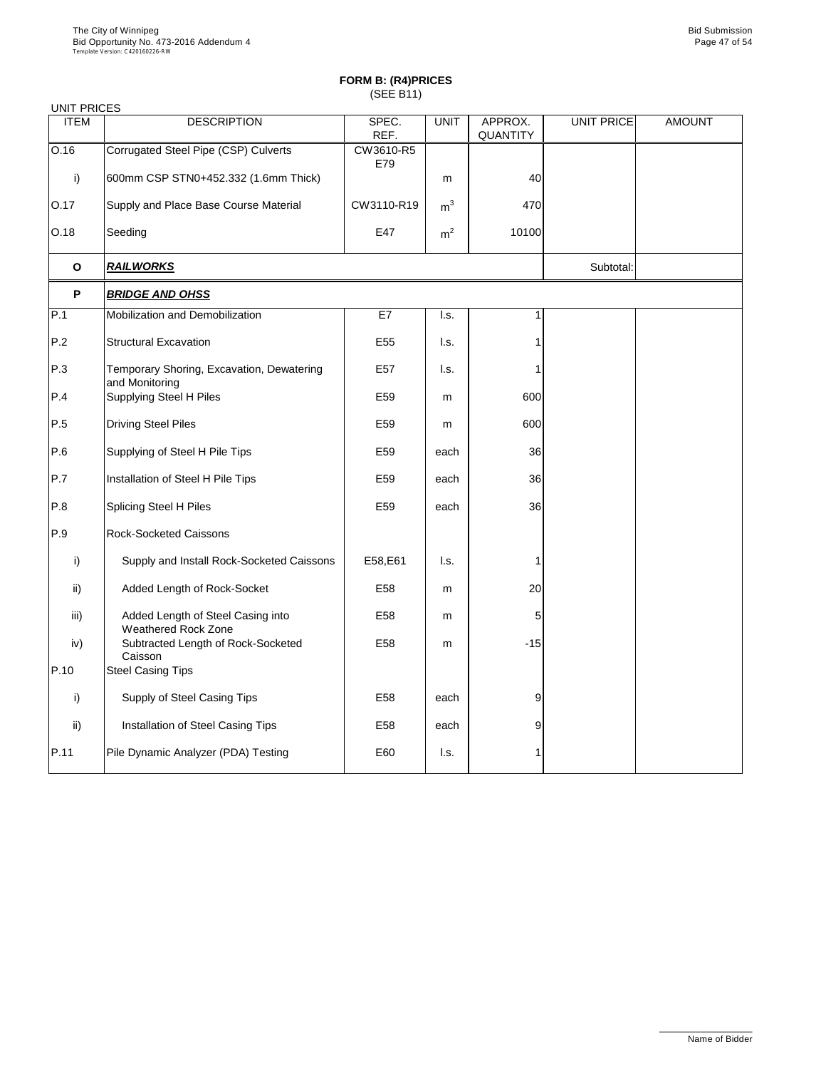## FORM B: (R4)PRICES
(SEE B11)

UNIT PRICES

| ITEM | DESCRIPTION | SPEC. REF. | UNIT | APPROX. QUANTITY | UNIT PRICE | AMOUNT |
|---|---|---|---|---|---|---|
| O.16 | Corrugated Steel Pipe (CSP) Culverts | CW3610-R5 E79 | | | | |
| i) | 600mm CSP STN0+452.332 (1.6mm Thick) | | m | 40 | | |
| O.17 | Supply and Place Base Course Material | CW3110-R19 | $m^3$ | 470 | | |
| O.18 | Seeding | E47 | $m^2$ | 10100 | | |
| **O** | ***RAILWORKS*** | | | | Subtotal: | |
| **P** | ***BRIDGE AND OHSS*** | | | | | |
| P.1 | Mobilization and Demobilization | E7 | l.s. | 1 | | |
| P.2 | Structural Excavation | E55 | l.s. | 1 | | |
| P.3 | Temporary Shoring, Excavation, Dewatering and Monitoring | E57 | l.s. | 1 | | |
| P.4 | Supplying Steel H Piles | E59 | m | 600 | | |
| P.5 | Driving Steel Piles | E59 | m | 600 | | |
| P.6 | Supplying of Steel H Pile Tips | E59 | each | 36 | | |
| P.7 | Installation of Steel H Pile Tips | E59 | each | 36 | | |
| P.8 | Splicing Steel H Piles | E59 | each | 36 | | |
| P.9 | Rock-Socketed Caissons | | | | | |
| i) | Supply and Install Rock-Socketed Caissons | E58,E61 | l.s. | 1 | | |
| ii) | Added Length of Rock-Socket | E58 | m | 20 | | |
| iii) | Added Length of Steel Casing into Weathered Rock Zone | E58 | m | 5 | | |
| iv) | Subtracted Length of Rock-Socketed Caisson | E58 | m | -15 | | |
| P.10 | Steel Casing Tips | | | | | |
| i) | Supply of Steel Casing Tips | E58 | each | 9 | | |
| ii) | Installation of Steel Casing Tips | E58 | each | 9 | | |
| P.11 | Pile Dynamic Analyzer (PDA) Testing | E60 | l.s. | 1 | | |

Name of Bidder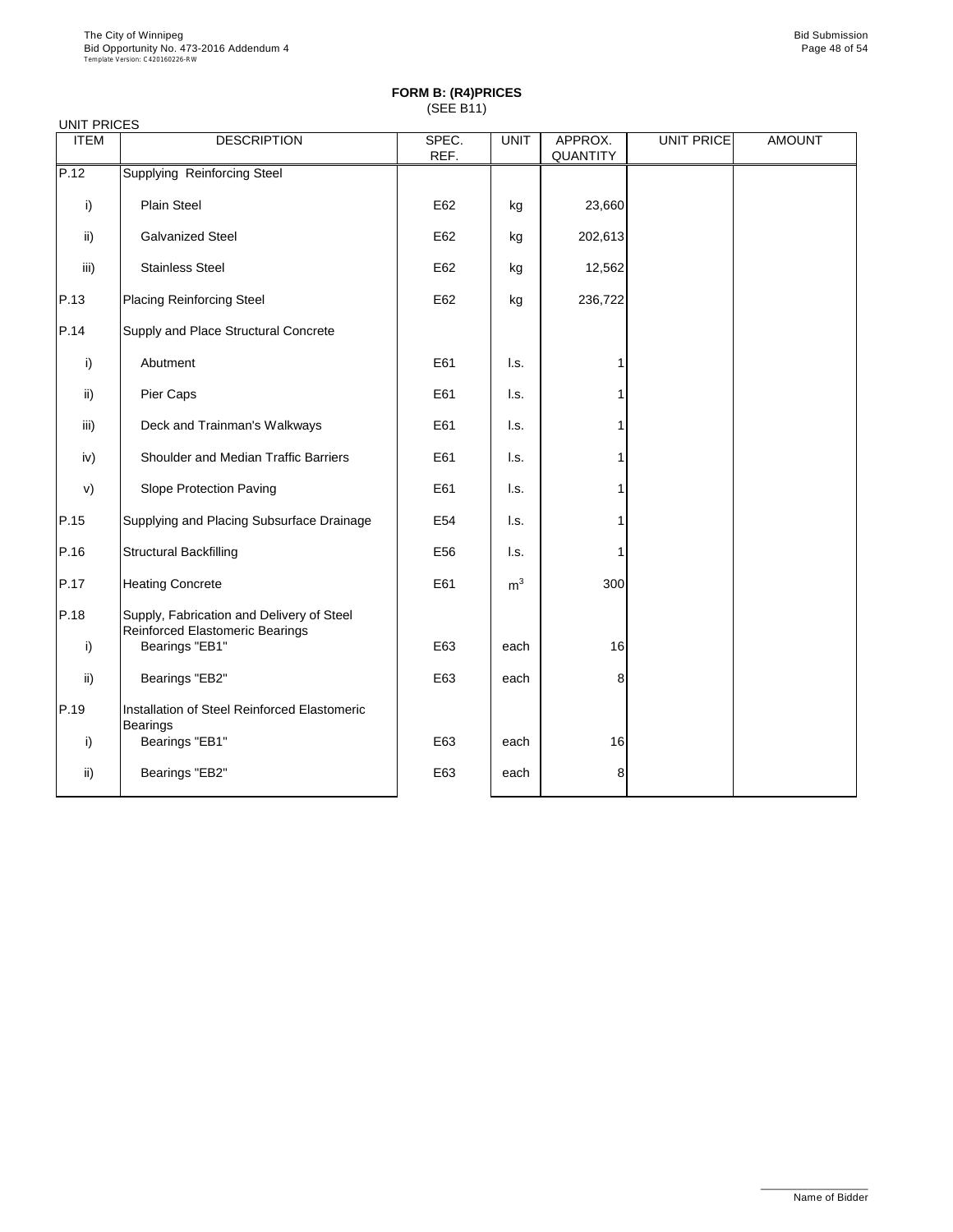**FORM B: (R4)PRICES**
(SEE B11)

UNIT PRICES

| ITEM | DESCRIPTION | SPEC. REF. | UNIT | APPROX. QUANTITY | UNIT PRICE | AMOUNT |
|---|---|---|---|---|---|---|
| P.12 | Supplying Reinforcing Steel | | | | | |
| i) | Plain Steel | E62 | kg | 23,660 | | |
| ii) | Galvanized Steel | E62 | kg | 202,613 | | |
| iii) | Stainless Steel | E62 | kg | 12,562 | | |
| P.13 | Placing Reinforcing Steel | E62 | kg | 236,722 | | |
| P.14 | Supply and Place Structural Concrete | | | | | |
| i) | Abutment | E61 | l.s. | 1 | | |
| ii) | Pier Caps | E61 | l.s. | 1 | | |
| iii) | Deck and Trainman's Walkways | E61 | l.s. | 1 | | |
| iv) | Shoulder and Median Traffic Barriers | E61 | l.s. | 1 | | |
| v) | Slope Protection Paving | E61 | l.s. | 1 | | |
| P.15 | Supplying and Placing Subsurface Drainage | E54 | l.s. | 1 | | |
| P.16 | Structural Backfilling | E56 | l.s. | 1 | | |
| P.17 | Heating Concrete | E61 | $m^3$ | 300 | | |
| P.18 | Supply, Fabrication and Delivery of Steel Reinforced Elastomeric Bearings | | | | | |
| i) | Bearings "EB1" | E63 | each | 16 | | |
| ii) | Bearings "EB2" | E63 | each | 8 | | |
| P.19 | Installation of Steel Reinforced Elastomeric Bearings | | | | | |
| i) | Bearings "EB1" | E63 | each | 16 | | |
| ii) | Bearings "EB2" | E63 | each | 8 | | |

Name of Bidder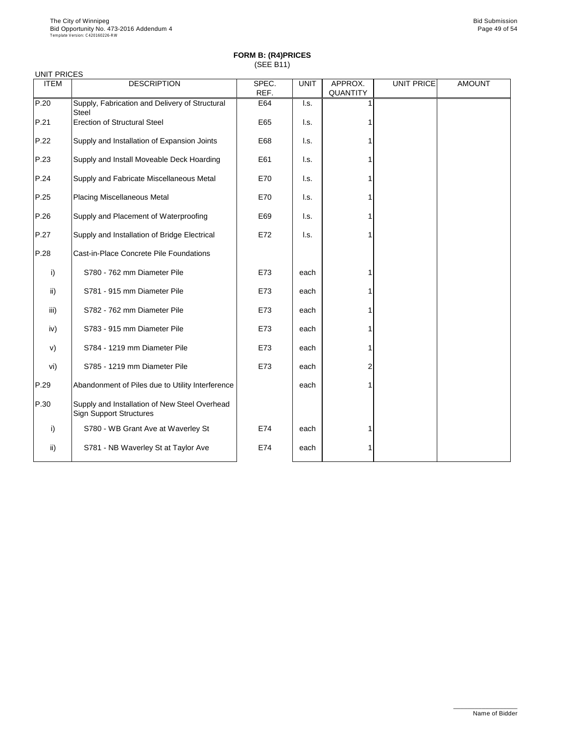**FORM B: (R4)PRICES**
(SEE B11)

UNIT PRICES

| ITEM | DESCRIPTION | SPEC. REF. | UNIT | APPROX. QUANTITY | UNIT PRICE | AMOUNT |
|---|---|---|---|---|---|---|
| P.20 | Supply, Fabrication and Delivery of Structural Steel | E64 | l.s. | 1 | | |
| P.21 | Erection of Structural Steel | E65 | l.s. | 1 | | |
| P.22 | Supply and Installation of Expansion Joints | E68 | l.s. | 1 | | |
| P.23 | Supply and Install Moveable Deck Hoarding | E61 | l.s. | 1 | | |
| P.24 | Supply and Fabricate Miscellaneous Metal | E70 | l.s. | 1 | | |
| P.25 | Placing Miscellaneous Metal | E70 | l.s. | 1 | | |
| P.26 | Supply and Placement of Waterproofing | E69 | l.s. | 1 | | |
| P.27 | Supply and Installation of Bridge Electrical | E72 | l.s. | 1 | | |
| P.28 | Cast-in-Place Concrete Pile Foundations | | | | | |
| i) | S780 - 762 mm Diameter Pile | E73 | each | 1 | | |
| ii) | S781 - 915 mm Diameter Pile | E73 | each | 1 | | |
| iii) | S782 - 762 mm Diameter Pile | E73 | each | 1 | | |
| iv) | S783 - 915 mm Diameter Pile | E73 | each | 1 | | |
| v) | S784 - 1219 mm Diameter Pile | E73 | each | 1 | | |
| vi) | S785 - 1219 mm Diameter Pile | E73 | each | 2 | | |
| P.29 | Abandonment of Piles due to Utility Interference | | each | 1 | | |
| P.30 | Supply and Installation of New Steel Overhead Sign Support Structures | | | | | |
| i) | S780 - WB Grant Ave at Waverley St | E74 | each | 1 | | |
| ii) | S781 - NB Waverley St at Taylor Ave | E74 | each | 1 | | |

Name of Bidder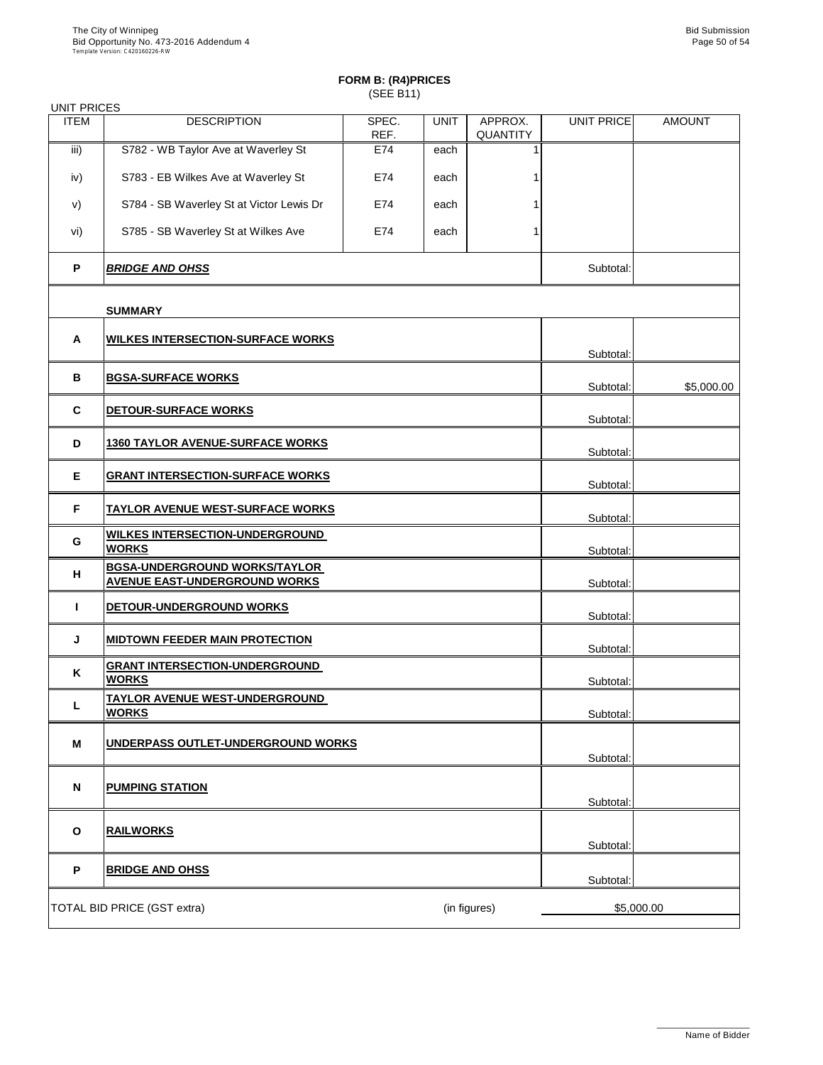**FORM B: (R4)PRICES**
(SEE B11)

UNIT PRICES

| ITEM | DESCRIPTION | SPEC. REF. | UNIT | APPROX. QUANTITY | UNIT PRICE | AMOUNT |
|---|---|---|---|---|---|---|
| iii) | S782 - WB Taylor Ave at Waverley St | E74 | each | 1 | | |
| iv) | S783 - EB Wilkes Ave at Waverley St | E74 | each | 1 | | |
| v) | S784 - SB Waverley St at Victor Lewis Dr | E74 | each | 1 | | |
| vi) | S785 - SB Waverley St at Wilkes Ave | E74 | each | 1 | | |
| **P** | **BRIDGE AND OHSS** | | | | Subtotal: | |
| | **SUMMARY** | | | | | |
| **A** | **WILKES INTERSECTION-SURFACE WORKS** | | | | Subtotal: | |
| **B** | **BGSA-SURFACE WORKS** | | | | Subtotal: | $5,000.00 |
| **C** | **DETOUR-SURFACE WORKS** | | | | Subtotal: | |
| **D** | **1360 TAYLOR AVENUE-SURFACE WORKS** | | | | Subtotal: | |
| **E** | **GRANT INTERSECTION-SURFACE WORKS** | | | | Subtotal: | |
| **F** | **TAYLOR AVENUE WEST-SURFACE WORKS** | | | | Subtotal: | |
| **G** | **WILKES INTERSECTION-UNDERGROUND WORKS** | | | | Subtotal: | |
| **H** | **BGSA-UNDERGROUND WORKS/TAYLOR AVENUE EAST-UNDERGROUND WORKS** | | | | Subtotal: | |
| **I** | **DETOUR-UNDERGROUND WORKS** | | | | Subtotal: | |
| **J** | **MIDTOWN FEEDER MAIN PROTECTION** | | | | Subtotal: | |
| **K** | **GRANT INTERSECTION-UNDERGROUND WORKS** | | | | Subtotal: | |
| **L** | **TAYLOR AVENUE WEST-UNDERGROUND WORKS** | | | | Subtotal: | |
| **M** | **UNDERPASS OUTLET-UNDERGROUND WORKS** | | | | Subtotal: | |
| **N** | **PUMPING STATION** | | | | Subtotal: | |
| **O** | **RAILWORKS** | | | | Subtotal: | |
| **P** | **BRIDGE AND OHSS** | | | | Subtotal: | |

TOTAL BID PRICE (GST extra) (in figures) $5,000.00

Name of Bidder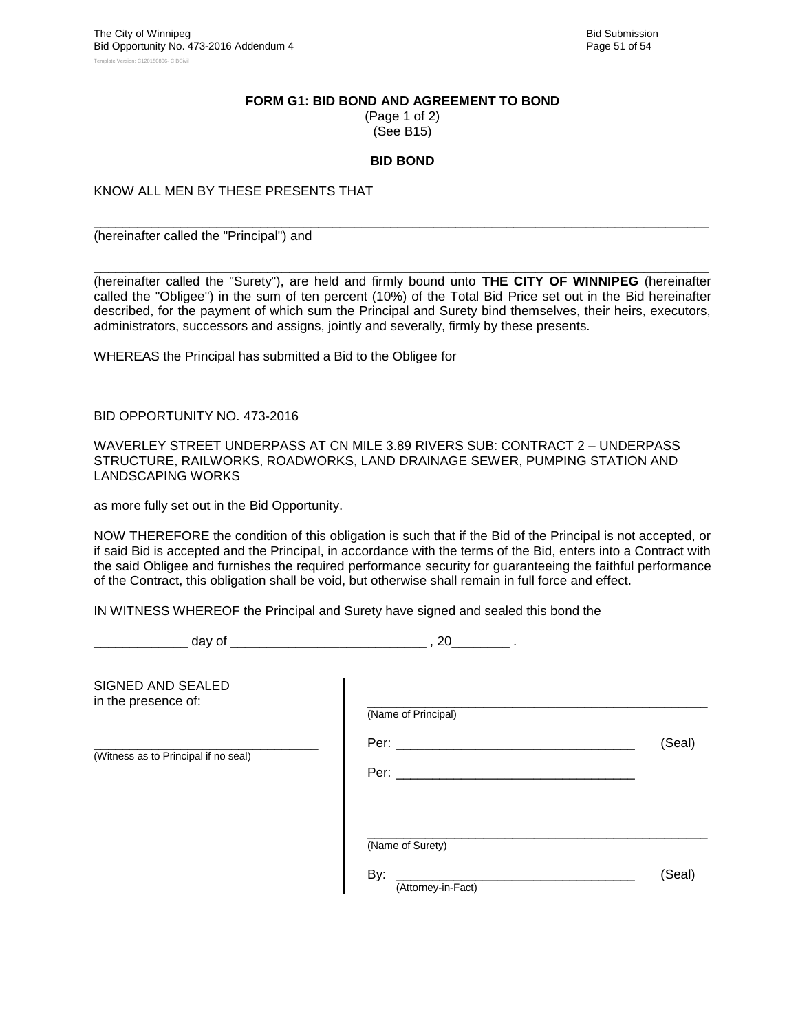**FORM G1: BID BOND AND AGREEMENT TO BOND**
(Page 1 of 2)
(See B15)

**BID BOND**

KNOW ALL MEN BY THESE PRESENTS THAT

_______________________________________________________________________________
(hereinafter called the "Principal") and

_______________________________________________________________________________
(hereinafter called the "Surety"), are held and firmly bound unto **THE CITY OF WINNIPEG** (hereinafter called the "Obligee") in the sum of ten percent (10%) of the Total Bid Price set out in the Bid hereinafter described, for the payment of which sum the Principal and Surety bind themselves, their heirs, executors, administrators, successors and assigns, jointly and severally, firmly by these presents.

WHEREAS the Principal has submitted a Bid to the Obligee for

BID OPPORTUNITY NO. 473-2016

WAVERLEY STREET UNDERPASS AT CN MILE 3.89 RIVERS SUB: CONTRACT 2 – UNDERPASS STRUCTURE, RAILWORKS, ROADWORKS, LAND DRAINAGE SEWER, PUMPING STATION AND LANDSCAPING WORKS

as more fully set out in the Bid Opportunity.

NOW THEREFORE the condition of this obligation is such that if the Bid of the Principal is not accepted, or if said Bid is accepted and the Principal, in accordance with the terms of the Bid, enters into a Contract with the said Obligee and furnishes the required performance security for guaranteeing the faithful performance of the Contract, this obligation shall be void, but otherwise shall remain in full force and effect.

IN WITNESS WHEREOF the Principal and Surety have signed and sealed this bond the

_____________ day of ___________________________ , 20________ .

| SIGNED AND SEALED in the presence of: | |
|---|---|
| | _______________________________________________ (Name of Principal) |
| _________________________________ (Witness as to Principal if no seal) | Per: _________________________________ (Seal) |
| | Per: _________________________________ |
| | _______________________________________________ (Name of Surety) |
| | By: _________________________________ (Seal) (Attorney-in-Fact) |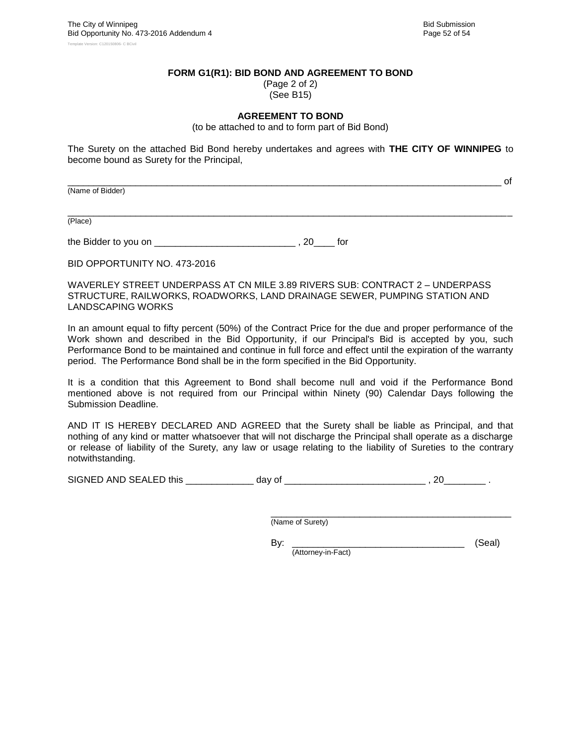**FORM G1(R1): BID BOND AND AGREEMENT TO BOND**
(Page 2 of 2)
(See B15)

**AGREEMENT TO BOND**
(to be attached to and to form part of Bid Bond)

The Surety on the attached Bid Bond hereby undertakes and agrees with **THE CITY OF WINNIPEG** to become bound as Surety for the Principal,

________________________________________________________________________________ of
(Name of Bidder)

__________________________________________________________________________________
(Place)

the Bidder to you on ___________________________ , 20____ for

BID OPPORTUNITY NO. 473-2016

WAVERLEY STREET UNDERPASS AT CN MILE 3.89 RIVERS SUB: CONTRACT 2 – UNDERPASS STRUCTURE, RAILWORKS, ROADWORKS, LAND DRAINAGE SEWER, PUMPING STATION AND LANDSCAPING WORKS

In an amount equal to fifty percent (50%) of the Contract Price for the due and proper performance of the Work shown and described in the Bid Opportunity, if our Principal's Bid is accepted by you, such Performance Bond to be maintained and continue in full force and effect until the expiration of the warranty period. The Performance Bond shall be in the form specified in the Bid Opportunity.

It is a condition that this Agreement to Bond shall become null and void if the Performance Bond mentioned above is not required from our Principal within Ninety (90) Calendar Days following the Submission Deadline.

AND IT IS HEREBY DECLARED AND AGREED that the Surety shall be liable as Principal, and that nothing of any kind or matter whatsoever that will not discharge the Principal shall operate as a discharge or release of liability of the Surety, any law or usage relating to the liability of Sureties to the contrary notwithstanding.

SIGNED AND SEALED this _____________ day of ___________________________ , 20________ .

_______________________________________________
(Name of Surety)

By: _________________________________ (Seal)
(Attorney-in-Fact)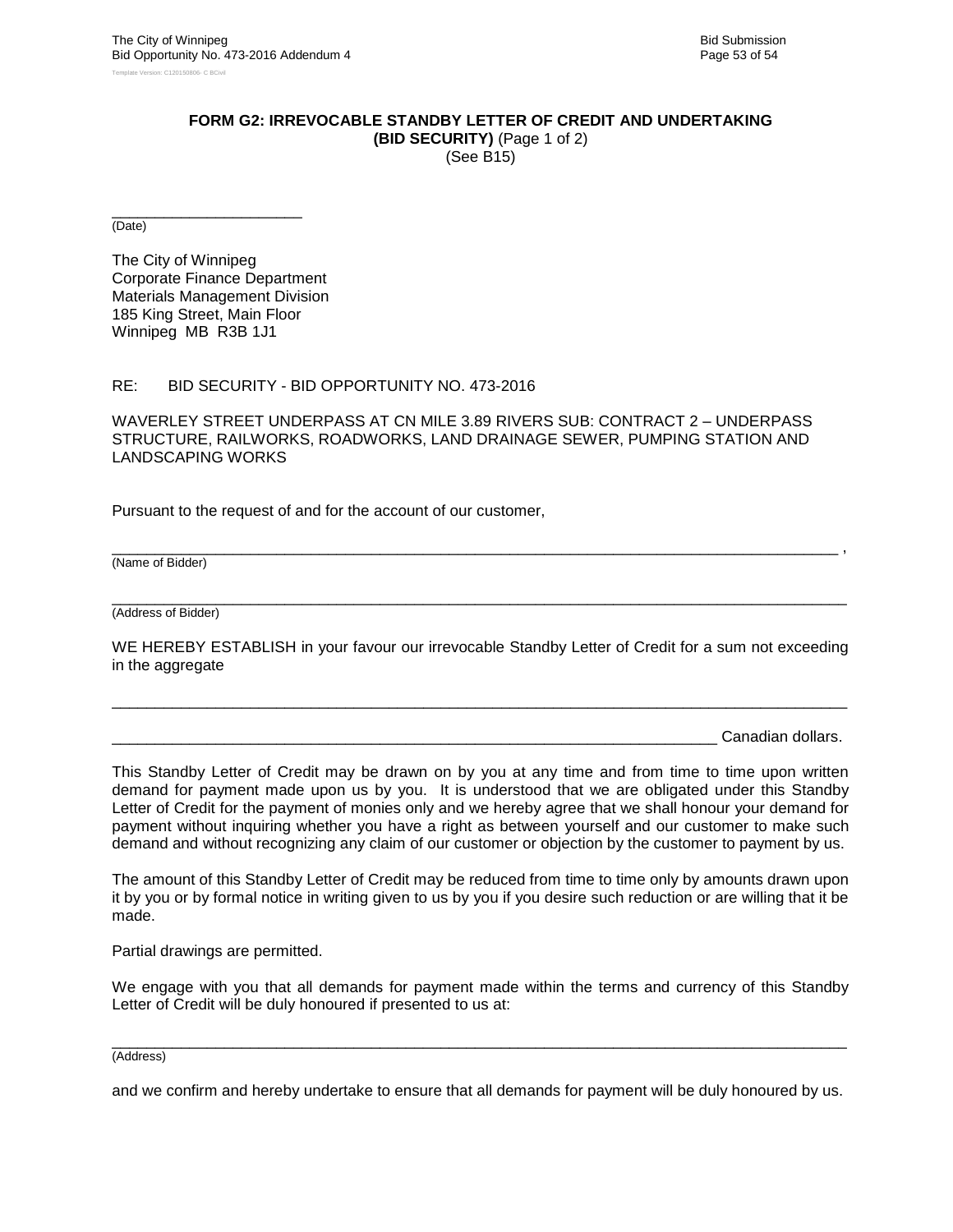**FORM G2: IRREVOCABLE STANDBY LETTER OF CREDIT AND UNDERTAKING**
**(BID SECURITY)** (Page 1 of 2)
(See B15)

_______________________
(Date)

The City of Winnipeg
Corporate Finance Department
Materials Management Division
185 King Street, Main Floor
Winnipeg MB R3B 1J1

RE: BID SECURITY - BID OPPORTUNITY NO. 473-2016

WAVERLEY STREET UNDERPASS AT CN MILE 3.89 RIVERS SUB: CONTRACT 2 – UNDERPASS STRUCTURE, RAILWORKS, ROADWORKS, LAND DRAINAGE SEWER, PUMPING STATION AND LANDSCAPING WORKS

Pursuant to the request of and for the account of our customer,

_____________________________________________________________________________ ,
(Name of Bidder)

_____________________________________________________________________________
(Address of Bidder)

WE HEREBY ESTABLISH in your favour our irrevocable Standby Letter of Credit for a sum not exceeding in the aggregate

_____________________________________________________________________________

_______________________________________________________________ Canadian dollars.

This Standby Letter of Credit may be drawn on by you at any time and from time to time upon written demand for payment made upon us by you. It is understood that we are obligated under this Standby Letter of Credit for the payment of monies only and we hereby agree that we shall honour your demand for payment without inquiring whether you have a right as between yourself and our customer to make such demand and without recognizing any claim of our customer or objection by the customer to payment by us.

The amount of this Standby Letter of Credit may be reduced from time to time only by amounts drawn upon it by you or by formal notice in writing given to us by you if you desire such reduction or are willing that it be made.

Partial drawings are permitted.

We engage with you that all demands for payment made within the terms and currency of this Standby Letter of Credit will be duly honoured if presented to us at:

_____________________________________________________________________________
(Address)

and we confirm and hereby undertake to ensure that all demands for payment will be duly honoured by us.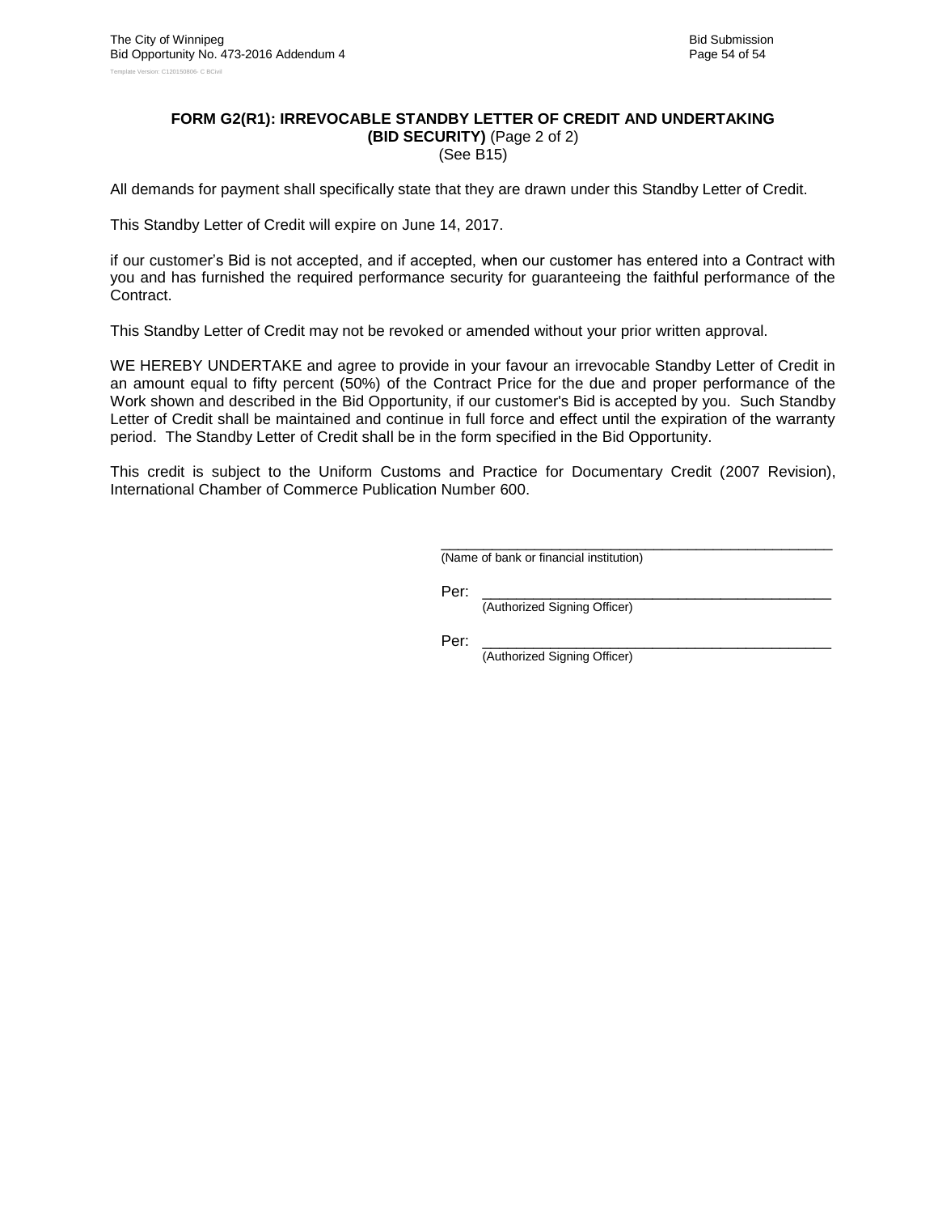**FORM G2(R1): IRREVOCABLE STANDBY LETTER OF CREDIT AND UNDERTAKING (BID SECURITY)** (Page 2 of 2)
(See B15)

All demands for payment shall specifically state that they are drawn under this Standby Letter of Credit.

This Standby Letter of Credit will expire on June 14, 2017.

if our customer's Bid is not accepted, and if accepted, when our customer has entered into a Contract with you and has furnished the required performance security for guaranteeing the faithful performance of the Contract.

This Standby Letter of Credit may not be revoked or amended without your prior written approval.

WE HEREBY UNDERTAKE and agree to provide in your favour an irrevocable Standby Letter of Credit in an amount equal to fifty percent (50%) of the Contract Price for the due and proper performance of the Work shown and described in the Bid Opportunity, if our customer's Bid is accepted by you. Such Standby Letter of Credit shall be maintained and continue in full force and effect until the expiration of the warranty period. The Standby Letter of Credit shall be in the form specified in the Bid Opportunity.

This credit is subject to the Uniform Customs and Practice for Documentary Credit (2007 Revision), International Chamber of Commerce Publication Number 600.

\_\_\_\_\_\_\_\_\_\_\_\_\_\_\_\_\_\_\_\_\_\_\_\_\_\_\_\_\_\_\_\_\_\_\_\_\_\_\_\_\_\_\_\_
(Name of bank or financial institution)

Per: \_\_\_\_\_\_\_\_\_\_\_\_\_\_\_\_\_\_\_\_\_\_\_\_\_\_\_\_\_\_\_\_\_\_\_\_\_\_\_\_
(Authorized Signing Officer)

Per: \_\_\_\_\_\_\_\_\_\_\_\_\_\_\_\_\_\_\_\_\_\_\_\_\_\_\_\_\_\_\_\_\_\_\_\_\_\_\_\_
(Authorized Signing Officer)